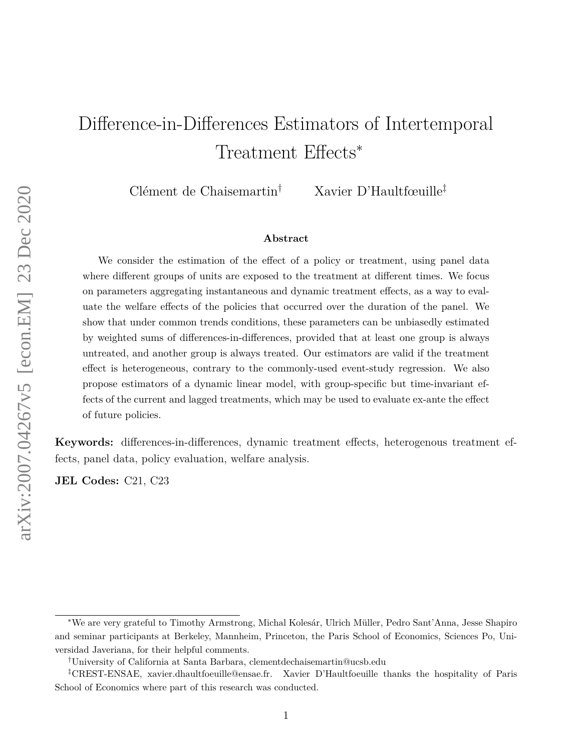# Difference-in-Differences Estimators of Intertemporal Treatment Effects*

Clément de Chaisemartin[†] Xavier D'Haultfœuille[‡]

### Abstract

We consider the estimation of the effect of a policy or treatment, using panel data where different groups of units are exposed to the treatment at different times. We focus on parameters aggregating instantaneous and dynamic treatment effects, as a way to evaluate the welfare effects of the policies that occurred over the duration of the panel. We show that under common trends conditions, these parameters can be unbiasedly estimated by weighted sums of differences-in-differences, provided that at least one group is always untreated, and another group is always treated. Our estimators are valid if the treatment effect is heterogeneous, contrary to the commonly-used event-study regression. We also propose estimators of a dynamic linear model, with group-specific but time-invariant effects of the current and lagged treatments, which may be used to evaluate ex-ante the effect of future policies.

**Keywords:** differences-in-differences, dynamic treatment effects, heterogenous treatment effects, panel data, policy evaluation, welfare analysis.

**JEL Codes:** C21, C23

---

*We are very grateful to Timothy Armstrong, Michal Kolesár, Ulrich Müller, Pedro Sant'Anna, Jesse Shapiro and seminar participants at Berkeley, Mannheim, Princeton, the Paris School of Economics, Sciences Po, Universidad Javeriana, for their helpful comments.

[†]University of California at Santa Barbara, clementdechaisemartin@ucsb.edu

[‡]CREST-ENSAE, xavier.dhaultfoeuille@ensae.fr. Xavier D'Haultfoeuille thanks the hospitality of Paris School of Economics where part of this research was conducted.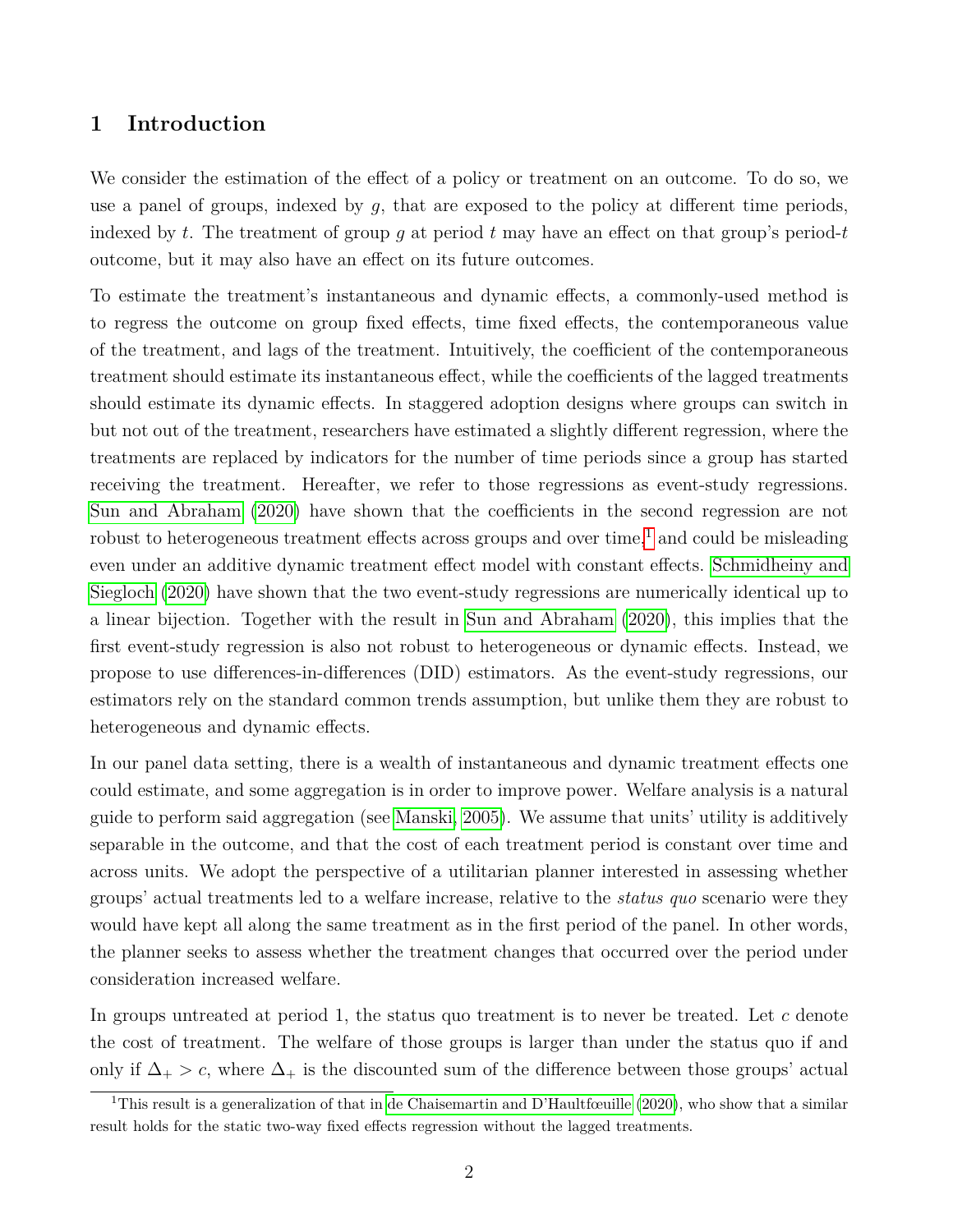## 1 Introduction

We consider the estimation of the effect of a policy or treatment on an outcome. To do so, we use a panel of groups, indexed by $g$, that are exposed to the policy at different time periods, indexed by $t$. The treatment of group $g$ at period $t$ may have an effect on that group's period-$t$ outcome, but it may also have an effect on its future outcomes.

To estimate the treatment's instantaneous and dynamic effects, a commonly-used method is to regress the outcome on group fixed effects, time fixed effects, the contemporaneous value of the treatment, and lags of the treatment. Intuitively, the coefficient of the contemporaneous treatment should estimate its instantaneous effect, while the coefficients of the lagged treatments should estimate its dynamic effects. In staggered adoption designs where groups can switch in but not out of the treatment, researchers have estimated a slightly different regression, where the treatments are replaced by indicators for the number of time periods since a group has started receiving the treatment. Hereafter, we refer to those regressions as event-study regressions. Sun and Abraham (2020) have shown that the coefficients in the second regression are not robust to heterogeneous treatment effects across groups and over time,[1] and could be misleading even under an additive dynamic treatment effect model with constant effects. Schmidheiny and Siegloch (2020) have shown that the two event-study regressions are numerically identical up to a linear bijection. Together with the result in Sun and Abraham (2020), this implies that the first event-study regression is also not robust to heterogeneous or dynamic effects. Instead, we propose to use differences-in-differences (DID) estimators. As the event-study regressions, our estimators rely on the standard common trends assumption, but unlike them they are robust to heterogeneous and dynamic effects.

In our panel data setting, there is a wealth of instantaneous and dynamic treatment effects one could estimate, and some aggregation is in order to improve power. Welfare analysis is a natural guide to perform said aggregation (see Manski, 2005). We assume that units' utility is additively separable in the outcome, and that the cost of each treatment period is constant over time and across units. We adopt the perspective of a utilitarian planner interested in assessing whether groups' actual treatments led to a welfare increase, relative to the *status quo* scenario were they would have kept all along the same treatment as in the first period of the panel. In other words, the planner seeks to assess whether the treatment changes that occurred over the period under consideration increased welfare.

In groups untreated at period 1, the status quo treatment is to never be treated. Let $c$ denote the cost of treatment. The welfare of those groups is larger than under the status quo if and only if $\Delta_+ > c$, where $\Delta_+$ is the discounted sum of the difference between those groups' actual

[1] This result is a generalization of that in de Chaisemartin and D'Haultfœuille (2020), who show that a similar result holds for the static two-way fixed effects regression without the lagged treatments.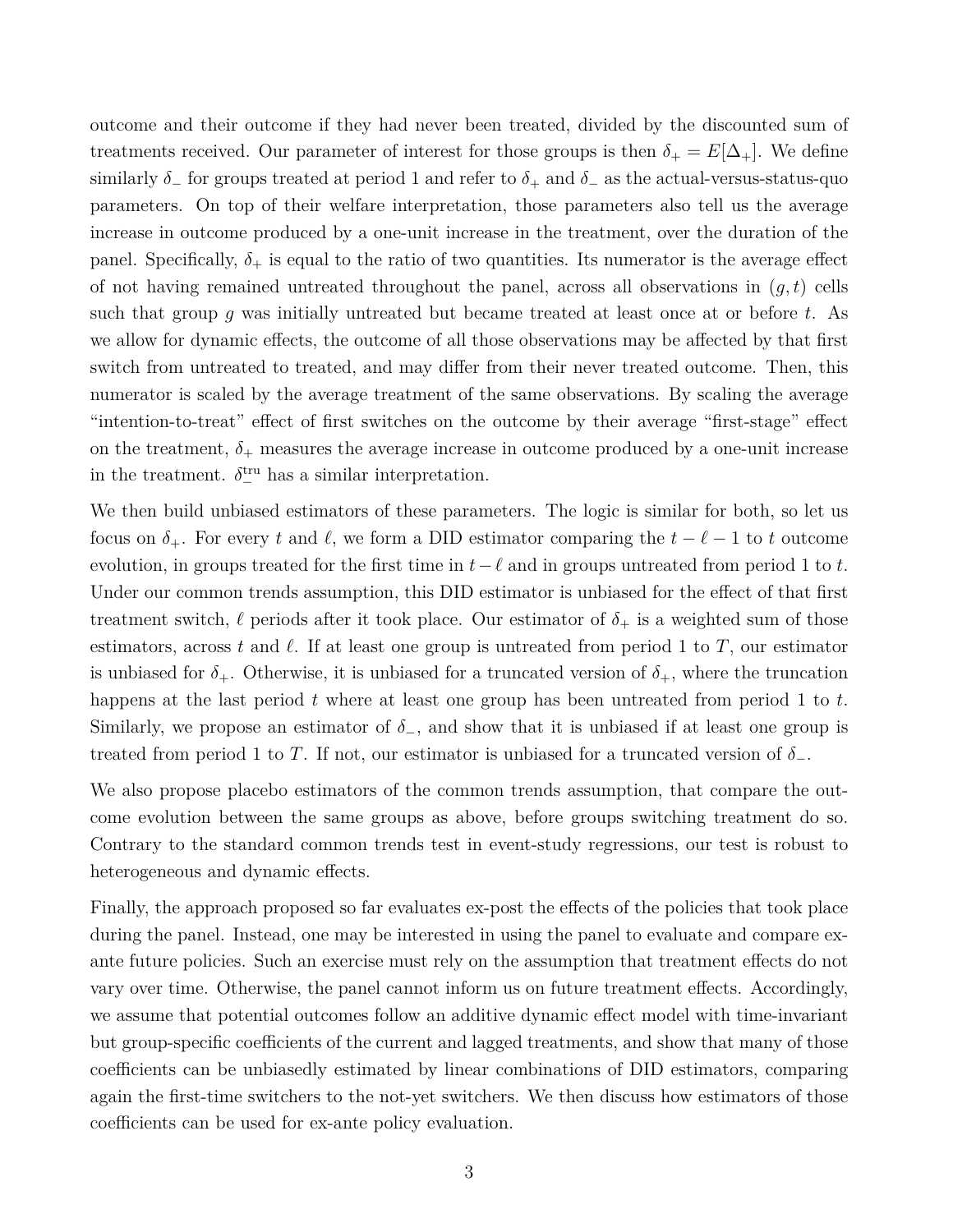outcome and their outcome if they had never been treated, divided by the discounted sum of treatments received. Our parameter of interest for those groups is then $\delta_+ = E[\Delta_+]$. We define similarly $\delta_-$ for groups treated at period 1 and refer to $\delta_+$ and $\delta_-$ as the actual-versus-status-quo parameters. On top of their welfare interpretation, those parameters also tell us the average increase in outcome produced by a one-unit increase in the treatment, over the duration of the panel. Specifically, $\delta_+$ is equal to the ratio of two quantities. Its numerator is the average effect of not having remained untreated throughout the panel, across all observations in $(g, t)$ cells such that group $g$ was initially untreated but became treated at least once at or before $t$. As we allow for dynamic effects, the outcome of all those observations may be affected by that first switch from untreated to treated, and may differ from their never treated outcome. Then, this numerator is scaled by the average treatment of the same observations. By scaling the average "intention-to-treat" effect of first switches on the outcome by their average "first-stage" effect on the treatment, $\delta_+$ measures the average increase in outcome produced by a one-unit increase in the treatment. $\delta_-^{\text{tru}}$ has a similar interpretation.

We then build unbiased estimators of these parameters. The logic is similar for both, so let us focus on $\delta_+$. For every $t$ and $\ell$, we form a DID estimator comparing the $t - \ell - 1$ to $t$ outcome evolution, in groups treated for the first time in $t - \ell$ and in groups untreated from period 1 to $t$. Under our common trends assumption, this DID estimator is unbiased for the effect of that first treatment switch, $\ell$ periods after it took place. Our estimator of $\delta_+$ is a weighted sum of those estimators, across $t$ and $\ell$. If at least one group is untreated from period 1 to $T$, our estimator is unbiased for $\delta_+$. Otherwise, it is unbiased for a truncated version of $\delta_+$, where the truncation happens at the last period $t$ where at least one group has been untreated from period 1 to $t$. Similarly, we propose an estimator of $\delta_-$, and show that it is unbiased if at least one group is treated from period 1 to $T$. If not, our estimator is unbiased for a truncated version of $\delta_-$.

We also propose placebo estimators of the common trends assumption, that compare the outcome evolution between the same groups as above, before groups switching treatment do so. Contrary to the standard common trends test in event-study regressions, our test is robust to heterogeneous and dynamic effects.

Finally, the approach proposed so far evaluates ex-post the effects of the policies that took place during the panel. Instead, one may be interested in using the panel to evaluate and compare ex-ante future policies. Such an exercise must rely on the assumption that treatment effects do not vary over time. Otherwise, the panel cannot inform us on future treatment effects. Accordingly, we assume that potential outcomes follow an additive dynamic effect model with time-invariant but group-specific coefficients of the current and lagged treatments, and show that many of those coefficients can be unbiasedly estimated by linear combinations of DID estimators, comparing again the first-time switchers to the not-yet switchers. We then discuss how estimators of those coefficients can be used for ex-ante policy evaluation.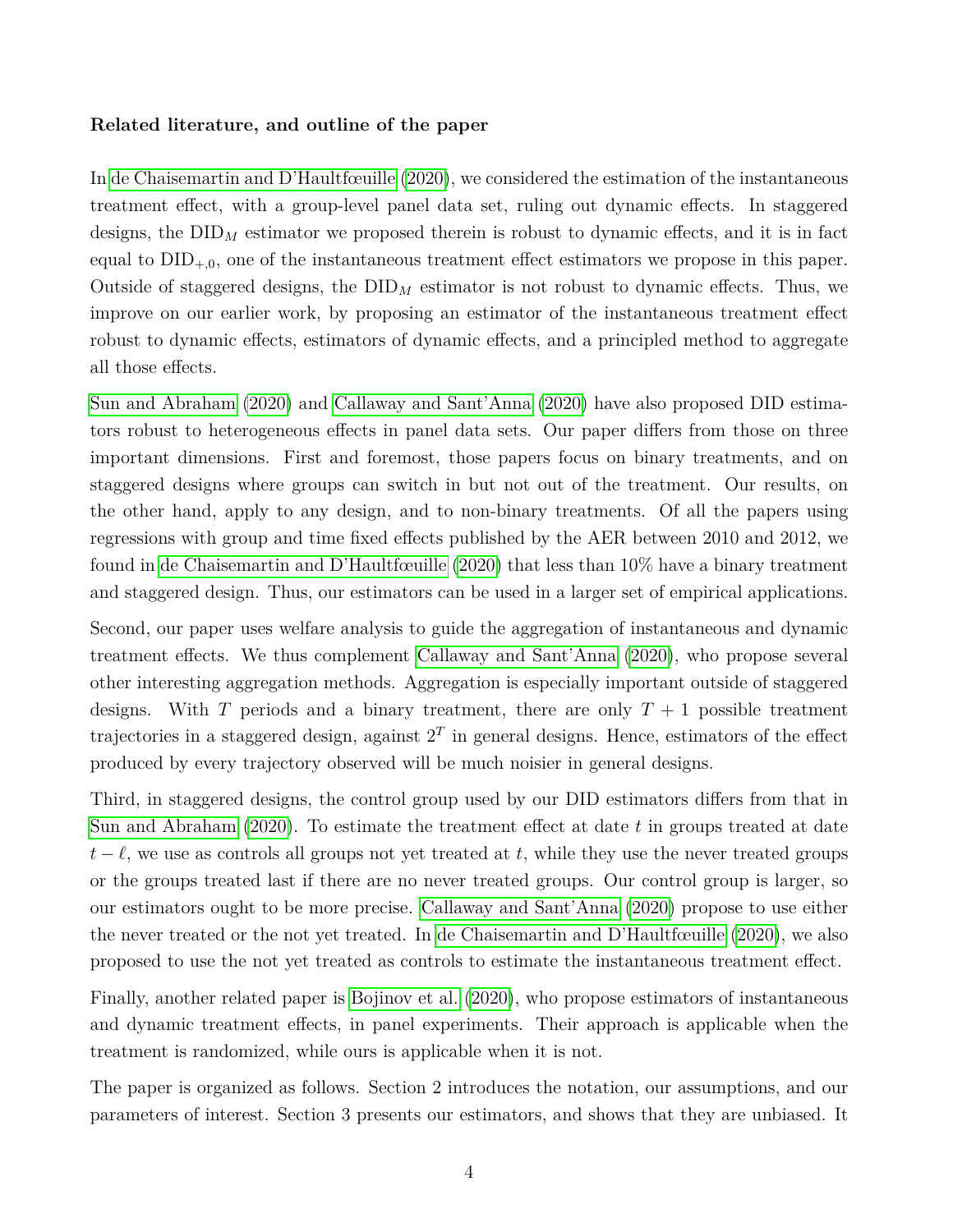**Related literature, and outline of the paper**

In de Chaisemartin and D'Haultfœuille (2020), we considered the estimation of the instantaneous treatment effect, with a group-level panel data set, ruling out dynamic effects. In staggered designs, the $\text{DID}_M$ estimator we proposed therein is robust to dynamic effects, and it is in fact equal to $\text{DID}_{+,0}$, one of the instantaneous treatment effect estimators we propose in this paper. Outside of staggered designs, the $\text{DID}_M$ estimator is not robust to dynamic effects. Thus, we improve on our earlier work, by proposing an estimator of the instantaneous treatment effect robust to dynamic effects, estimators of dynamic effects, and a principled method to aggregate all those effects.

Sun and Abraham (2020) and Callaway and Sant'Anna (2020) have also proposed DID estimators robust to heterogeneous effects in panel data sets. Our paper differs from those on three important dimensions. First and foremost, those papers focus on binary treatments, and on staggered designs where groups can switch in but not out of the treatment. Our results, on the other hand, apply to any design, and to non-binary treatments. Of all the papers using regressions with group and time fixed effects published by the AER between 2010 and 2012, we found in de Chaisemartin and D'Haultfœuille (2020) that less than 10% have a binary treatment and staggered design. Thus, our estimators can be used in a larger set of empirical applications.

Second, our paper uses welfare analysis to guide the aggregation of instantaneous and dynamic treatment effects. We thus complement Callaway and Sant'Anna (2020), who propose several other interesting aggregation methods. Aggregation is especially important outside of staggered designs. With $T$ periods and a binary treatment, there are only $T+1$ possible treatment trajectories in a staggered design, against $2^T$ in general designs. Hence, estimators of the effect produced by every trajectory observed will be much noisier in general designs.

Third, in staggered designs, the control group used by our DID estimators differs from that in Sun and Abraham (2020). To estimate the treatment effect at date $t$ in groups treated at date $t-\ell$, we use as controls all groups not yet treated at $t$, while they use the never treated groups or the groups treated last if there are no never treated groups. Our control group is larger, so our estimators ought to be more precise. Callaway and Sant'Anna (2020) propose to use either the never treated or the not yet treated. In de Chaisemartin and D'Haultfœuille (2020), we also proposed to use the not yet treated as controls to estimate the instantaneous treatment effect.

Finally, another related paper is Bojinov et al. (2020), who propose estimators of instantaneous and dynamic treatment effects, in panel experiments. Their approach is applicable when the treatment is randomized, while ours is applicable when it is not.

The paper is organized as follows. Section 2 introduces the notation, our assumptions, and our parameters of interest. Section 3 presents our estimators, and shows that they are unbiased. It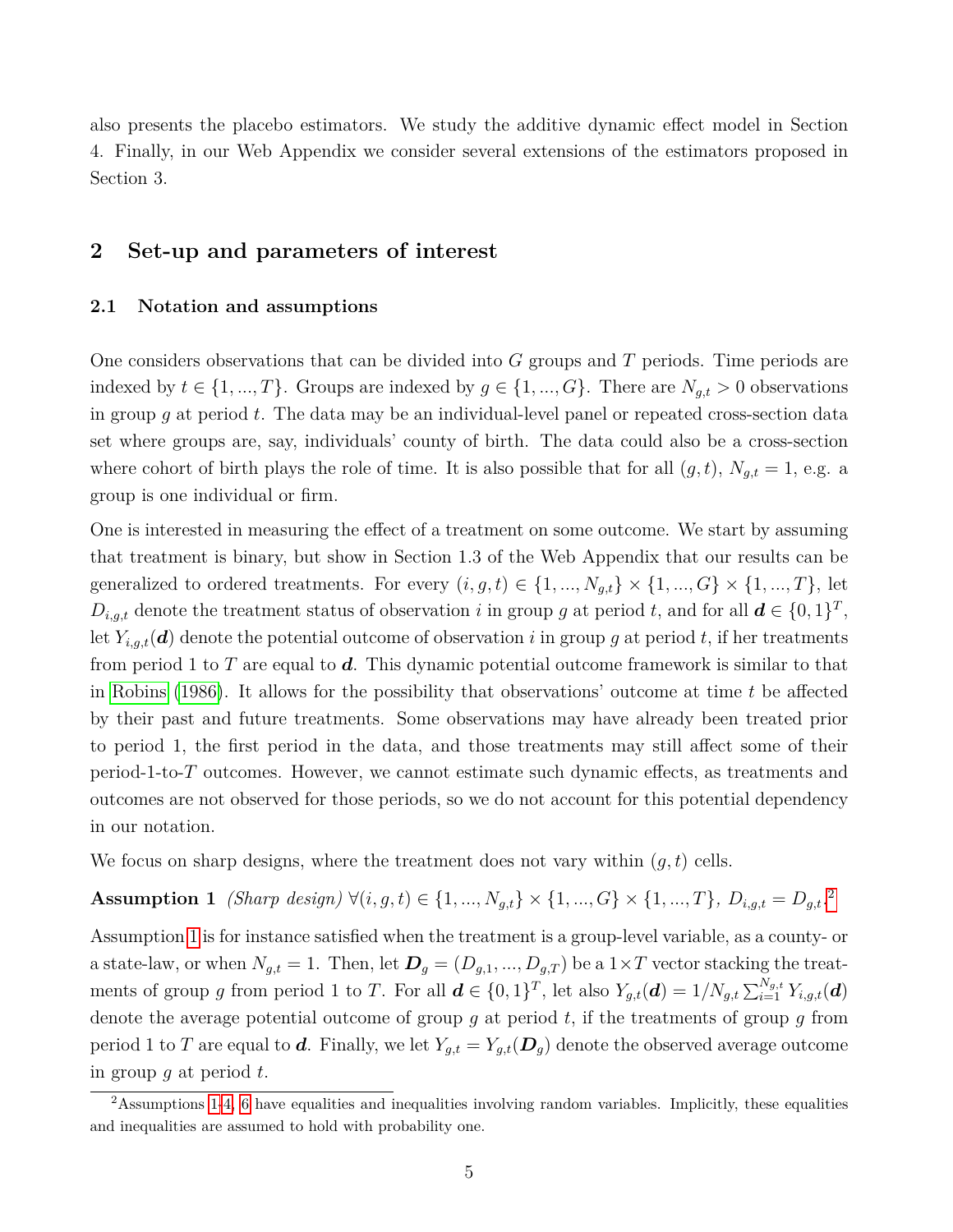also presents the placebo estimators. We study the additive dynamic effect model in Section 4. Finally, in our Web Appendix we consider several extensions of the estimators proposed in Section 3.

## 2 Set-up and parameters of interest

### 2.1 Notation and assumptions

One considers observations that can be divided into $G$ groups and $T$ periods. Time periods are indexed by $t \in \{1, ..., T\}$. Groups are indexed by $g \in \{1, ..., G\}$. There are $N_{g,t} > 0$ observations in group $g$ at period $t$. The data may be an individual-level panel or repeated cross-section data set where groups are, say, individuals' county of birth. The data could also be a cross-section where cohort of birth plays the role of time. It is also possible that for all $(g, t)$, $N_{g,t} = 1$, e.g. a group is one individual or firm.

One is interested in measuring the effect of a treatment on some outcome. We start by assuming that treatment is binary, but show in Section 1.3 of the Web Appendix that our results can be generalized to ordered treatments. For every $(i, g, t) \in \{1, ..., N_{g,t}\} \times \{1, ..., G\} \times \{1, ..., T\}$, let $D_{i,g,t}$ denote the treatment status of observation $i$ in group $g$ at period $t$, and for all $\boldsymbol{d} \in \{0, 1\}^T$, let $Y_{i,g,t}(\boldsymbol{d})$ denote the potential outcome of observation $i$ in group $g$ at period $t$, if her treatments from period 1 to $T$ are equal to $\boldsymbol{d}$. This dynamic potential outcome framework is similar to that in Robins (1986). It allows for the possibility that observations' outcome at time $t$ be affected by their past and future treatments. Some observations may have already been treated prior to period 1, the first period in the data, and those treatments may still affect some of their period-1-to-$T$ outcomes. However, we cannot estimate such dynamic effects, as treatments and outcomes are not observed for those periods, so we do not account for this potential dependency in our notation.

We focus on sharp designs, where the treatment does not vary within $(g, t)$ cells.

**Assumption 1** *(Sharp design)* $\forall (i, g, t) \in \{1, ..., N_{g,t}\} \times \{1, ..., G\} \times \{1, ..., T\}$, $D_{i,g,t} = D_{g,t}$.[2]

Assumption 1 is for instance satisfied when the treatment is a group-level variable, as a county- or a state-law, or when $N_{g,t} = 1$. Then, let $\boldsymbol{D}_g = (D_{g,1}, ..., D_{g,T})$ be a $1 \times T$ vector stacking the treatments of group $g$ from period 1 to $T$. For all $\boldsymbol{d} \in \{0, 1\}^T$, let also $Y_{g,t}(\boldsymbol{d}) = 1/N_{g,t} \sum_{i=1}^{N_{g,t}} Y_{i,g,t}(\boldsymbol{d})$ denote the average potential outcome of group $g$ at period $t$, if the treatments of group $g$ from period 1 to $T$ are equal to $\boldsymbol{d}$. Finally, we let $Y_{g,t} = Y_{g,t}(\boldsymbol{D}_g)$ denote the observed average outcome in group $g$ at period $t$.

[2] Assumptions 1-4, 6 have equalities and inequalities involving random variables. Implicitly, these equalities and inequalities are assumed to hold with probability one.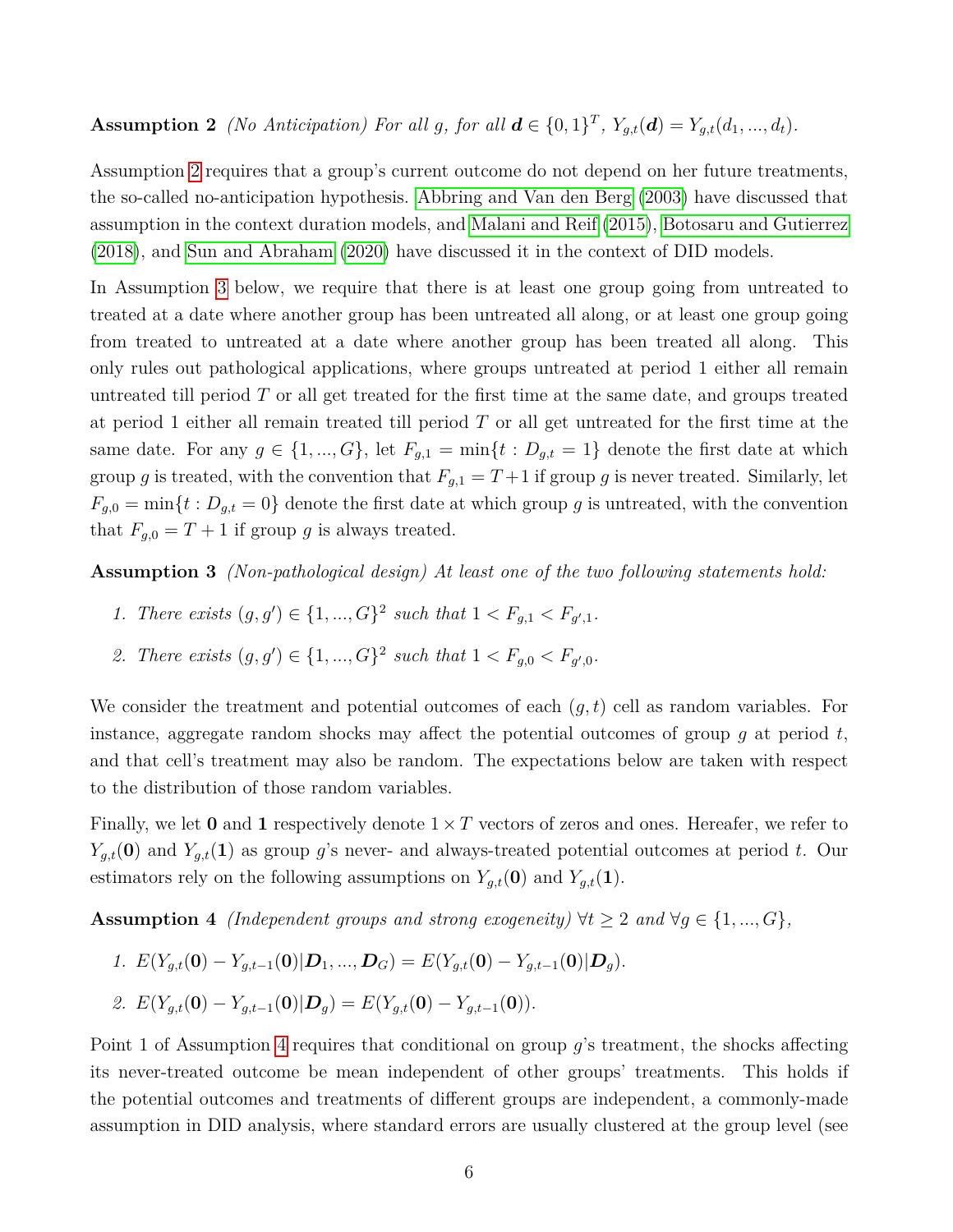**Assumption 2** *(No Anticipation) For all $g$, for all $\boldsymbol{d} \in \{0,1\}^T$, $Y_{g,t}(\boldsymbol{d}) = Y_{g,t}(d_1, ..., d_t)$.*

Assumption 2 requires that a group's current outcome do not depend on her future treatments, the so-called no-anticipation hypothesis. Abbring and Van den Berg (2003) have discussed that assumption in the context duration models, and Malani and Reif (2015), Botosaru and Gutierrez (2018), and Sun and Abraham (2020) have discussed it in the context of DID models.

In Assumption 3 below, we require that there is at least one group going from untreated to treated at a date where another group has been untreated all along, or at least one group going from treated to untreated at a date where another group has been treated all along. This only rules out pathological applications, where groups untreated at period 1 either all remain untreated till period $T$ or all get treated for the first time at the same date, and groups treated at period 1 either all remain treated till period $T$ or all get untreated for the first time at the same date. For any $g \in \{1, ..., G\}$, let $F_{g,1} = \min\{t : D_{g,t} = 1\}$ denote the first date at which group $g$ is treated, with the convention that $F_{g,1} = T+1$ if group $g$ is never treated. Similarly, let $F_{g,0} = \min\{t : D_{g,t} = 0\}$ denote the first date at which group $g$ is untreated, with the convention that $F_{g,0} = T + 1$ if group $g$ is always treated.

**Assumption 3** *(Non-pathological design) At least one of the two following statements hold:*

1. *There exists $(g, g') \in \{1, ..., G\}^2$ such that $1 < F_{g,1} < F_{g',1}$.*
2. *There exists $(g, g') \in \{1, ..., G\}^2$ such that $1 < F_{g,0} < F_{g',0}$.*

We consider the treatment and potential outcomes of each $(g, t)$ cell as random variables. For instance, aggregate random shocks may affect the potential outcomes of group $g$ at period $t$, and that cell's treatment may also be random. The expectations below are taken with respect to the distribution of those random variables.

Finally, we let $\mathbf{0}$ and $\mathbf{1}$ respectively denote $1 \times T$ vectors of zeros and ones. Hereafer, we refer to $Y_{g,t}(\mathbf{0})$ and $Y_{g,t}(\mathbf{1})$ as group $g$'s never- and always-treated potential outcomes at period $t$. Our estimators rely on the following assumptions on $Y_{g,t}(\mathbf{0})$ and $Y_{g,t}(\mathbf{1})$.

**Assumption 4** *(Independent groups and strong exogeneity) $\forall t \geq 2$ and $\forall g \in \{1, ..., G\}$,*

1. *$E(Y_{g,t}(\mathbf{0}) - Y_{g,t-1}(\mathbf{0}) | \boldsymbol{D}_1, ..., \boldsymbol{D}_G) = E(Y_{g,t}(\mathbf{0}) - Y_{g,t-1}(\mathbf{0}) | \boldsymbol{D}_g)$.*
2. *$E(Y_{g,t}(\mathbf{0}) - Y_{g,t-1}(\mathbf{0}) | \boldsymbol{D}_g) = E(Y_{g,t}(\mathbf{0}) - Y_{g,t-1}(\mathbf{0}))$.*

Point 1 of Assumption 4 requires that conditional on group $g$'s treatment, the shocks affecting its never-treated outcome be mean independent of other groups' treatments. This holds if the potential outcomes and treatments of different groups are independent, a commonly-made assumption in DID analysis, where standard errors are usually clustered at the group level (see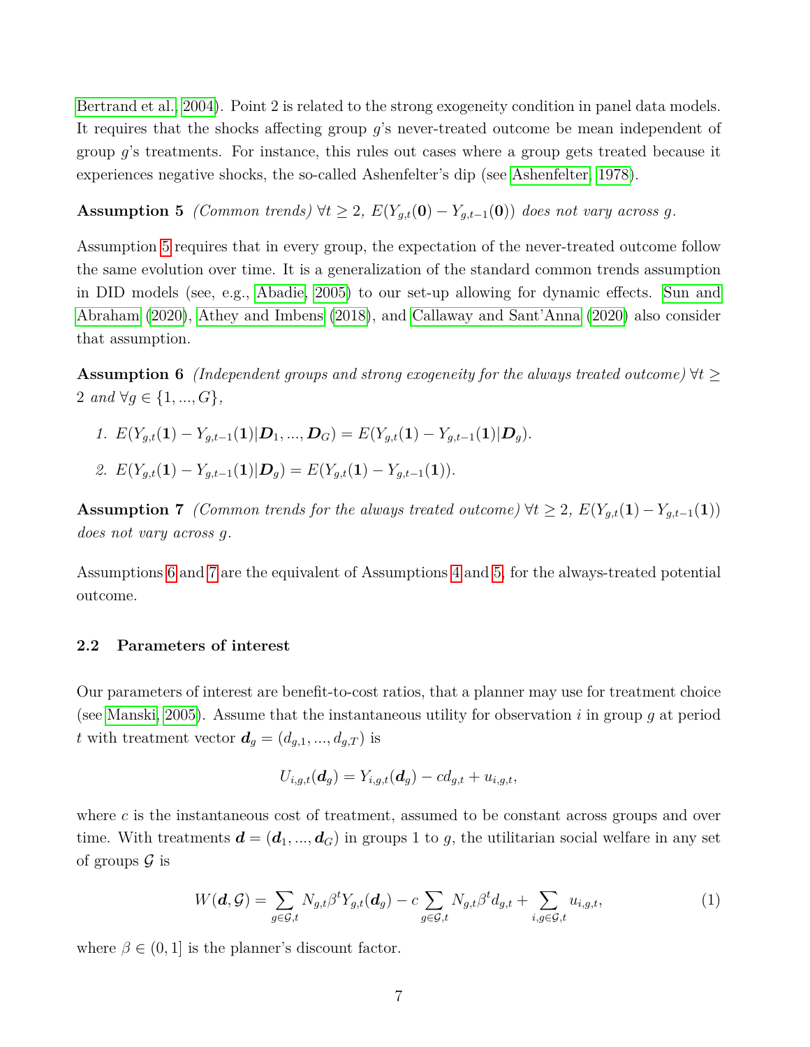Bertrand et al., 2004). Point 2 is related to the strong exogeneity condition in panel data models. It requires that the shocks affecting group $g$'s never-treated outcome be mean independent of group $g$'s treatments. For instance, this rules out cases where a group gets treated because it experiences negative shocks, the so-called Ashenfelter's dip (see Ashenfelter, 1978).

**Assumption 5** *(Common trends)* $\forall t \geq 2$, $E(Y_{g,t}(\mathbf{0}) - Y_{g,t-1}(\mathbf{0}))$ *does not vary across* $g$.

Assumption 5 requires that in every group, the expectation of the never-treated outcome follow the same evolution over time. It is a generalization of the standard common trends assumption in DID models (see, e.g., Abadie, 2005) to our set-up allowing for dynamic effects. Sun and Abraham (2020), Athey and Imbens (2018), and Callaway and Sant'Anna (2020) also consider that assumption.

**Assumption 6** *(Independent groups and strong exogeneity for the always treated outcome)* $\forall t \geq 2$ *and* $\forall g \in \{1, ..., G\}$,

1. $E(Y_{g,t}(\mathbf{1}) - Y_{g,t-1}(\mathbf{1})|\mathbf{D}_1, ..., \mathbf{D}_G) = E(Y_{g,t}(\mathbf{1}) - Y_{g,t-1}(\mathbf{1})|\mathbf{D}_g)$.
2. $E(Y_{g,t}(\mathbf{1}) - Y_{g,t-1}(\mathbf{1})|\mathbf{D}_g) = E(Y_{g,t}(\mathbf{1}) - Y_{g,t-1}(\mathbf{1}))$.

**Assumption 7** *(Common trends for the always treated outcome)* $\forall t \geq 2$, $E(Y_{g,t}(\mathbf{1}) - Y_{g,t-1}(\mathbf{1}))$ *does not vary across* $g$.

Assumptions 6 and 7 are the equivalent of Assumptions 4 and 5, for the always-treated potential outcome.

### 2.2 Parameters of interest

Our parameters of interest are benefit-to-cost ratios, that a planner may use for treatment choice (see Manski, 2005). Assume that the instantaneous utility for observation $i$ in group $g$ at period $t$ with treatment vector $\mathbf{d}_g = (d_{g,1}, ..., d_{g,T})$ is

$$U_{i,g,t}(\mathbf{d}_g) = Y_{i,g,t}(\mathbf{d}_g) - c d_{g,t} + u_{i,g,t},$$

where $c$ is the instantaneous cost of treatment, assumed to be constant across groups and over time. With treatments $\mathbf{d} = (\mathbf{d}_1, ..., \mathbf{d}_G)$ in groups 1 to $g$, the utilitarian social welfare in any set of groups $\mathcal{G}$ is

$$W(\mathbf{d}, \mathcal{G}) = \sum_{g \in \mathcal{G}, t} N_{g,t} \beta^t Y_{g,t}(\mathbf{d}_g) - c \sum_{g \in \mathcal{G}, t} N_{g,t} \beta^t d_{g,t} + \sum_{i, g \in \mathcal{G}, t} u_{i,g,t}, \tag{1}$$

where $\beta \in (0, 1]$ is the planner's discount factor.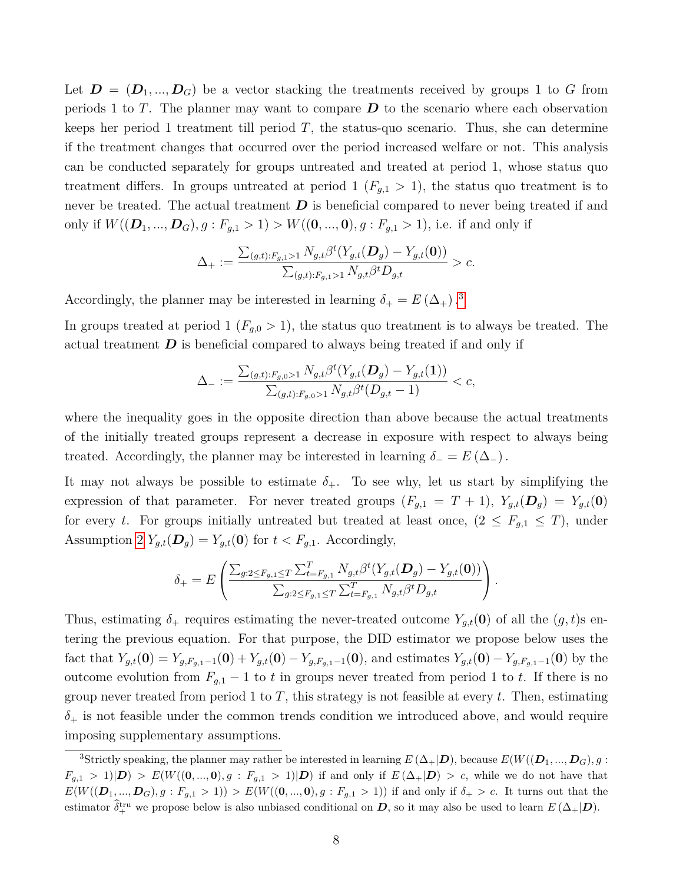Let $\boldsymbol{D} = (\boldsymbol{D}_1, ..., \boldsymbol{D}_G)$ be a vector stacking the treatments received by groups 1 to $G$ from periods 1 to $T$. The planner may want to compare $\boldsymbol{D}$ to the scenario where each observation keeps her period 1 treatment till period $T$, the status-quo scenario. Thus, she can determine if the treatment changes that occurred over the period increased welfare or not. This analysis can be conducted separately for groups untreated and treated at period 1, whose status quo treatment differs. In groups untreated at period 1 ($F_{g,1} > 1$), the status quo treatment is to never be treated. The actual treatment $\boldsymbol{D}$ is beneficial compared to never being treated if and only if $W((\boldsymbol{D}_1, ..., \boldsymbol{D}_G), g : F_{g,1} > 1) > W((\boldsymbol{0}, ..., \boldsymbol{0}), g : F_{g,1} > 1)$, i.e. if and only if

$$\Delta_+ := \frac{\sum_{(g,t):F_{g,1}>1} N_{g,t}\beta^t(Y_{g,t}(\boldsymbol{D}_g) - Y_{g,t}(\boldsymbol{0}))}{\sum_{(g,t):F_{g,1}>1} N_{g,t}\beta^t D_{g,t}} > c.$$

Accordingly, the planner may be interested in learning $\delta_+ = E(\Delta_+)$.[3]

In groups treated at period 1 ($F_{g,0} > 1$), the status quo treatment is to always be treated. The actual treatment $\boldsymbol{D}$ is beneficial compared to always being treated if and only if

$$\Delta_- := \frac{\sum_{(g,t):F_{g,0}>1} N_{g,t}\beta^t(Y_{g,t}(\boldsymbol{D}_g) - Y_{g,t}(\boldsymbol{1}))}{\sum_{(g,t):F_{g,0}>1} N_{g,t}\beta^t (D_{g,t} - 1)} < c,$$

where the inequality goes in the opposite direction than above because the actual treatments of the initially treated groups represent a decrease in exposure with respect to always being treated. Accordingly, the planner may be interested in learning $\delta_- = E(\Delta_-)$.

It may not always be possible to estimate $\delta_+$. To see why, let us start by simplifying the expression of that parameter. For never treated groups ($F_{g,1} = T + 1$), $Y_{g,t}(\boldsymbol{D}_g) = Y_{g,t}(\boldsymbol{0})$ for every $t$. For groups initially untreated but treated at least once, ($2 \leq F_{g,1} \leq T$), under Assumption 2 $Y_{g,t}(\boldsymbol{D}_g) = Y_{g,t}(\boldsymbol{0})$ for $t < F_{g,1}$. Accordingly,

$$\delta_+ = E\left(\frac{\sum_{g:2\leq F_{g,1}\leq T}\sum_{t=F_{g,1}}^{T} N_{g,t}\beta^t(Y_{g,t}(\boldsymbol{D}_g) - Y_{g,t}(\boldsymbol{0}))}{\sum_{g:2\leq F_{g,1}\leq T}\sum_{t=F_{g,1}}^{T} N_{g,t}\beta^t D_{g,t}}\right).$$

Thus, estimating $\delta_+$ requires estimating the never-treated outcome $Y_{g,t}(\boldsymbol{0})$ of all the $(g,t)$s entering the previous equation. For that purpose, the DID estimator we propose below uses the fact that $Y_{g,t}(\boldsymbol{0}) = Y_{g,F_{g,1}-1}(\boldsymbol{0}) + Y_{g,t}(\boldsymbol{0}) - Y_{g,F_{g,1}-1}(\boldsymbol{0})$, and estimates $Y_{g,t}(\boldsymbol{0}) - Y_{g,F_{g,1}-1}(\boldsymbol{0})$ by the outcome evolution from $F_{g,1} - 1$ to $t$ in groups never treated from period 1 to $t$. If there is no group never treated from period 1 to $T$, this strategy is not feasible at every $t$. Then, estimating $\delta_+$ is not feasible under the common trends condition we introduced above, and would require imposing supplementary assumptions.

[3] Strictly speaking, the planner may rather be interested in learning $E(\Delta_+|\boldsymbol{D})$, because $E(W((\boldsymbol{D}_1, ..., \boldsymbol{D}_G), g : F_{g,1} > 1)|\boldsymbol{D}) > E(W((\boldsymbol{0}, ..., \boldsymbol{0}), g : F_{g,1} > 1)|\boldsymbol{D})$ if and only if $E(\Delta_+|\boldsymbol{D}) > c$, while we do not have that $E(W((\boldsymbol{D}_1, ..., \boldsymbol{D}_G), g : F_{g,1} > 1)) > E(W((\boldsymbol{0}, ..., \boldsymbol{0}), g : F_{g,1} > 1))$ if and only if $\delta_+ > c$. It turns out that the estimator $\widehat{\delta}_+^{\text{tru}}$ we propose below is also unbiased conditional on $\boldsymbol{D}$, so it may also be used to learn $E(\Delta_+|\boldsymbol{D})$.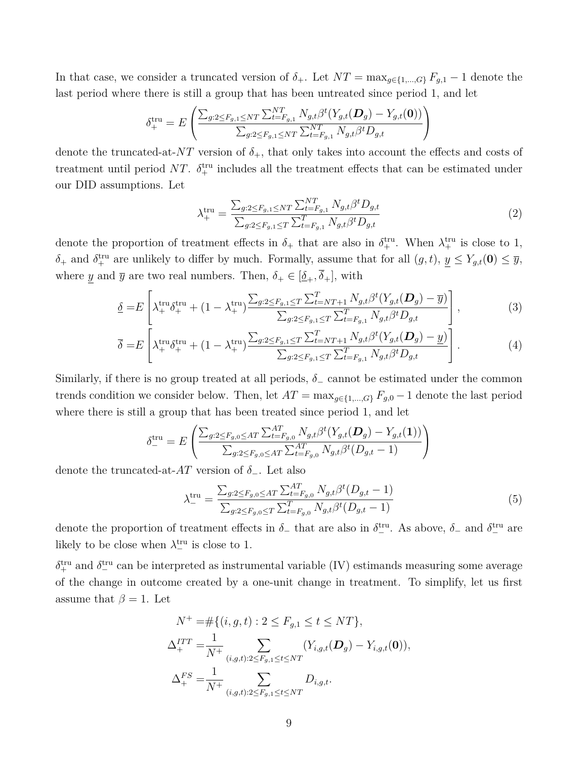In that case, we consider a truncated version of $\delta_+$. Let $NT = \max_{g \in \{1,...,G\}} F_{g,1} - 1$ denote the last period where there is still a group that has been untreated since period 1, and let

$$\delta_+^{\text{tru}} = E\left(\frac{\sum_{g:2\leq F_{g,1}\leq NT}\sum_{t=F_{g,1}}^{NT} N_{g,t}\beta^t(Y_{g,t}(\boldsymbol{D}_g) - Y_{g,t}(\boldsymbol{0}))}{\sum_{g:2\leq F_{g,1}\leq NT}\sum_{t=F_{g,1}}^{NT} N_{g,t}\beta^t D_{g,t}}\right)$$

denote the truncated-at-$NT$ version of $\delta_+$, that only takes into account the effects and costs of treatment until period $NT$. $\delta_+^{\text{tru}}$ includes all the treatment effects that can be estimated under our DID assumptions. Let

$$\lambda_+^{\text{tru}} = \frac{\sum_{g:2\leq F_{g,1}\leq NT}\sum_{t=F_{g,1}}^{NT} N_{g,t}\beta^t D_{g,t}}{\sum_{g:2\leq F_{g,1}\leq T}\sum_{t=F_{g,1}}^{T} N_{g,t}\beta^t D_{g,t}} \tag{2}$$

denote the proportion of treatment effects in $\delta_+$ that are also in $\delta_+^{\text{tru}}$. When $\lambda_+^{\text{tru}}$ is close to 1, $\delta_+$ and $\delta_+^{\text{tru}}$ are unlikely to differ by much. Formally, assume that for all $(g,t)$, $\underline{y} \leq Y_{g,t}(\boldsymbol{0}) \leq \overline{y}$, where $\underline{y}$ and $\overline{y}$ are two real numbers. Then, $\delta_+ \in [\underline{\delta}_+, \overline{\delta}_+]$, with

$$\underline{\delta} = E\left[\lambda_+^{\text{tru}}\delta_+^{\text{tru}} + (1-\lambda_+^{\text{tru}})\frac{\sum_{g:2\leq F_{g,1}\leq T}\sum_{t=NT+1}^{T} N_{g,t}\beta^t(Y_{g,t}(\boldsymbol{D}_g) - \overline{y})}{\sum_{g:2\leq F_{g,1}\leq T}\sum_{t=F_{g,1}}^{T} N_{g,t}\beta^t D_{g,t}}\right], \tag{3}$$

$$\overline{\delta} = E\left[\lambda_+^{\text{tru}}\delta_+^{\text{tru}} + (1-\lambda_+^{\text{tru}})\frac{\sum_{g:2\leq F_{g,1}\leq T}\sum_{t=NT+1}^{T} N_{g,t}\beta^t(Y_{g,t}(\boldsymbol{D}_g) - \underline{y})}{\sum_{g:2\leq F_{g,1}\leq T}\sum_{t=F_{g,1}}^{T} N_{g,t}\beta^t D_{g,t}}\right]. \tag{4}$$

Similarly, if there is no group treated at all periods, $\delta_-$ cannot be estimated under the common trends condition we consider below. Then, let $AT = \max_{g \in \{1,...,G\}} F_{g,0} - 1$ denote the last period where there is still a group that has been treated since period 1, and let

$$\delta_-^{\text{tru}} = E\left(\frac{\sum_{g:2\leq F_{g,0}\leq AT}\sum_{t=F_{g,0}}^{AT} N_{g,t}\beta^t(Y_{g,t}(\boldsymbol{D}_g) - Y_{g,t}(\boldsymbol{1}))}{\sum_{g:2\leq F_{g,0}\leq AT}\sum_{t=F_{g,0}}^{AT} N_{g,t}\beta^t (D_{g,t}-1)}\right)$$

denote the truncated-at-$AT$ version of $\delta_-$. Let also

$$\lambda_-^{\text{tru}} = \frac{\sum_{g:2\leq F_{g,0}\leq AT}\sum_{t=F_{g,0}}^{AT} N_{g,t}\beta^t (D_{g,t}-1)}{\sum_{g:2\leq F_{g,0}\leq T}\sum_{t=F_{g,0}}^{T} N_{g,t}\beta^t (D_{g,t}-1)} \tag{5}$$

denote the proportion of treatment effects in $\delta_-$ that are also in $\delta_-^{\text{tru}}$. As above, $\delta_-$ and $\delta_-^{\text{tru}}$ are likely to be close when $\lambda_-^{\text{tru}}$ is close to 1.

$\delta_+^{\text{tru}}$ and $\delta_-^{\text{tru}}$ can be interpreted as instrumental variable (IV) estimands measuring some average of the change in outcome created by a one-unit change in treatment. To simplify, let us first assume that $\beta = 1$. Let

$$N^+ = \#\{(i,g,t) : 2 \leq F_{g,1} \leq t \leq NT\},$$

$$\Delta_+^{ITT} = \frac{1}{N^+}\sum_{(i,g,t):2\leq F_{g,1}\leq t\leq NT}(Y_{i,g,t}(\boldsymbol{D}_g) - Y_{i,g,t}(\boldsymbol{0})),$$

$$\Delta_+^{FS} = \frac{1}{N^+}\sum_{(i,g,t):2\leq F_{g,1}\leq t\leq NT} D_{i,g,t}.$$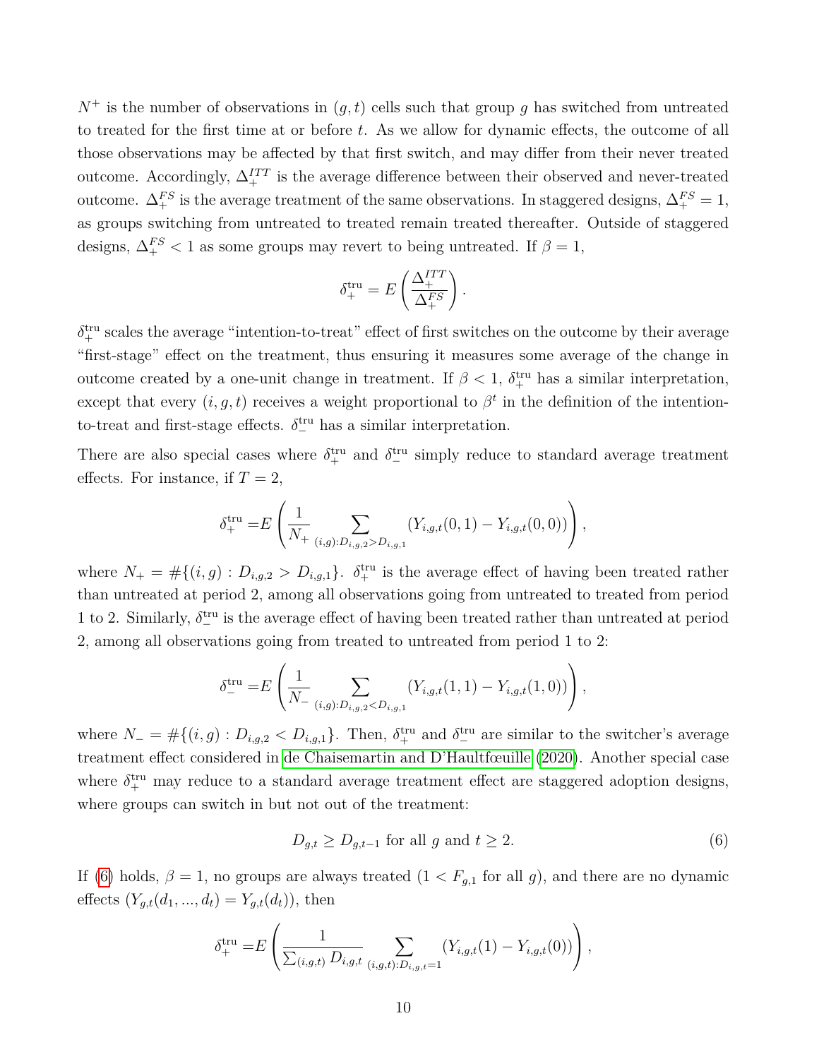$N^{+}$ is the number of observations in $(g,t)$ cells such that group $g$ has switched from untreated to treated for the first time at or before $t$. As we allow for dynamic effects, the outcome of all those observations may be affected by that first switch, and may differ from their never treated outcome. Accordingly, $\Delta_{+}^{ITT}$ is the average difference between their observed and never-treated outcome. $\Delta_{+}^{FS}$ is the average treatment of the same observations. In staggered designs, $\Delta_{+}^{FS} = 1$, as groups switching from untreated to treated remain treated thereafter. Outside of staggered designs, $\Delta_{+}^{FS} < 1$ as some groups may revert to being untreated. If $\beta = 1$,

$$\delta_{+}^{\text{tru}} = E\left(\frac{\Delta_{+}^{ITT}}{\Delta_{+}^{FS}}\right).$$

$\delta_{+}^{\text{tru}}$ scales the average "intention-to-treat" effect of first switches on the outcome by their average "first-stage" effect on the treatment, thus ensuring it measures some average of the change in outcome created by a one-unit change in treatment. If $\beta < 1$, $\delta_{+}^{\text{tru}}$ has a similar interpretation, except that every $(i,g,t)$ receives a weight proportional to $\beta^{t}$ in the definition of the intention-to-treat and first-stage effects. $\delta_{-}^{\text{tru}}$ has a similar interpretation.

There are also special cases where $\delta_{+}^{\text{tru}}$ and $\delta_{-}^{\text{tru}}$ simply reduce to standard average treatment effects. For instance, if $T = 2$,

$$\delta_{+}^{\text{tru}} = E\left(\frac{1}{N_{+}} \sum_{(i,g):D_{i,g,2}>D_{i,g,1}} \left(Y_{i,g,t}(0,1) - Y_{i,g,t}(0,0)\right)\right),$$

where $N_{+} = \#\{(i,g) : D_{i,g,2} > D_{i,g,1}\}$. $\delta_{+}^{\text{tru}}$ is the average effect of having been treated rather than untreated at period 2, among all observations going from untreated to treated from period 1 to 2. Similarly, $\delta_{-}^{\text{tru}}$ is the average effect of having been treated rather than untreated at period 2, among all observations going from treated to untreated from period 1 to 2:

$$\delta_{-}^{\text{tru}} = E\left(\frac{1}{N_{-}} \sum_{(i,g):D_{i,g,2}<D_{i,g,1}} \left(Y_{i,g,t}(1,1) - Y_{i,g,t}(1,0)\right)\right),$$

where $N_{-} = \#\{(i,g) : D_{i,g,2} < D_{i,g,1}\}$. Then, $\delta_{+}^{\text{tru}}$ and $\delta_{-}^{\text{tru}}$ are similar to the switcher's average treatment effect considered in de Chaisemartin and D'Haultfœuille (2020). Another special case where $\delta_{+}^{\text{tru}}$ may reduce to a standard average treatment effect are staggered adoption designs, where groups can switch in but not out of the treatment:

$$D_{g,t} \geq D_{g,t-1} \text{ for all } g \text{ and } t \geq 2. \tag{6}$$

If (6) holds, $\beta = 1$, no groups are always treated ($1 < F_{g,1}$ for all $g$), and there are no dynamic effects ($Y_{g,t}(d_1, ..., d_t) = Y_{g,t}(d_t)$), then

$$\delta_{+}^{\text{tru}} = E\left(\frac{1}{\sum_{(i,g,t)} D_{i,g,t}} \sum_{(i,g,t):D_{i,g,t}=1} \left(Y_{i,g,t}(1) - Y_{i,g,t}(0)\right)\right),$$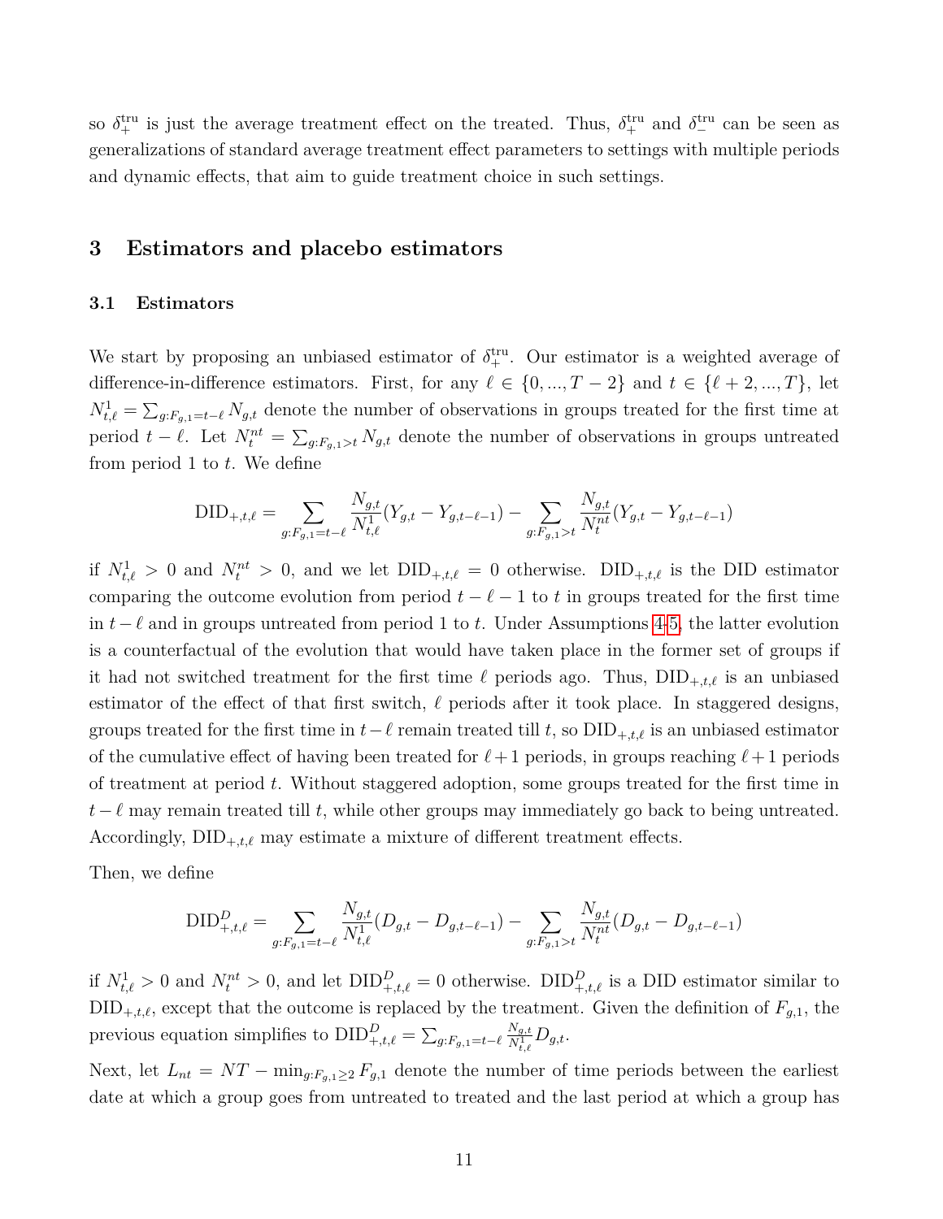so $\delta_+^{\text{tru}}$ is just the average treatment effect on the treated. Thus, $\delta_+^{\text{tru}}$ and $\delta_-^{\text{tru}}$ can be seen as generalizations of standard average treatment effect parameters to settings with multiple periods and dynamic effects, that aim to guide treatment choice in such settings.

## 3 Estimators and placebo estimators

### 3.1 Estimators

We start by proposing an unbiased estimator of $\delta_+^{\text{tru}}$. Our estimator is a weighted average of difference-in-difference estimators. First, for any $\ell \in \{0, ..., T-2\}$ and $t \in \{\ell+2, ..., T\}$, let $N_{t,\ell}^1 = \sum_{g:F_{g,1}=t-\ell} N_{g,t}$ denote the number of observations in groups treated for the first time at period $t-\ell$. Let $N_t^{nt} = \sum_{g:F_{g,1}>t} N_{g,t}$ denote the number of observations in groups untreated from period 1 to $t$. We define

$$\text{DID}_{+,t,\ell} = \sum_{g:F_{g,1}=t-\ell} \frac{N_{g,t}}{N_{t,\ell}^1}(Y_{g,t} - Y_{g,t-\ell-1}) - \sum_{g:F_{g,1}>t} \frac{N_{g,t}}{N_t^{nt}}(Y_{g,t} - Y_{g,t-\ell-1})$$

if $N_{t,\ell}^1 > 0$ and $N_t^{nt} > 0$, and we let $\text{DID}_{+,t,\ell} = 0$ otherwise. $\text{DID}_{+,t,\ell}$ is the DID estimator comparing the outcome evolution from period $t-\ell-1$ to $t$ in groups treated for the first time in $t-\ell$ and in groups untreated from period 1 to $t$. Under Assumptions 4-5, the latter evolution is a counterfactual of the evolution that would have taken place in the former set of groups if it had not switched treatment for the first time $\ell$ periods ago. Thus, $\text{DID}_{+,t,\ell}$ is an unbiased estimator of the effect of that first switch, $\ell$ periods after it took place. In staggered designs, groups treated for the first time in $t-\ell$ remain treated till $t$, so $\text{DID}_{+,t,\ell}$ is an unbiased estimator of the cumulative effect of having been treated for $\ell+1$ periods, in groups reaching $\ell+1$ periods of treatment at period $t$. Without staggered adoption, some groups treated for the first time in $t-\ell$ may remain treated till $t$, while other groups may immediately go back to being untreated. Accordingly, $\text{DID}_{+,t,\ell}$ may estimate a mixture of different treatment effects.

Then, we define

$$\text{DID}_{+,t,\ell}^D = \sum_{g:F_{g,1}=t-\ell} \frac{N_{g,t}}{N_{t,\ell}^1}(D_{g,t} - D_{g,t-\ell-1}) - \sum_{g:F_{g,1}>t} \frac{N_{g,t}}{N_t^{nt}}(D_{g,t} - D_{g,t-\ell-1})$$

if $N_{t,\ell}^1 > 0$ and $N_t^{nt} > 0$, and let $\text{DID}_{+,t,\ell}^D = 0$ otherwise. $\text{DID}_{+,t,\ell}^D$ is a DID estimator similar to $\text{DID}_{+,t,\ell}$, except that the outcome is replaced by the treatment. Given the definition of $F_{g,1}$, the previous equation simplifies to $\text{DID}_{+,t,\ell}^D = \sum_{g:F_{g,1}=t-\ell} \frac{N_{g,t}}{N_{t,\ell}^1} D_{g,t}$.

Next, let $L_{nt} = NT - \min_{g:F_{g,1}\geq 2} F_{g,1}$ denote the number of time periods between the earliest date at which a group goes from untreated to treated and the last period at which a group has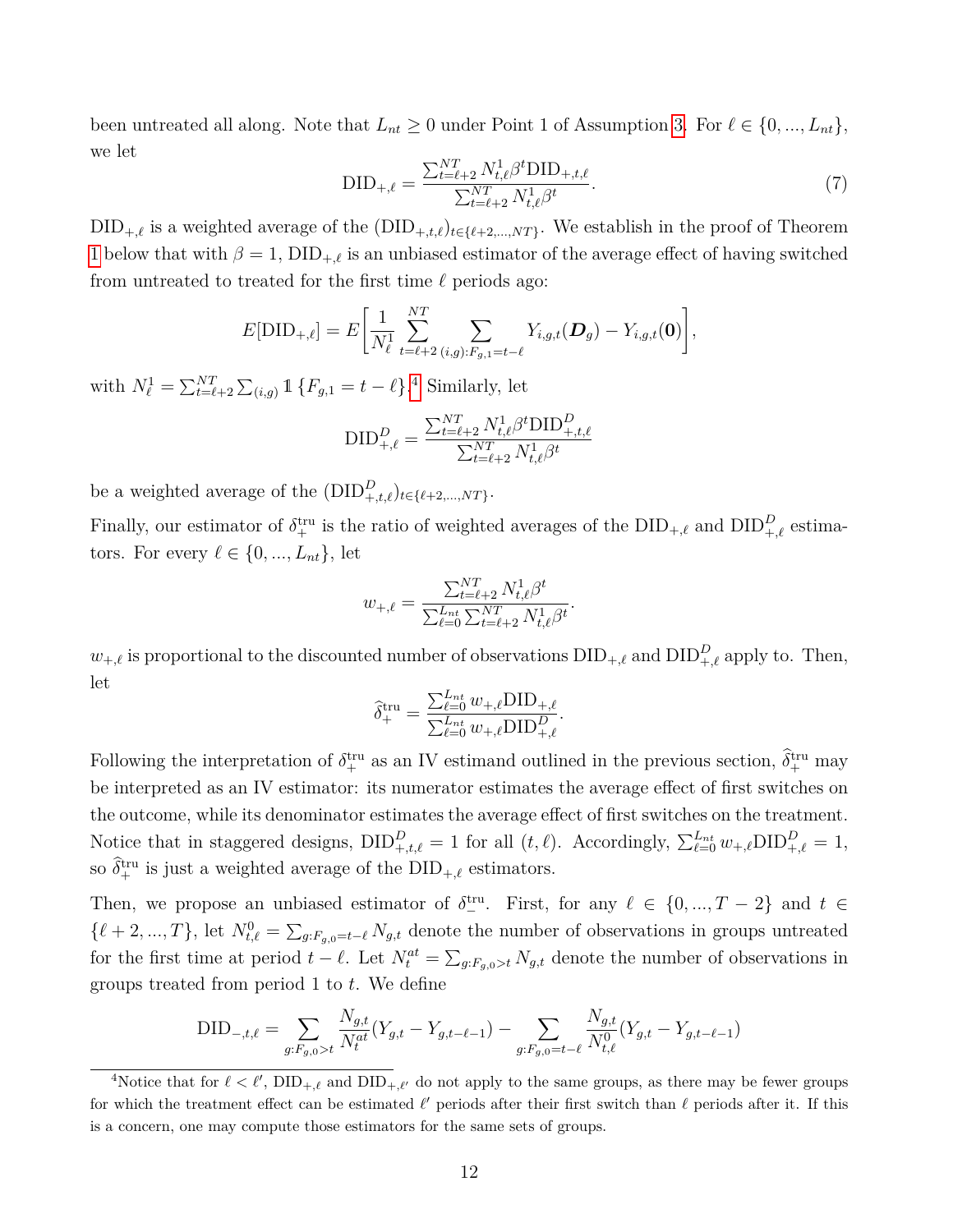been untreated all along. Note that $L_{nt} \geq 0$ under Point 1 of Assumption 3. For $\ell \in \{0, ..., L_{nt}\}$, we let

$$\text{DID}_{+,\ell} = \frac{\sum_{t=\ell+2}^{NT} N_{t,\ell}^1 \beta^t \text{DID}_{+,t,\ell}}{\sum_{t=\ell+2}^{NT} N_{t,\ell}^1 \beta^t}. \tag{7}$$

$\text{DID}_{+,\ell}$ is a weighted average of the $(\text{DID}_{+,t,\ell})_{t\in\{\ell+2,...,NT\}}$. We establish in the proof of Theorem 1 below that with $\beta = 1$, $\text{DID}_{+,\ell}$ is an unbiased estimator of the average effect of having switched from untreated to treated for the first time $\ell$ periods ago:

$$E[\text{DID}_{+,\ell}] = E\left[\frac{1}{N_\ell^1} \sum_{t=\ell+2}^{NT} \sum_{(i,g):F_{g,1}=t-\ell} Y_{i,g,t}(\boldsymbol{D}_g) - Y_{i,g,t}(\boldsymbol{0})\right],$$

with $N_\ell^1 = \sum_{t=\ell+2}^{NT} \sum_{(i,g)} \mathbb{1}\{F_{g,1} = t - \ell\}$.[4] Similarly, let

$$\text{DID}_{+,\ell}^D = \frac{\sum_{t=\ell+2}^{NT} N_{t,\ell}^1 \beta^t \text{DID}_{+,t,\ell}^D}{\sum_{t=\ell+2}^{NT} N_{t,\ell}^1 \beta^t}$$

be a weighted average of the $(\text{DID}_{+,t,\ell}^D)_{t\in\{\ell+2,...,NT\}}$.

Finally, our estimator of $\delta_+^{\text{tru}}$ is the ratio of weighted averages of the $\text{DID}_{+,\ell}$ and $\text{DID}_{+,\ell}^D$ estimators. For every $\ell \in \{0, ..., L_{nt}\}$, let

$$w_{+,\ell} = \frac{\sum_{t=\ell+2}^{NT} N_{t,\ell}^1 \beta^t}{\sum_{\ell=0}^{L_{nt}} \sum_{t=\ell+2}^{NT} N_{t,\ell}^1 \beta^t}.$$

$w_{+,\ell}$ is proportional to the discounted number of observations $\text{DID}_{+,\ell}$ and $\text{DID}_{+,\ell}^D$ apply to. Then, let

$$\widehat{\delta}_+^{\text{tru}} = \frac{\sum_{\ell=0}^{L_{nt}} w_{+,\ell} \text{DID}_{+,\ell}}{\sum_{\ell=0}^{L_{nt}} w_{+,\ell} \text{DID}_{+,\ell}^D}.$$

Following the interpretation of $\delta_+^{\text{tru}}$ as an IV estimand outlined in the previous section, $\widehat{\delta}_+^{\text{tru}}$ may be interpreted as an IV estimator: its numerator estimates the average effect of first switches on the outcome, while its denominator estimates the average effect of first switches on the treatment. Notice that in staggered designs, $\text{DID}_{+,t,\ell}^D = 1$ for all $(t, \ell)$. Accordingly, $\sum_{\ell=0}^{L_{nt}} w_{+,\ell} \text{DID}_{+,\ell}^D = 1$, so $\widehat{\delta}_+^{\text{tru}}$ is just a weighted average of the $\text{DID}_{+,\ell}$ estimators.

Then, we propose an unbiased estimator of $\delta_-^{\text{tru}}$. First, for any $\ell \in \{0, ..., T - 2\}$ and $t \in \{\ell + 2, ..., T\}$, let $N_{t,\ell}^0 = \sum_{g:F_{g,0}=t-\ell} N_{g,t}$ denote the number of observations in groups untreated for the first time at period $t - \ell$. Let $N_t^{at} = \sum_{g:F_{g,0}>t} N_{g,t}$ denote the number of observations in groups treated from period 1 to $t$. We define

$$\text{DID}_{-,t,\ell} = \sum_{g:F_{g,0}>t} \frac{N_{g,t}}{N_t^{at}} (Y_{g,t} - Y_{g,t-\ell-1}) - \sum_{g:F_{g,0}=t-\ell} \frac{N_{g,t}}{N_{t,\ell}^0} (Y_{g,t} - Y_{g,t-\ell-1})$$

[4] Notice that for $\ell < \ell'$, $\text{DID}_{+,\ell}$ and $\text{DID}_{+,\ell'}$ do not apply to the same groups, as there may be fewer groups for which the treatment effect can be estimated $\ell'$ periods after their first switch than $\ell$ periods after it. If this is a concern, one may compute those estimators for the same sets of groups.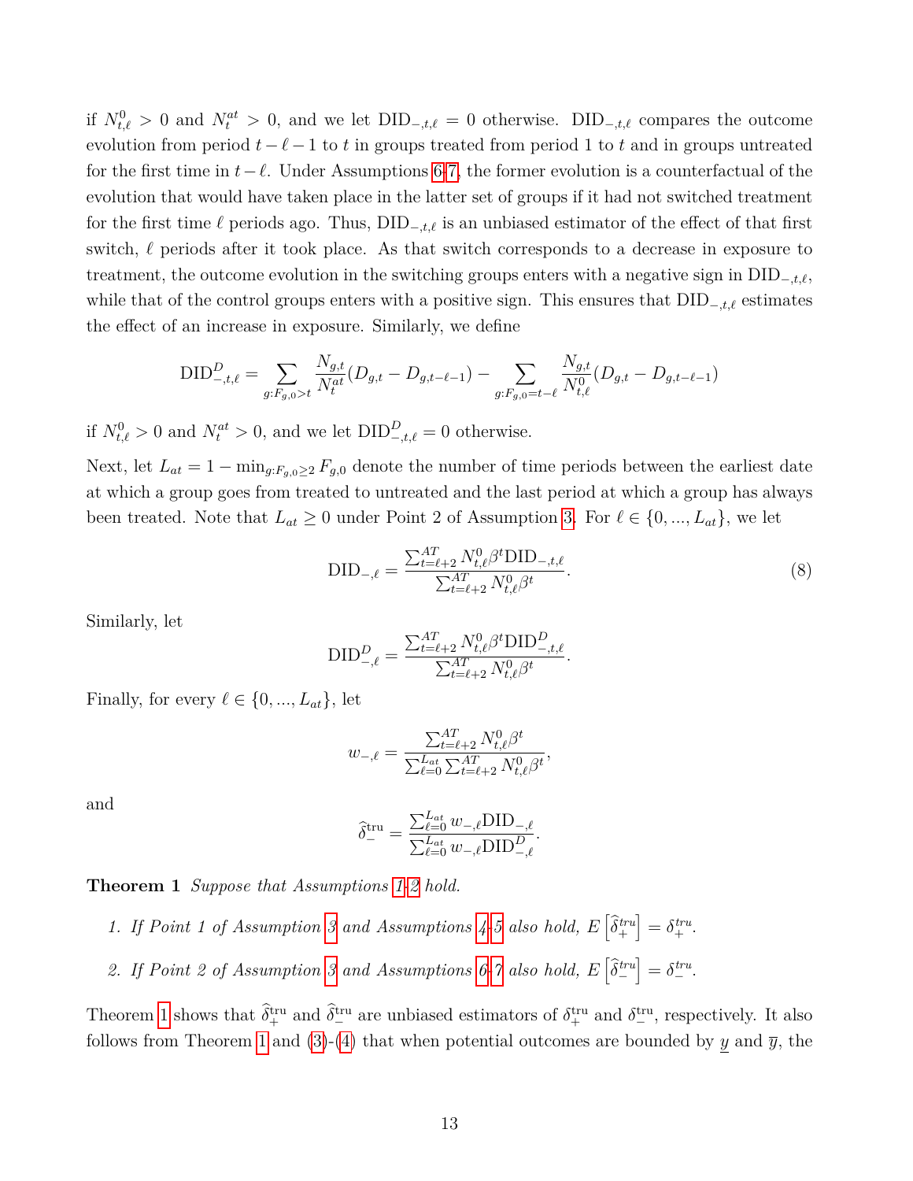if $N^0_{t,\ell} > 0$ and $N^{at}_t > 0$, and we let $\text{DID}_{-,t,\ell} = 0$ otherwise. $\text{DID}_{-,t,\ell}$ compares the outcome evolution from period $t-\ell-1$ to $t$ in groups treated from period 1 to $t$ and in groups untreated for the first time in $t-\ell$. Under Assumptions 6-7, the former evolution is a counterfactual of the evolution that would have taken place in the latter set of groups if it had not switched treatment for the first time $\ell$ periods ago. Thus, $\text{DID}_{-,t,\ell}$ is an unbiased estimator of the effect of that first switch, $\ell$ periods after it took place. As that switch corresponds to a decrease in exposure to treatment, the outcome evolution in the switching groups enters with a negative sign in $\text{DID}_{-,t,\ell}$, while that of the control groups enters with a positive sign. This ensures that $\text{DID}_{-,t,\ell}$ estimates the effect of an increase in exposure. Similarly, we define

$$\text{DID}^D_{-,t,\ell} = \sum_{g:F_{g,0}>t} \frac{N_{g,t}}{N^{at}_t}(D_{g,t} - D_{g,t-\ell-1}) - \sum_{g:F_{g,0}=t-\ell} \frac{N_{g,t}}{N^0_{t,\ell}}(D_{g,t} - D_{g,t-\ell-1})$$

if $N^0_{t,\ell} > 0$ and $N^{at}_t > 0$, and we let $\text{DID}^D_{-,t,\ell} = 0$ otherwise.

Next, let $L_{at} = 1 - \min_{g:F_{g,0}\geq 2} F_{g,0}$ denote the number of time periods between the earliest date at which a group goes from treated to untreated and the last period at which a group has always been treated. Note that $L_{at} \geq 0$ under Point 2 of Assumption 3. For $\ell \in \{0, ..., L_{at}\}$, we let

$$\text{DID}_{-,\ell} = \frac{\sum_{t=\ell+2}^{AT} N^0_{t,\ell}\beta^t \text{DID}_{-,t,\ell}}{\sum_{t=\ell+2}^{AT} N^0_{t,\ell}\beta^t}. \tag{8}$$

Similarly, let

$$\text{DID}^D_{-,\ell} = \frac{\sum_{t=\ell+2}^{AT} N^0_{t,\ell}\beta^t \text{DID}^D_{-,t,\ell}}{\sum_{t=\ell+2}^{AT} N^0_{t,\ell}\beta^t}.$$

Finally, for every $\ell \in \{0, ..., L_{at}\}$, let

$$w_{-,\ell} = \frac{\sum_{t=\ell+2}^{AT} N^0_{t,\ell}\beta^t}{\sum_{\ell=0}^{L_{at}} \sum_{t=\ell+2}^{AT} N^0_{t,\ell}\beta^t},$$

and

$$\widehat{\delta}^{\text{tru}}_- = \frac{\sum_{\ell=0}^{L_{at}} w_{-,\ell}\text{DID}_{-,\ell}}{\sum_{\ell=0}^{L_{at}} w_{-,\ell}\text{DID}^D_{-,\ell}}.$$

**Theorem 1** *Suppose that Assumptions 1-2 hold.*

1. *If Point 1 of Assumption 3 and Assumptions 4-5 also hold,* $E\left[\widehat{\delta}^{tru}_+\right] = \delta^{tru}_+$.
2. *If Point 2 of Assumption 3 and Assumptions 6-7 also hold,* $E\left[\widehat{\delta}^{tru}_-\right] = \delta^{tru}_-$.

Theorem 1 shows that $\widehat{\delta}^{\text{tru}}_+$ and $\widehat{\delta}^{\text{tru}}_-$ are unbiased estimators of $\delta^{\text{tru}}_+$ and $\delta^{\text{tru}}_-$, respectively. It also follows from Theorem 1 and (3)-(4) that when potential outcomes are bounded by $\underline{y}$ and $\overline{y}$, the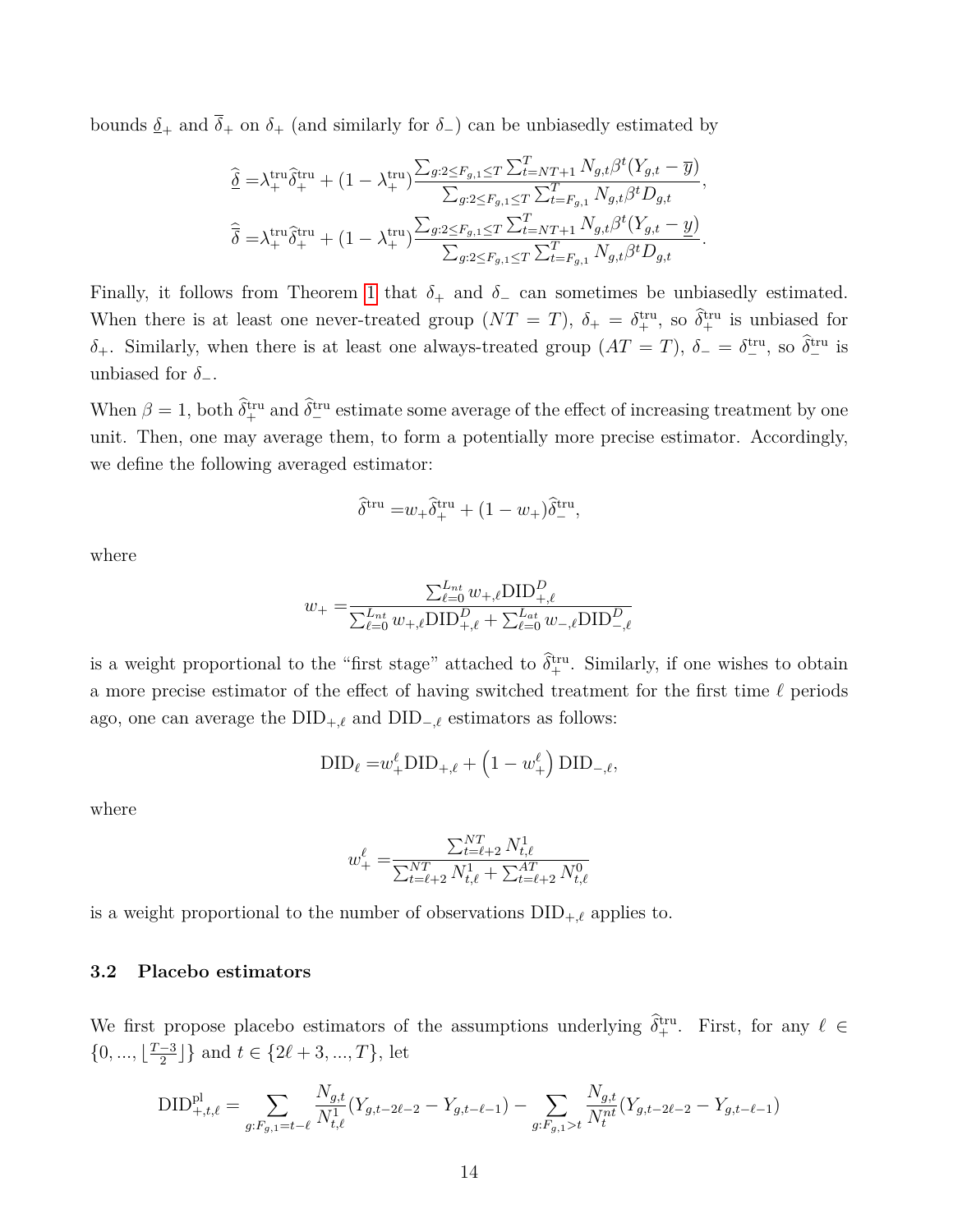bounds $\underline{\delta}_+$ and $\overline{\delta}_+$ on $\delta_+$ (and similarly for $\delta_-$) can be unbiasedly estimated by

$$\widehat{\underline{\delta}} =\lambda_+^{\text{tru}}\widehat{\delta}_+^{\text{tru}} + (1-\lambda_+^{\text{tru}})\frac{\sum_{g:2\leq F_{g,1}\leq T}\sum_{t=NT+1}^{T} N_{g,t}\beta^t(Y_{g,t}-\overline{y})}{\sum_{g:2\leq F_{g,1}\leq T}\sum_{t=F_{g,1}}^{T} N_{g,t}\beta^t D_{g,t}},$$

$$\widehat{\overline{\delta}} =\lambda_+^{\text{tru}}\widehat{\delta}_+^{\text{tru}} + (1-\lambda_+^{\text{tru}})\frac{\sum_{g:2\leq F_{g,1}\leq T}\sum_{t=NT+1}^{T} N_{g,t}\beta^t(Y_{g,t}-\underline{y})}{\sum_{g:2\leq F_{g,1}\leq T}\sum_{t=F_{g,1}}^{T} N_{g,t}\beta^t D_{g,t}}.$$

Finally, it follows from Theorem 1 that $\delta_+$ and $\delta_-$ can sometimes be unbiasedly estimated. When there is at least one never-treated group ($NT = T$), $\delta_+ = \delta_+^{\text{tru}}$, so $\widehat{\delta}_+^{\text{tru}}$ is unbiased for $\delta_+$. Similarly, when there is at least one always-treated group ($AT = T$), $\delta_- = \delta_-^{\text{tru}}$, so $\widehat{\delta}_-^{\text{tru}}$ is unbiased for $\delta_-$.

When $\beta = 1$, both $\widehat{\delta}_+^{\text{tru}}$ and $\widehat{\delta}_-^{\text{tru}}$ estimate some average of the effect of increasing treatment by one unit. Then, one may average them, to form a potentially more precise estimator. Accordingly, we define the following averaged estimator:

$$\widehat{\delta}^{\text{tru}} =w_+\widehat{\delta}_+^{\text{tru}} + (1-w_+)\widehat{\delta}_-^{\text{tru}},$$

where

$$w_+ =\frac{\sum_{\ell=0}^{L_{nt}} w_{+,\ell}\text{DID}_{+,\ell}^D}{\sum_{\ell=0}^{L_{nt}} w_{+,\ell}\text{DID}_{+,\ell}^D + \sum_{\ell=0}^{L_{at}} w_{-,\ell}\text{DID}_{-,\ell}^D}$$

is a weight proportional to the "first stage" attached to $\widehat{\delta}_+^{\text{tru}}$. Similarly, if one wishes to obtain a more precise estimator of the effect of having switched treatment for the first time $\ell$ periods ago, one can average the $\text{DID}_{+,\ell}$ and $\text{DID}_{-,\ell}$ estimators as follows:

$$\text{DID}_\ell =w_+^\ell\text{DID}_{+,\ell} + \left(1-w_+^\ell\right)\text{DID}_{-,\ell},$$

where

$$w_+^\ell =\frac{\sum_{t=\ell+2}^{NT} N_{t,\ell}^1}{\sum_{t=\ell+2}^{NT} N_{t,\ell}^1 + \sum_{t=\ell+2}^{AT} N_{t,\ell}^0}$$

is a weight proportional to the number of observations $\text{DID}_{+,\ell}$ applies to.

### 3.2 Placebo estimators

We first propose placebo estimators of the assumptions underlying $\widehat{\delta}_+^{\text{tru}}$. First, for any $\ell \in \{0, ..., \lfloor\frac{T-3}{2}\rfloor\}$ and $t \in \{2\ell+3, ..., T\}$, let

$$\text{DID}_{+,t,\ell}^{\text{pl}} = \sum_{g:F_{g,1}=t-\ell}\frac{N_{g,t}}{N_{t,\ell}^1}(Y_{g,t-2\ell-2}-Y_{g,t-\ell-1}) - \sum_{g:F_{g,1}>t}\frac{N_{g,t}}{N_t^{nt}}(Y_{g,t-2\ell-2}-Y_{g,t-\ell-1})$$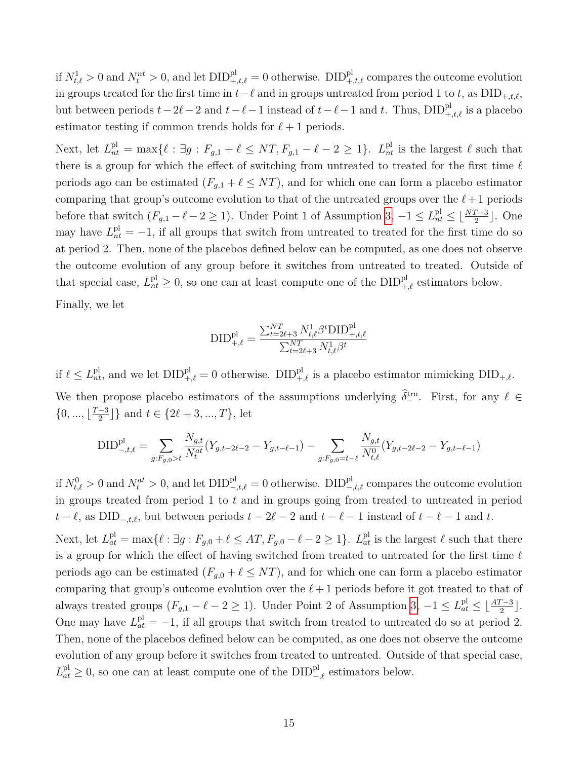if $N^1_{t,\ell} > 0$ and $N^{nt}_t > 0$, and let $\text{DID}^{\text{pl}}_{+,t,\ell} = 0$ otherwise. $\text{DID}^{\text{pl}}_{+,t,\ell}$ compares the outcome evolution in groups treated for the first time in $t-\ell$ and in groups untreated from period 1 to $t$, as $\text{DID}_{+,t,\ell}$, but between periods $t-2\ell-2$ and $t-\ell-1$ instead of $t-\ell-1$ and $t$. Thus, $\text{DID}^{\text{pl}}_{+,t,\ell}$ is a placebo estimator testing if common trends holds for $\ell+1$ periods.

Next, let $L^{\text{pl}}_{nt} = \max\{\ell : \exists g : F_{g,1} + \ell \leq NT, F_{g,1} - \ell - 2 \geq 1\}$. $L^{\text{pl}}_{nt}$ is the largest $\ell$ such that there is a group for which the effect of switching from untreated to treated for the first time $\ell$ periods ago can be estimated ($F_{g,1} + \ell \leq NT$), and for which one can form a placebo estimator comparing that group's outcome evolution to that of the untreated groups over the $\ell+1$ periods before that switch ($F_{g,1} - \ell - 2 \geq 1$). Under Point 1 of Assumption 3, $-1 \leq L^{\text{pl}}_{nt} \leq \lfloor \frac{NT-3}{2} \rfloor$. One may have $L^{\text{pl}}_{nt} = -1$, if all groups that switch from untreated to treated for the first time do so at period 2. Then, none of the placebos defined below can be computed, as one does not observe the outcome evolution of any group before it switches from untreated to treated. Outside of that special case, $L^{\text{pl}}_{nt} \geq 0$, so one can at least compute one of the $\text{DID}^{\text{pl}}_{+,\ell}$ estimators below.

Finally, we let

$$\text{DID}^{\text{pl}}_{+,\ell} = \frac{\sum_{t=2\ell+3}^{NT} N^1_{t,\ell} \beta^t \text{DID}^{\text{pl}}_{+,t,\ell}}{\sum_{t=2\ell+3}^{NT} N^1_{t,\ell} \beta^t}$$

if $\ell \leq L^{\text{pl}}_{nt}$, and we let $\text{DID}^{\text{pl}}_{+,\ell} = 0$ otherwise. $\text{DID}^{\text{pl}}_{+,\ell}$ is a placebo estimator mimicking $\text{DID}_{+,\ell}$.

We then propose placebo estimators of the assumptions underlying $\widehat{\delta}^{\text{tru}}_{-}$. First, for any $\ell \in \{0, ..., \lfloor \frac{T-3}{2} \rfloor\}$ and $t \in \{2\ell+3, ..., T\}$, let

$$\text{DID}^{\text{pl}}_{-,t,\ell} = \sum_{g: F_{g,0} > t} \frac{N_{g,t}}{N^{at}_t} (Y_{g,t-2\ell-2} - Y_{g,t-\ell-1}) - \sum_{g: F_{g,0} = t-\ell} \frac{N_{g,t}}{N^0_{t,\ell}} (Y_{g,t-2\ell-2} - Y_{g,t-\ell-1})$$

if $N^0_{t,\ell} > 0$ and $N^{at}_t > 0$, and let $\text{DID}^{\text{pl}}_{-,t,\ell} = 0$ otherwise. $\text{DID}^{\text{pl}}_{-,t,\ell}$ compares the outcome evolution in groups treated from period 1 to $t$ and in groups going from treated to untreated in period $t-\ell$, as $\text{DID}_{-,t,\ell}$, but between periods $t-2\ell-2$ and $t-\ell-1$ instead of $t-\ell-1$ and $t$.

Next, let $L^{\text{pl}}_{at} = \max\{\ell : \exists g : F_{g,0} + \ell \leq AT, F_{g,0} - \ell - 2 \geq 1\}$. $L^{\text{pl}}_{at}$ is the largest $\ell$ such that there is a group for which the effect of having switched from treated to untreated for the first time $\ell$ periods ago can be estimated ($F_{g,0} + \ell \leq NT$), and for which one can form a placebo estimator comparing that group's outcome evolution over the $\ell+1$ periods before it got treated to that of always treated groups ($F_{g,1} - \ell - 2 \geq 1$). Under Point 2 of Assumption 3, $-1 \leq L^{\text{pl}}_{at} \leq \lfloor \frac{AT-3}{2} \rfloor$. One may have $L^{\text{pl}}_{at} = -1$, if all groups that switch from treated to untreated do so at period 2. Then, none of the placebos defined below can be computed, as one does not observe the outcome evolution of any group before it switches from treated to untreated. Outside of that special case, $L^{\text{pl}}_{at} \geq 0$, so one can at least compute one of the $\text{DID}^{\text{pl}}_{-,\ell}$ estimators below.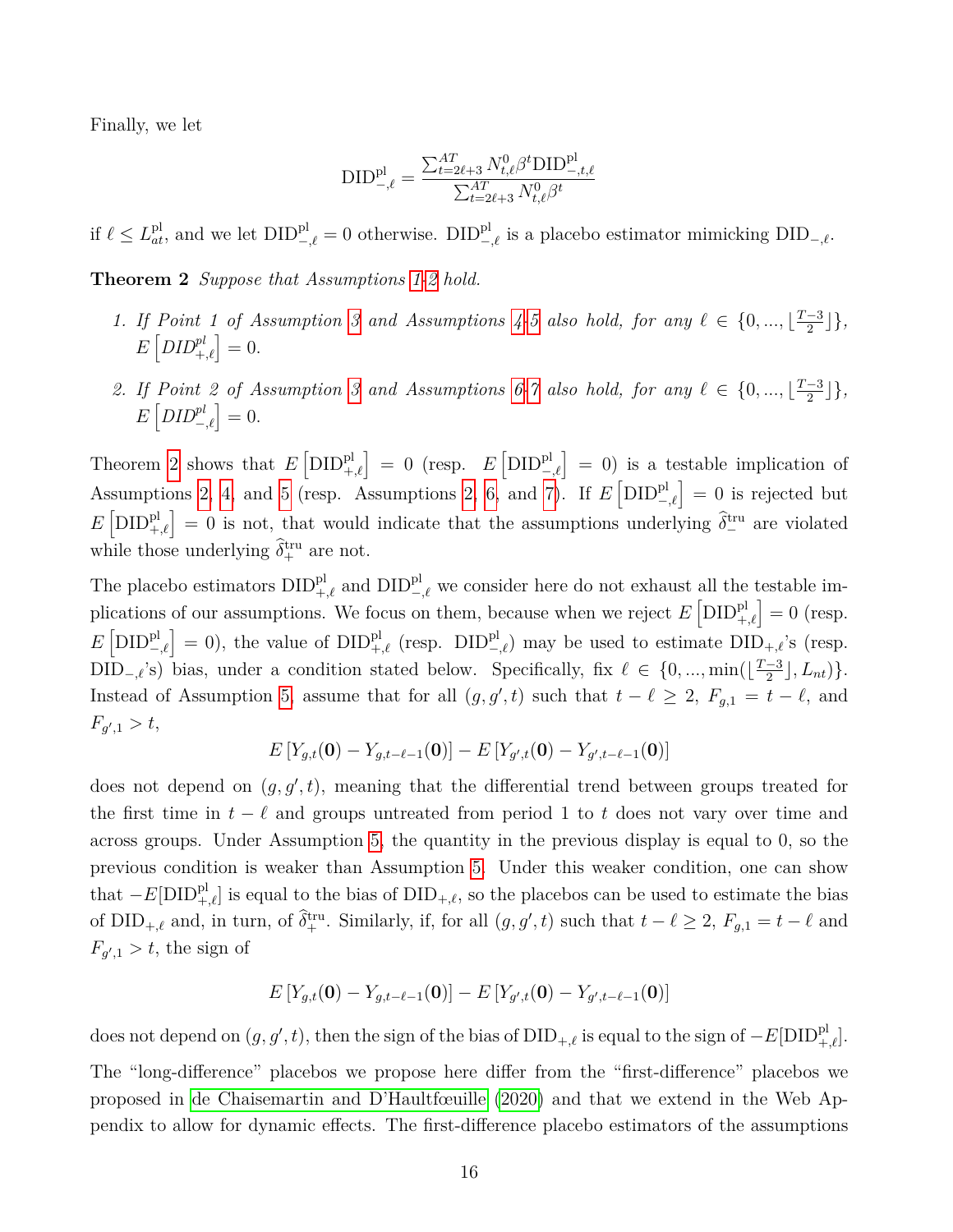Finally, we let

$$\text{DID}^{\text{pl}}_{-,\ell} = \frac{\sum_{t=2\ell+3}^{AT} N^0_{t,\ell}\beta^t \text{DID}^{\text{pl}}_{-,t,\ell}}{\sum_{t=2\ell+3}^{AT} N^0_{t,\ell}\beta^t}$$

if $\ell \leq L^{\text{pl}}_{at}$, and we let $\text{DID}^{\text{pl}}_{-,\ell} = 0$ otherwise. $\text{DID}^{\text{pl}}_{-,\ell}$ is a placebo estimator mimicking $\text{DID}_{-,\ell}$.

**Theorem 2** *Suppose that Assumptions 1-2 hold.*

1. *If Point 1 of Assumption 3 and Assumptions 4-5 also hold, for any $\ell \in \{0, ..., \lfloor \frac{T-3}{2} \rfloor\}$, $E\left[DID^{pl}_{+,\ell}\right] = 0$.*
2. *If Point 2 of Assumption 3 and Assumptions 6-7 also hold, for any $\ell \in \{0, ..., \lfloor \frac{T-3}{2} \rfloor\}$, $E\left[DID^{pl}_{-,\ell}\right] = 0$.*

Theorem 2 shows that $E\left[\text{DID}^{\text{pl}}_{+,\ell}\right] = 0$ (resp. $E\left[\text{DID}^{\text{pl}}_{-,\ell}\right] = 0$) is a testable implication of Assumptions 2, 4, and 5 (resp. Assumptions 2, 6, and 7). If $E\left[\text{DID}^{\text{pl}}_{-,\ell}\right] = 0$ is rejected but $E\left[\text{DID}^{\text{pl}}_{+,\ell}\right] = 0$ is not, that would indicate that the assumptions underlying $\widehat{\delta}^{\text{tru}}_{-}$ are violated while those underlying $\widehat{\delta}^{\text{tru}}_{+}$ are not.

The placebo estimators $\text{DID}^{\text{pl}}_{+,\ell}$ and $\text{DID}^{\text{pl}}_{-,\ell}$ we consider here do not exhaust all the testable implications of our assumptions. We focus on them, because when we reject $E\left[\text{DID}^{\text{pl}}_{+,\ell}\right] = 0$ (resp. $E\left[\text{DID}^{\text{pl}}_{-,\ell}\right] = 0$), the value of $\text{DID}^{\text{pl}}_{+,\ell}$ (resp. $\text{DID}^{\text{pl}}_{-,\ell}$) may be used to estimate $\text{DID}_{+,\ell}$'s (resp. $\text{DID}_{-,\ell}$'s) bias, under a condition stated below. Specifically, fix $\ell \in \{0, ..., \min(\lfloor \frac{T-3}{2} \rfloor, L_{nt})\}$. Instead of Assumption 5, assume that for all $(g, g', t)$ such that $t - \ell \geq 2$, $F_{g,1} = t - \ell$, and $F_{g',1} > t$,

$$E\left[Y_{g,t}(\mathbf{0}) - Y_{g,t-\ell-1}(\mathbf{0})\right] - E\left[Y_{g',t}(\mathbf{0}) - Y_{g',t-\ell-1}(\mathbf{0})\right]$$

does not depend on $(g, g', t)$, meaning that the differential trend between groups treated for the first time in $t - \ell$ and groups untreated from period 1 to $t$ does not vary over time and across groups. Under Assumption 5, the quantity in the previous display is equal to 0, so the previous condition is weaker than Assumption 5. Under this weaker condition, one can show that $-E[\text{DID}^{\text{pl}}_{+,\ell}]$ is equal to the bias of $\text{DID}_{+,\ell}$, so the placebos can be used to estimate the bias of $\text{DID}_{+,\ell}$ and, in turn, of $\widehat{\delta}^{\text{tru}}_{+}$. Similarly, if, for all $(g, g', t)$ such that $t - \ell \geq 2$, $F_{g,1} = t - \ell$ and $F_{g',1} > t$, the sign of

$$E\left[Y_{g,t}(\mathbf{0}) - Y_{g,t-\ell-1}(\mathbf{0})\right] - E\left[Y_{g',t}(\mathbf{0}) - Y_{g',t-\ell-1}(\mathbf{0})\right]$$

does not depend on $(g, g', t)$, then the sign of the bias of $\text{DID}_{+,\ell}$ is equal to the sign of $-E[\text{DID}^{\text{pl}}_{+,\ell}]$.

The "long-difference" placebos we propose here differ from the "first-difference" placebos we proposed in de Chaisemartin and D'Haultfœuille (2020) and that we extend in the Web Appendix to allow for dynamic effects. The first-difference placebo estimators of the assumptions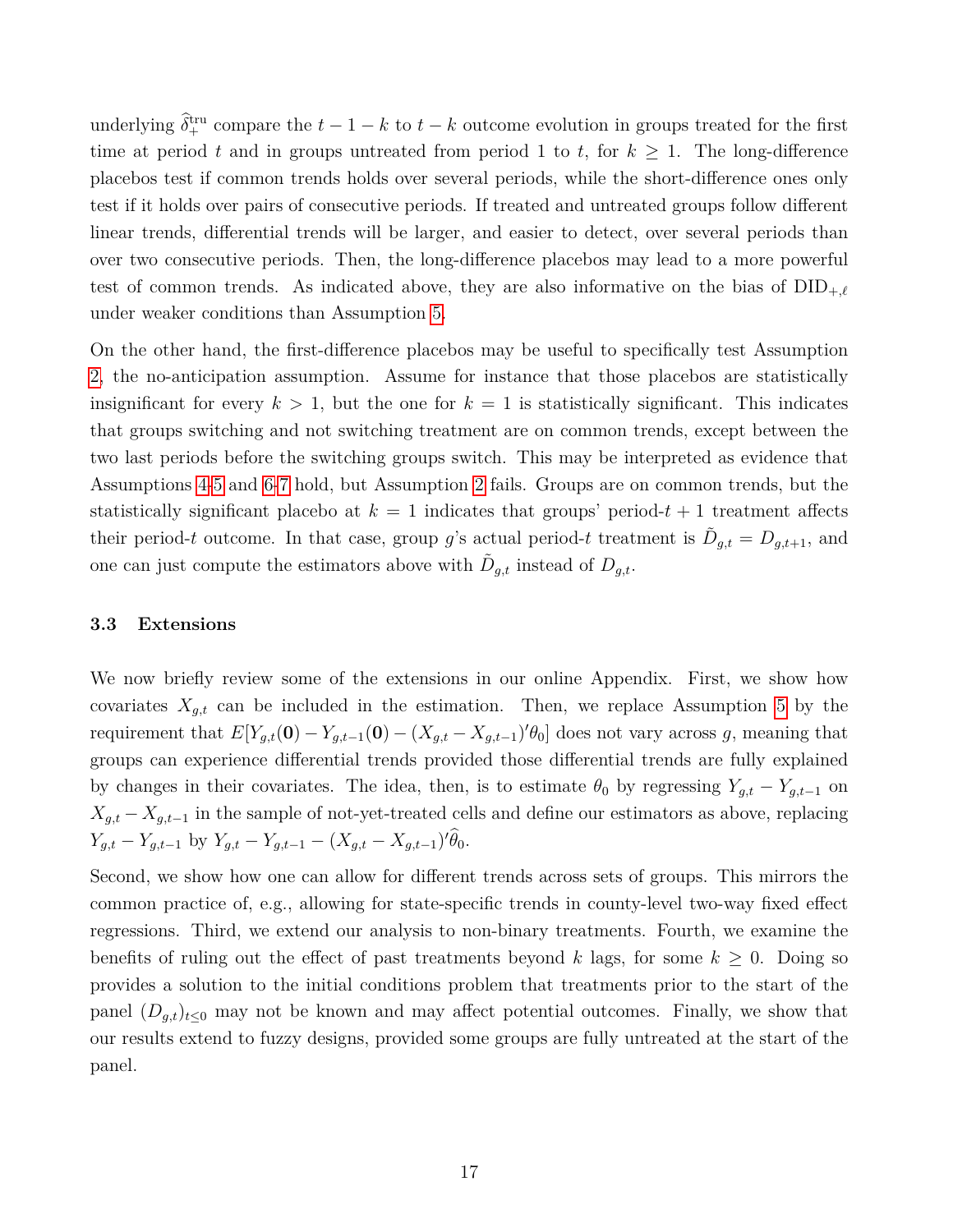underlying $\widehat{\delta}_{+}^{\text{tru}}$ compare the $t-1-k$ to $t-k$ outcome evolution in groups treated for the first time at period $t$ and in groups untreated from period 1 to $t$, for $k \geq 1$. The long-difference placebos test if common trends holds over several periods, while the short-difference ones only test if it holds over pairs of consecutive periods. If treated and untreated groups follow different linear trends, differential trends will be larger, and easier to detect, over several periods than over two consecutive periods. Then, the long-difference placebos may lead to a more powerful test of common trends. As indicated above, they are also informative on the bias of $\text{DID}_{+,\ell}$ under weaker conditions than Assumption 5.

On the other hand, the first-difference placebos may be useful to specifically test Assumption 2, the no-anticipation assumption. Assume for instance that those placebos are statistically insignificant for every $k > 1$, but the one for $k = 1$ is statistically significant. This indicates that groups switching and not switching treatment are on common trends, except between the two last periods before the switching groups switch. This may be interpreted as evidence that Assumptions 4-5 and 6-7 hold, but Assumption 2 fails. Groups are on common trends, but the statistically significant placebo at $k = 1$ indicates that groups' period-$t+1$ treatment affects their period-$t$ outcome. In that case, group $g$'s actual period-$t$ treatment is $\tilde{D}_{g,t} = D_{g,t+1}$, and one can just compute the estimators above with $\tilde{D}_{g,t}$ instead of $D_{g,t}$.

### 3.3 Extensions

We now briefly review some of the extensions in our online Appendix. First, we show how covariates $X_{g,t}$ can be included in the estimation. Then, we replace Assumption 5 by the requirement that $E[Y_{g,t}(\mathbf{0}) - Y_{g,t-1}(\mathbf{0}) - (X_{g,t} - X_{g,t-1})'\theta_0]$ does not vary across $g$, meaning that groups can experience differential trends provided those differential trends are fully explained by changes in their covariates. The idea, then, is to estimate $\theta_0$ by regressing $Y_{g,t} - Y_{g,t-1}$ on $X_{g,t} - X_{g,t-1}$ in the sample of not-yet-treated cells and define our estimators as above, replacing $Y_{g,t} - Y_{g,t-1}$ by $Y_{g,t} - Y_{g,t-1} - (X_{g,t} - X_{g,t-1})'\widehat{\theta}_0$.

Second, we show how one can allow for different trends across sets of groups. This mirrors the common practice of, e.g., allowing for state-specific trends in county-level two-way fixed effect regressions. Third, we extend our analysis to non-binary treatments. Fourth, we examine the benefits of ruling out the effect of past treatments beyond $k$ lags, for some $k \geq 0$. Doing so provides a solution to the initial conditions problem that treatments prior to the start of the panel $(D_{g,t})_{t \leq 0}$ may not be known and may affect potential outcomes. Finally, we show that our results extend to fuzzy designs, provided some groups are fully untreated at the start of the panel.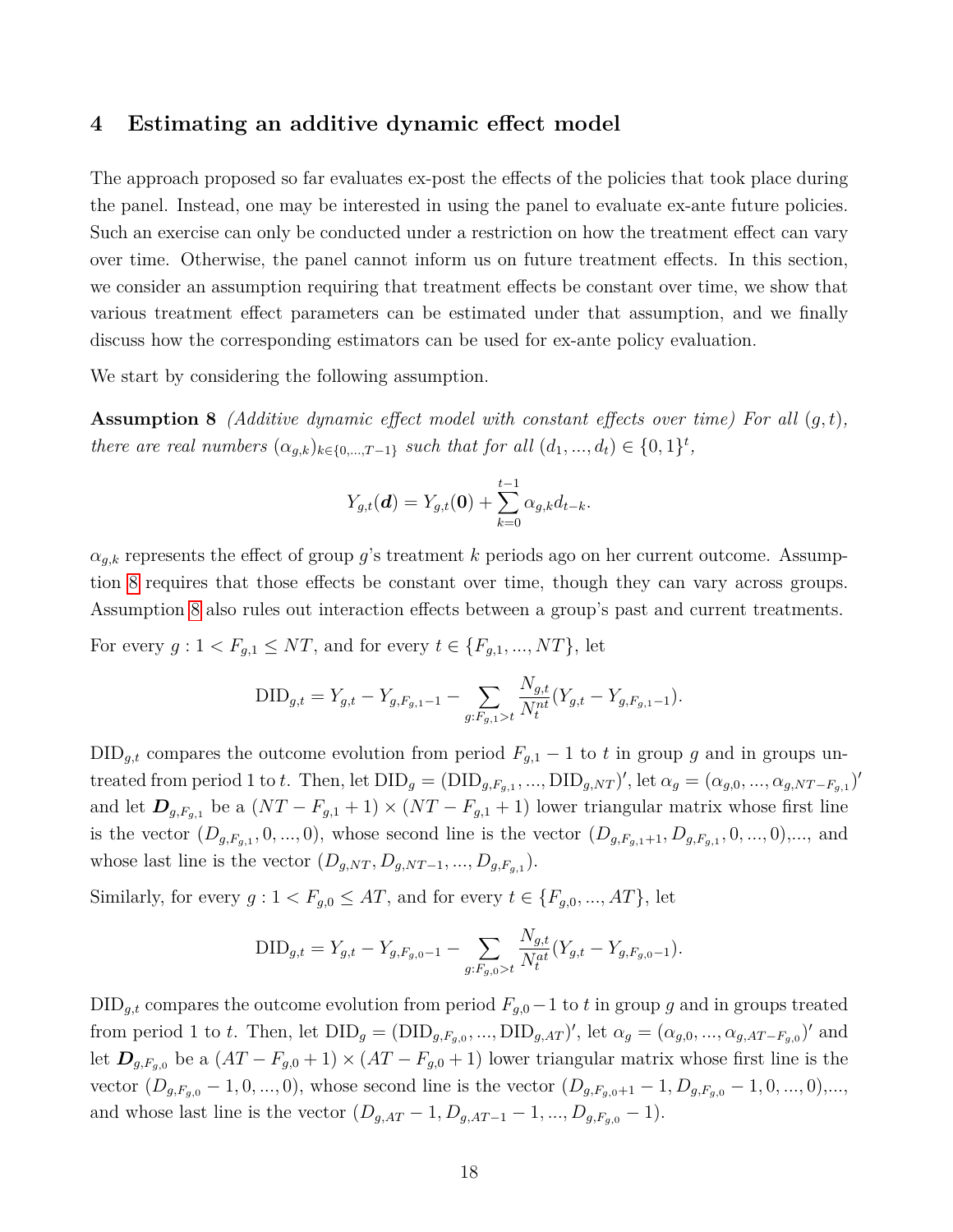## 4 Estimating an additive dynamic effect model

The approach proposed so far evaluates ex-post the effects of the policies that took place during the panel. Instead, one may be interested in using the panel to evaluate ex-ante future policies. Such an exercise can only be conducted under a restriction on how the treatment effect can vary over time. Otherwise, the panel cannot inform us on future treatment effects. In this section, we consider an assumption requiring that treatment effects be constant over time, we show that various treatment effect parameters can be estimated under that assumption, and we finally discuss how the corresponding estimators can be used for ex-ante policy evaluation.

We start by considering the following assumption.

**Assumption 8** *(Additive dynamic effect model with constant effects over time) For all $(g, t)$, there are real numbers $(\alpha_{g,k})_{k\in\{0,...,T-1\}}$ such that for all $(d_1, ..., d_t) \in \{0, 1\}^t$,*

$$Y_{g,t}(\boldsymbol{d}) = Y_{g,t}(\boldsymbol{0}) + \sum_{k=0}^{t-1} \alpha_{g,k} d_{t-k}.$$

$\alpha_{g,k}$ represents the effect of group $g$'s treatment $k$ periods ago on her current outcome. Assumption 8 requires that those effects be constant over time, though they can vary across groups. Assumption 8 also rules out interaction effects between a group's past and current treatments.

For every $g : 1 < F_{g,1} \leq NT$, and for every $t \in \{F_{g,1}, ..., NT\}$, let

$$\text{DID}_{g,t} = Y_{g,t} - Y_{g,F_{g,1}-1} - \sum_{g:F_{g,1}>t} \frac{N_{g,t}}{N_t^{nt}} (Y_{g,t} - Y_{g,F_{g,1}-1}).$$

$\text{DID}_{g,t}$ compares the outcome evolution from period $F_{g,1} - 1$ to $t$ in group $g$ and in groups untreated from period 1 to $t$. Then, let $\text{DID}_g = (\text{DID}_{g,F_{g,1}}, ..., \text{DID}_{g,NT})'$, let $\alpha_g = (\alpha_{g,0}, ..., \alpha_{g,NT-F_{g,1}})'$ and let $\boldsymbol{D}_{g,F_{g,1}}$ be a $(NT - F_{g,1} + 1) \times (NT - F_{g,1} + 1)$ lower triangular matrix whose first line is the vector $(D_{g,F_{g,1}}, 0, ..., 0)$, whose second line is the vector $(D_{g,F_{g,1}+1}, D_{g,F_{g,1}}, 0, ..., 0)$,..., and whose last line is the vector $(D_{g,NT}, D_{g,NT-1}, ..., D_{g,F_{g,1}})$.

Similarly, for every $g : 1 < F_{g,0} \leq AT$, and for every $t \in \{F_{g,0}, ..., AT\}$, let

$$\text{DID}_{g,t} = Y_{g,t} - Y_{g,F_{g,0}-1} - \sum_{g:F_{g,0}>t} \frac{N_{g,t}}{N_t^{at}} (Y_{g,t} - Y_{g,F_{g,0}-1}).$$

$\text{DID}_{g,t}$ compares the outcome evolution from period $F_{g,0} - 1$ to $t$ in group $g$ and in groups treated from period 1 to $t$. Then, let $\text{DID}_g = (\text{DID}_{g,F_{g,0}}, ..., \text{DID}_{g,AT})'$, let $\alpha_g = (\alpha_{g,0}, ..., \alpha_{g,AT-F_{g,0}})'$ and let $\boldsymbol{D}_{g,F_{g,0}}$ be a $(AT - F_{g,0} + 1) \times (AT - F_{g,0} + 1)$ lower triangular matrix whose first line is the vector $(D_{g,F_{g,0}} - 1, 0, ..., 0)$, whose second line is the vector $(D_{g,F_{g,0}+1} - 1, D_{g,F_{g,0}} - 1, 0, ..., 0)$,..., and whose last line is the vector $(D_{g,AT} - 1, D_{g,AT-1} - 1, ..., D_{g,F_{g,0}} - 1)$.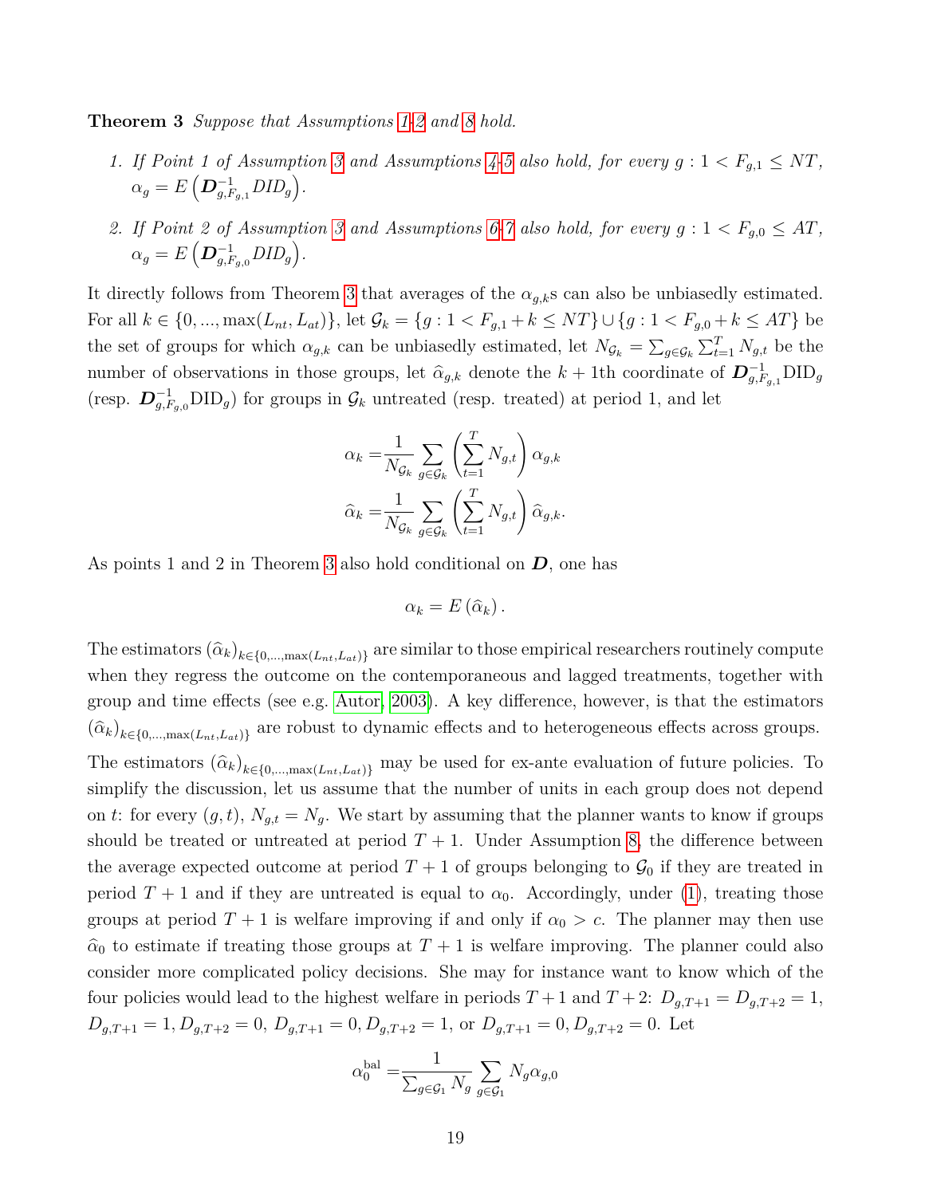**Theorem 3** *Suppose that Assumptions 1-2 and 8 hold.*

1. *If Point 1 of Assumption 3 and Assumptions 4-5 also hold, for every $g : 1 < F_{g,1} \leq NT$, $\alpha_g = E\left(\boldsymbol{D}^{-1}_{g,F_{g,1}} DID_g\right)$.*

2. *If Point 2 of Assumption 3 and Assumptions 6-7 also hold, for every $g : 1 < F_{g,0} \leq AT$, $\alpha_g = E\left(\boldsymbol{D}^{-1}_{g,F_{g,0}} DID_g\right)$.*

It directly follows from Theorem 3 that averages of the $\alpha_{g,k}$s can also be unbiasedly estimated. For all $k \in \{0, ..., \max(L_{nt}, L_{at})\}$, let $\mathcal{G}_k = \{g : 1 < F_{g,1} + k \leq NT\} \cup \{g : 1 < F_{g,0} + k \leq AT\}$ be the set of groups for which $\alpha_{g,k}$ can be unbiasedly estimated, let $N_{\mathcal{G}_k} = \sum_{g \in \mathcal{G}_k} \sum_{t=1}^{T} N_{g,t}$ be the number of observations in those groups, let $\widehat{\alpha}_{g,k}$ denote the $k+1$th coordinate of $\boldsymbol{D}^{-1}_{g,F_{g,1}} \text{DID}_g$ (resp. $\boldsymbol{D}^{-1}_{g,F_{g,0}} \text{DID}_g$) for groups in $\mathcal{G}_k$ untreated (resp. treated) at period 1, and let

$$
\begin{aligned}
\alpha_k =& \frac{1}{N_{\mathcal{G}_k}} \sum_{g \in \mathcal{G}_k} \left( \sum_{t=1}^{T} N_{g,t} \right) \alpha_{g,k} \\
\widehat{\alpha}_k =& \frac{1}{N_{\mathcal{G}_k}} \sum_{g \in \mathcal{G}_k} \left( \sum_{t=1}^{T} N_{g,t} \right) \widehat{\alpha}_{g,k}.
\end{aligned}
$$

As points 1 and 2 in Theorem 3 also hold conditional on $\boldsymbol{D}$, one has

$$
\alpha_k = E\left(\widehat{\alpha}_k\right).
$$

The estimators $(\widehat{\alpha}_k)_{k \in \{0,...,\max(L_{nt}, L_{at})\}}$ are similar to those empirical researchers routinely compute when they regress the outcome on the contemporaneous and lagged treatments, together with group and time effects (see e.g. Autor, 2003). A key difference, however, is that the estimators $(\widehat{\alpha}_k)_{k \in \{0,...,\max(L_{nt}, L_{at})\}}$ are robust to dynamic effects and to heterogeneous effects across groups.

The estimators $(\widehat{\alpha}_k)_{k \in \{0,...,\max(L_{nt}, L_{at})\}}$ may be used for ex-ante evaluation of future policies. To simplify the discussion, let us assume that the number of units in each group does not depend on $t$: for every $(g, t)$, $N_{g,t} = N_g$. We start by assuming that the planner wants to know if groups should be treated or untreated at period $T + 1$. Under Assumption 8, the difference between the average expected outcome at period $T + 1$ of groups belonging to $\mathcal{G}_0$ if they are treated in period $T + 1$ and if they are untreated is equal to $\alpha_0$. Accordingly, under (1), treating those groups at period $T + 1$ is welfare improving if and only if $\alpha_0 > c$. The planner may then use $\widehat{\alpha}_0$ to estimate if treating those groups at $T + 1$ is welfare improving. The planner could also consider more complicated policy decisions. She may for instance want to know which of the four policies would lead to the highest welfare in periods $T + 1$ and $T + 2$: $D_{g,T+1} = D_{g,T+2} = 1$, $D_{g,T+1} = 1, D_{g,T+2} = 0$, $D_{g,T+1} = 0, D_{g,T+2} = 1$, or $D_{g,T+1} = 0, D_{g,T+2} = 0$. Let

$$
\alpha_0^{\text{bal}} = \frac{1}{\sum_{g \in \mathcal{G}_1} N_g} \sum_{g \in \mathcal{G}_1} N_g \alpha_{g,0}
$$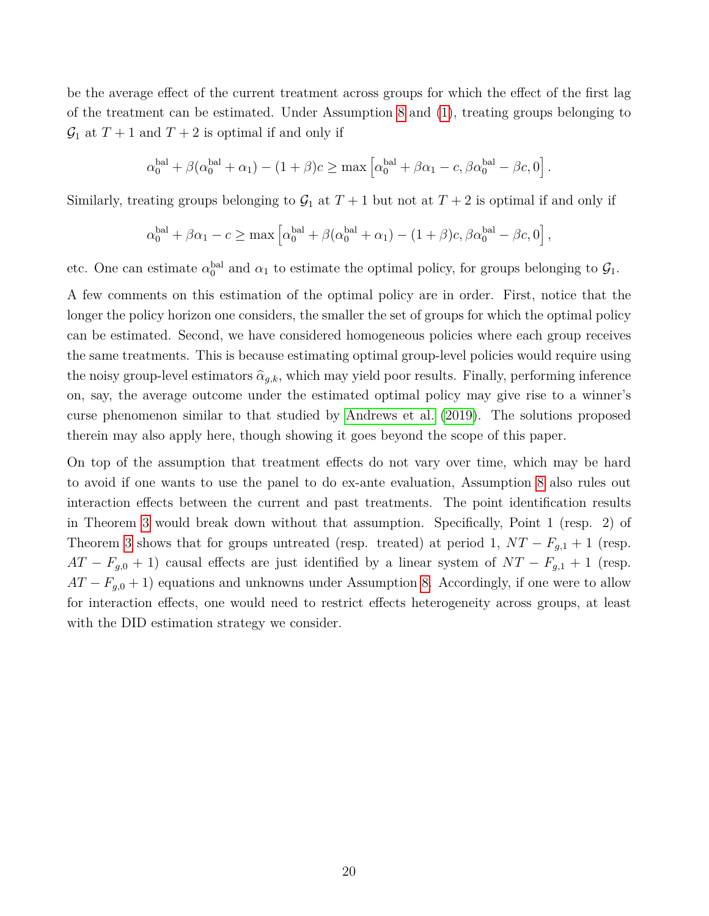be the average effect of the current treatment across groups for which the effect of the first lag of the treatment can be estimated. Under Assumption 8 and (1), treating groups belonging to $\mathcal{G}_1$ at $T+1$ and $T+2$ is optimal if and only if

$$\alpha_0^{\text{bal}} + \beta(\alpha_0^{\text{bal}} + \alpha_1) - (1+\beta)c \geq \max\left[\alpha_0^{\text{bal}} + \beta\alpha_1 - c, \beta\alpha_0^{\text{bal}} - \beta c, 0\right].$$

Similarly, treating groups belonging to $\mathcal{G}_1$ at $T+1$ but not at $T+2$ is optimal if and only if

$$\alpha_0^{\text{bal}} + \beta\alpha_1 - c \geq \max\left[\alpha_0^{\text{bal}} + \beta(\alpha_0^{\text{bal}} + \alpha_1) - (1+\beta)c, \beta\alpha_0^{\text{bal}} - \beta c, 0\right],$$

etc. One can estimate $\alpha_0^{\text{bal}}$ and $\alpha_1$ to estimate the optimal policy, for groups belonging to $\mathcal{G}_1$.

A few comments on this estimation of the optimal policy are in order. First, notice that the longer the policy horizon one considers, the smaller the set of groups for which the optimal policy can be estimated. Second, we have considered homogeneous policies where each group receives the same treatments. This is because estimating optimal group-level policies would require using the noisy group-level estimators $\widehat{\alpha}_{g,k}$, which may yield poor results. Finally, performing inference on, say, the average outcome under the estimated optimal policy may give rise to a winner's curse phenomenon similar to that studied by Andrews et al. (2019). The solutions proposed therein may also apply here, though showing it goes beyond the scope of this paper.

On top of the assumption that treatment effects do not vary over time, which may be hard to avoid if one wants to use the panel to do ex-ante evaluation, Assumption 8 also rules out interaction effects between the current and past treatments. The point identification results in Theorem 3 would break down without that assumption. Specifically, Point 1 (resp. 2) of Theorem 3 shows that for groups untreated (resp. treated) at period 1, $NT - F_{g,1} + 1$ (resp. $AT - F_{g,0} + 1$) causal effects are just identified by a linear system of $NT - F_{g,1} + 1$ (resp. $AT - F_{g,0} + 1$) equations and unknowns under Assumption 8. Accordingly, if one were to allow for interaction effects, one would need to restrict effects heterogeneity across groups, at least with the DID estimation strategy we consider.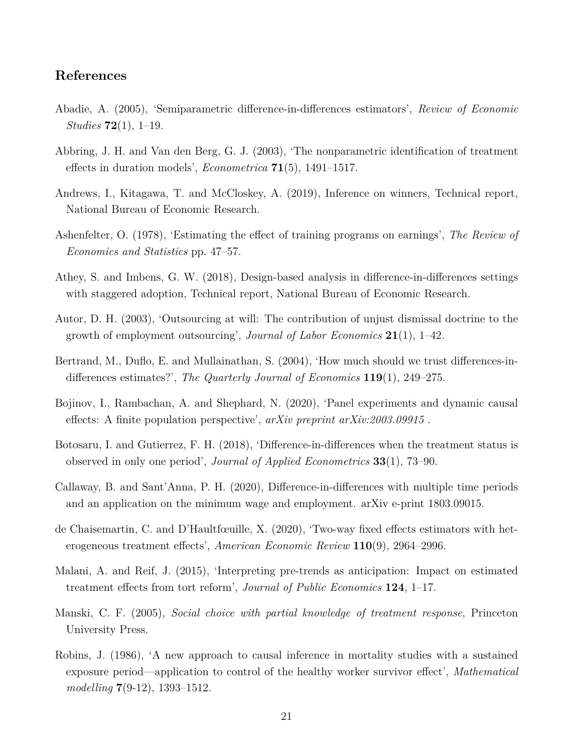## References

Abadie, A. (2005), 'Semiparametric difference-in-differences estimators', *Review of Economic Studies* **72**(1), 1–19.

Abbring, J. H. and Van den Berg, G. J. (2003), 'The nonparametric identification of treatment effects in duration models', *Econometrica* **71**(5), 1491–1517.

Andrews, I., Kitagawa, T. and McCloskey, A. (2019), Inference on winners, Technical report, National Bureau of Economic Research.

Ashenfelter, O. (1978), 'Estimating the effect of training programs on earnings', *The Review of Economics and Statistics* pp. 47–57.

Athey, S. and Imbens, G. W. (2018), Design-based analysis in difference-in-differences settings with staggered adoption, Technical report, National Bureau of Economic Research.

Autor, D. H. (2003), 'Outsourcing at will: The contribution of unjust dismissal doctrine to the growth of employment outsourcing', *Journal of Labor Economics* **21**(1), 1–42.

Bertrand, M., Duflo, E. and Mullainathan, S. (2004), 'How much should we trust differences-in-differences estimates?', *The Quarterly Journal of Economics* **119**(1), 249–275.

Bojinov, I., Rambachan, A. and Shephard, N. (2020), 'Panel experiments and dynamic causal effects: A finite population perspective', *arXiv preprint arXiv:2003.09915* .

Botosaru, I. and Gutierrez, F. H. (2018), 'Difference-in-differences when the treatment status is observed in only one period', *Journal of Applied Econometrics* **33**(1), 73–90.

Callaway, B. and Sant'Anna, P. H. (2020), Difference-in-differences with multiple time periods and an application on the minimum wage and employment. arXiv e-print 1803.09015.

de Chaisemartin, C. and D'Haultfœuille, X. (2020), 'Two-way fixed effects estimators with heterogeneous treatment effects', *American Economic Review* **110**(9), 2964–2996.

Malani, A. and Reif, J. (2015), 'Interpreting pre-trends as anticipation: Impact on estimated treatment effects from tort reform', *Journal of Public Economics* **124**, 1–17.

Manski, C. F. (2005), *Social choice with partial knowledge of treatment response*, Princeton University Press.

Robins, J. (1986), 'A new approach to causal inference in mortality studies with a sustained exposure period—application to control of the healthy worker survivor effect', *Mathematical modelling* **7**(9-12), 1393–1512.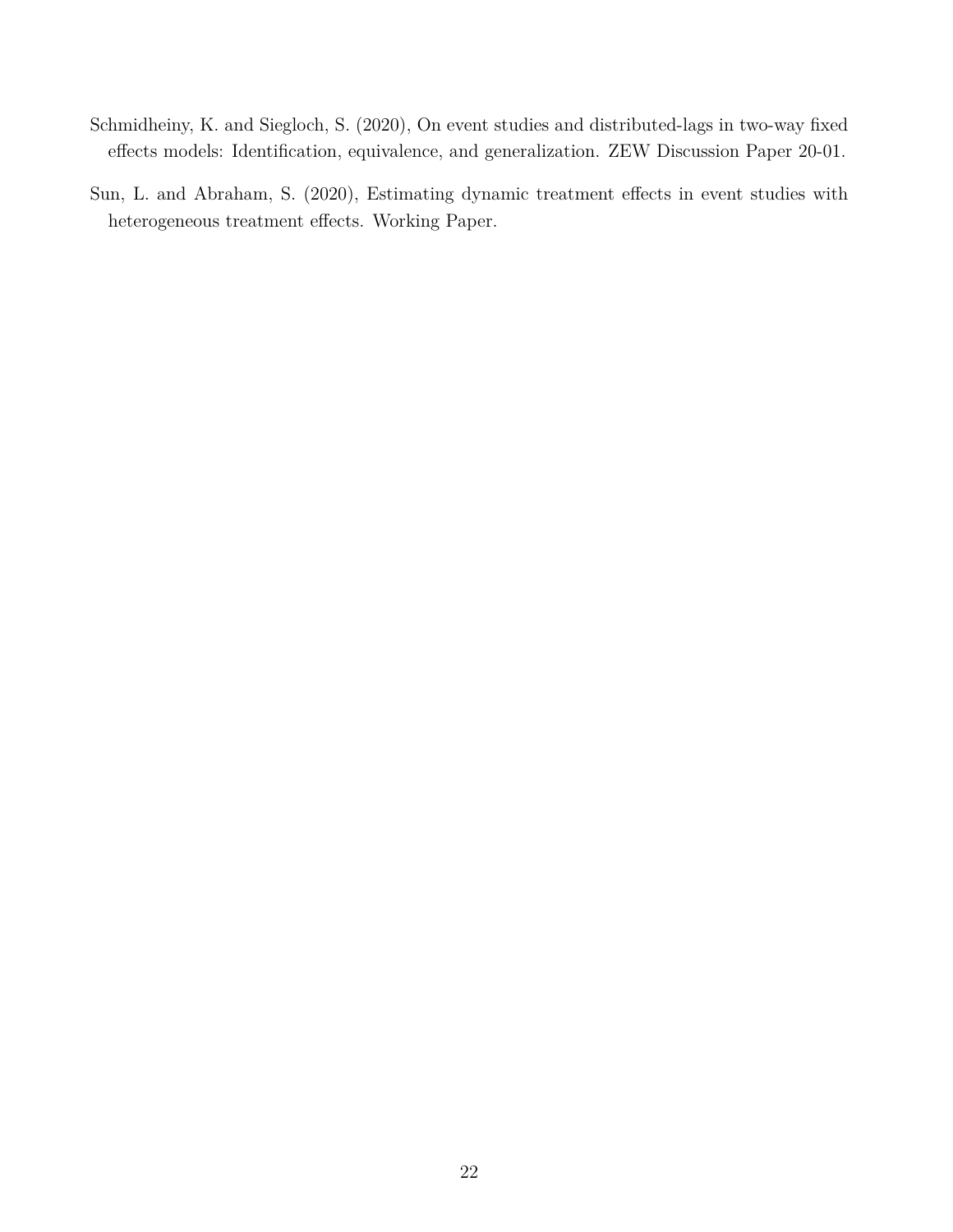Schmidheiny, K. and Siegloch, S. (2020), On event studies and distributed-lags in two-way fixed effects models: Identification, equivalence, and generalization. ZEW Discussion Paper 20-01.

Sun, L. and Abraham, S. (2020), Estimating dynamic treatment effects in event studies with heterogeneous treatment effects. Working Paper.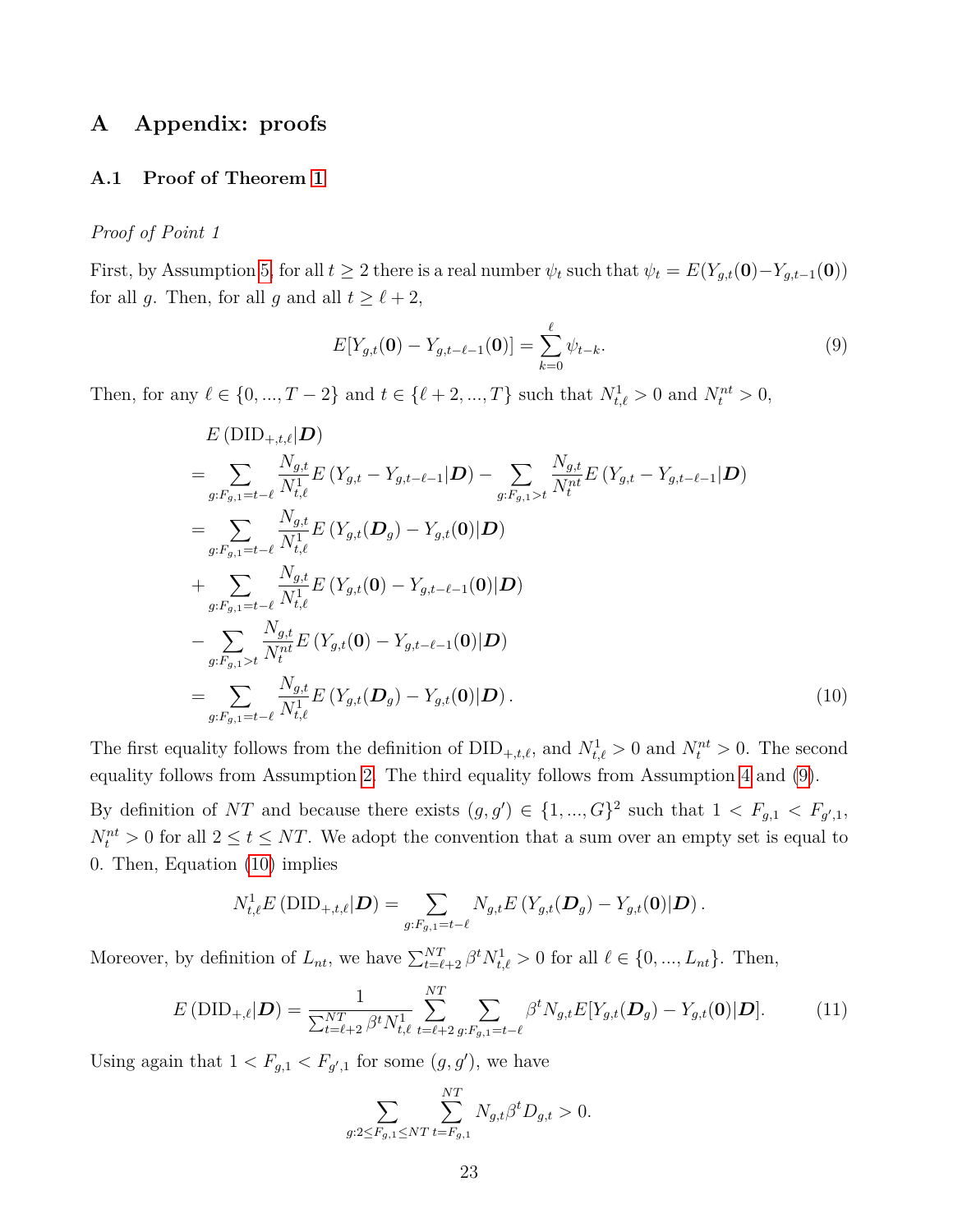# A Appendix: proofs

## A.1 Proof of Theorem 1

*Proof of Point 1*

First, by Assumption 5, for all $t \geq 2$ there is a real number $\psi_t$ such that $\psi_t = E(Y_{g,t}(\mathbf{0}) - Y_{g,t-1}(\mathbf{0}))$ for all $g$. Then, for all $g$ and all $t \geq \ell + 2$,

$$E[Y_{g,t}(\mathbf{0}) - Y_{g,t-\ell-1}(\mathbf{0})] = \sum_{k=0}^{\ell} \psi_{t-k}. \tag{9}$$

Then, for any $\ell \in \{0, ..., T-2\}$ and $t \in \{\ell+2, ..., T\}$ such that $N^1_{t,\ell} > 0$ and $N^{nt}_t > 0$,

$$\begin{aligned}
& E\left(\text{DID}_{+,t,\ell} | \mathbf{D}\right) \\
= & \sum_{g:F_{g,1}=t-\ell} \frac{N_{g,t}}{N^1_{t,\ell}} E\left(Y_{g,t} - Y_{g,t-\ell-1} | \mathbf{D}\right) - \sum_{g:F_{g,1}>t} \frac{N_{g,t}}{N^{nt}_t} E\left(Y_{g,t} - Y_{g,t-\ell-1} | \mathbf{D}\right) \\
= & \sum_{g:F_{g,1}=t-\ell} \frac{N_{g,t}}{N^1_{t,\ell}} E\left(Y_{g,t}(\mathbf{D}_g) - Y_{g,t}(\mathbf{0}) | \mathbf{D}\right) \\
+ & \sum_{g:F_{g,1}=t-\ell} \frac{N_{g,t}}{N^1_{t,\ell}} E\left(Y_{g,t}(\mathbf{0}) - Y_{g,t-\ell-1}(\mathbf{0}) | \mathbf{D}\right) \\
- & \sum_{g:F_{g,1}>t} \frac{N_{g,t}}{N^{nt}_t} E\left(Y_{g,t}(\mathbf{0}) - Y_{g,t-\ell-1}(\mathbf{0}) | \mathbf{D}\right) \\
= & \sum_{g:F_{g,1}=t-\ell} \frac{N_{g,t}}{N^1_{t,\ell}} E\left(Y_{g,t}(\mathbf{D}_g) - Y_{g,t}(\mathbf{0}) | \mathbf{D}\right).
\end{aligned} \tag{10}$$

The first equality follows from the definition of $\text{DID}_{+,t,\ell}$, and $N^1_{t,\ell} > 0$ and $N^{nt}_t > 0$. The second equality follows from Assumption 2. The third equality follows from Assumption 4 and (9).

By definition of $NT$ and because there exists $(g, g') \in \{1, ..., G\}^2$ such that $1 < F_{g,1} < F_{g',1}$, $N^{nt}_t > 0$ for all $2 \leq t \leq NT$. We adopt the convention that a sum over an empty set is equal to 0. Then, Equation (10) implies

$$N^1_{t,\ell} E\left(\text{DID}_{+,t,\ell} | \mathbf{D}\right) = \sum_{g:F_{g,1}=t-\ell} N_{g,t} E\left(Y_{g,t}(\mathbf{D}_g) - Y_{g,t}(\mathbf{0}) | \mathbf{D}\right).$$

Moreover, by definition of $L_{nt}$, we have $\sum_{t=\ell+2}^{NT} \beta^t N^1_{t,\ell} > 0$ for all $\ell \in \{0, ..., L_{nt}\}$. Then,

$$E\left(\text{DID}_{+,\ell} | \mathbf{D}\right) = \frac{1}{\sum_{t=\ell+2}^{NT} \beta^t N^1_{t,\ell}} \sum_{t=\ell+2}^{NT} \sum_{g:F_{g,1}=t-\ell} \beta^t N_{g,t} E[Y_{g,t}(\mathbf{D}_g) - Y_{g,t}(\mathbf{0}) | \mathbf{D}]. \tag{11}$$

Using again that $1 < F_{g,1} < F_{g',1}$ for some $(g, g')$, we have

$$\sum_{g:2 \leq F_{g,1} \leq NT} \sum_{t=F_{g,1}}^{NT} N_{g,t} \beta^t D_{g,t} > 0.$$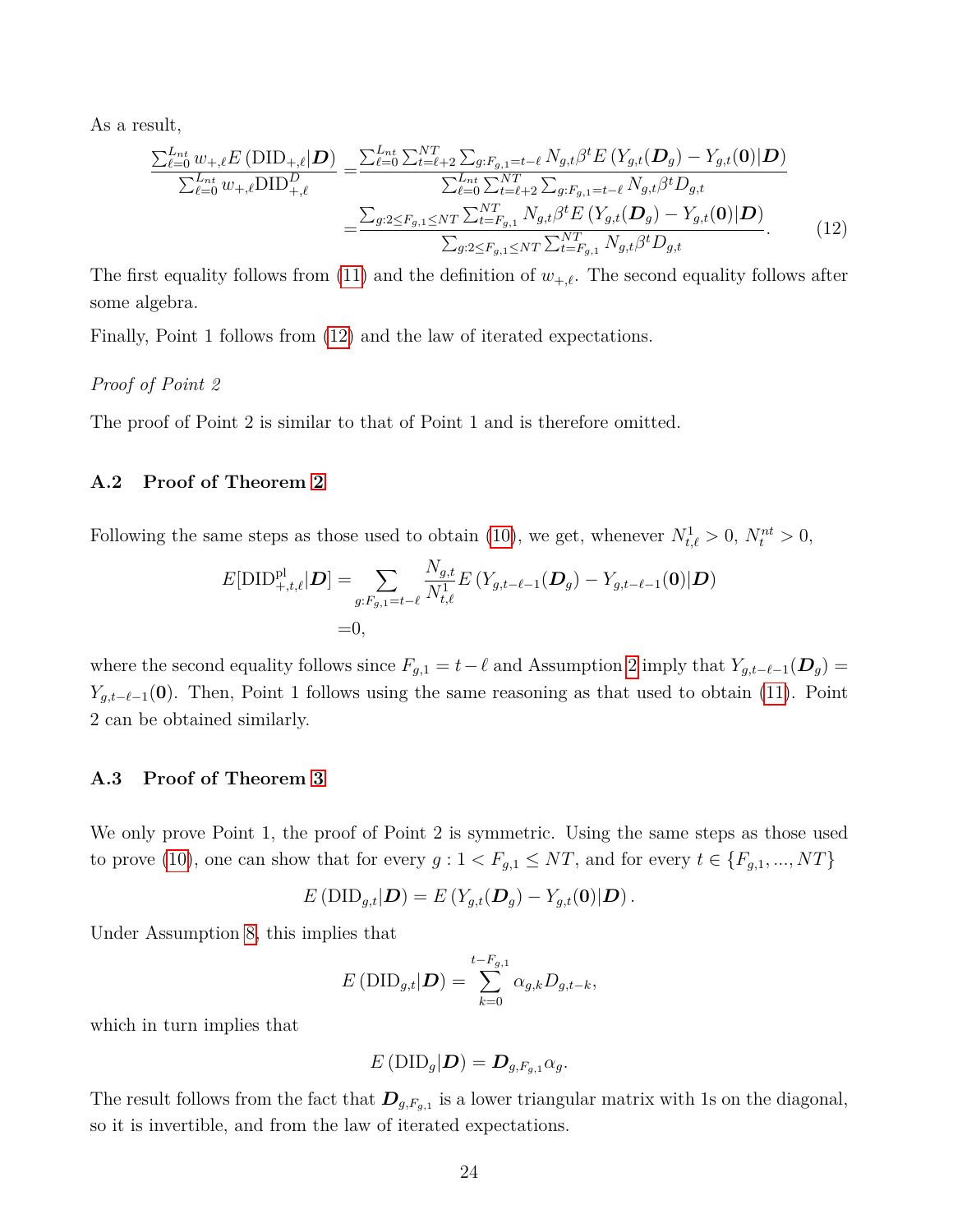As a result,

$$
\begin{aligned}
\frac{\sum_{\ell=0}^{L_{nt}} w_{+,\ell} E\left(\text{DID}_{+,\ell}|\boldsymbol{D}\right)}{\sum_{\ell=0}^{L_{nt}} w_{+,\ell}\text{DID}_{+,\ell}^{D}} =& \frac{\sum_{\ell=0}^{L_{nt}} \sum_{t=\ell+2}^{NT} \sum_{g:F_{g,1}=t-\ell} N_{g,t}\beta^t E\left(Y_{g,t}(\boldsymbol{D}_g) - Y_{g,t}(\boldsymbol{0})|\boldsymbol{D}\right)}{\sum_{\ell=0}^{L_{nt}} \sum_{t=\ell+2}^{NT} \sum_{g:F_{g,1}=t-\ell} N_{g,t}\beta^t D_{g,t}} \\
=& \frac{\sum_{g:2\leq F_{g,1}\leq NT} \sum_{t=F_{g,1}}^{NT} N_{g,t}\beta^t E\left(Y_{g,t}(\boldsymbol{D}_g) - Y_{g,t}(\boldsymbol{0})|\boldsymbol{D}\right)}{\sum_{g:2\leq F_{g,1}\leq NT} \sum_{t=F_{g,1}}^{NT} N_{g,t}\beta^t D_{g,t}}. \qquad (12)
\end{aligned}
$$

The first equality follows from (11) and the definition of $w_{+,\ell}$. The second equality follows after some algebra.

Finally, Point 1 follows from (12) and the law of iterated expectations.

*Proof of Point 2*

The proof of Point 2 is similar to that of Point 1 and is therefore omitted.

### A.2 Proof of Theorem 2

Following the same steps as those used to obtain (10), we get, whenever $N_{t,\ell}^1 > 0$, $N_t^{nt} > 0$,

$$
\begin{aligned}
E[\text{DID}_{+,t,\ell}^{\text{pl}}|\boldsymbol{D}] =& \sum_{g:F_{g,1}=t-\ell} \frac{N_{g,t}}{N_{t,\ell}^1} E\left(Y_{g,t-\ell-1}(\boldsymbol{D}_g) - Y_{g,t-\ell-1}(\boldsymbol{0})|\boldsymbol{D}\right) \\
=& 0,
\end{aligned}
$$

where the second equality follows since $F_{g,1} = t - \ell$ and Assumption 2 imply that $Y_{g,t-\ell-1}(\boldsymbol{D}_g) = Y_{g,t-\ell-1}(\boldsymbol{0})$. Then, Point 1 follows using the same reasoning as that used to obtain (11). Point 2 can be obtained similarly.

### A.3 Proof of Theorem 3

We only prove Point 1, the proof of Point 2 is symmetric. Using the same steps as those used to prove (10), one can show that for every $g : 1 < F_{g,1} \leq NT$, and for every $t \in \{F_{g,1}, ..., NT\}$

$$
E\left(\text{DID}_{g,t}|\boldsymbol{D}\right) = E\left(Y_{g,t}(\boldsymbol{D}_g) - Y_{g,t}(\boldsymbol{0})|\boldsymbol{D}\right).
$$

Under Assumption 8, this implies that

$$
E\left(\text{DID}_{g,t}|\boldsymbol{D}\right) = \sum_{k=0}^{t-F_{g,1}} \alpha_{g,k} D_{g,t-k},
$$

which in turn implies that

$$
E\left(\text{DID}_g|\boldsymbol{D}\right) = \boldsymbol{D}_{g,F_{g,1}}\alpha_g.
$$

The result follows from the fact that $\boldsymbol{D}_{g,F_{g,1}}$ is a lower triangular matrix with 1s on the diagonal, so it is invertible, and from the law of iterated expectations.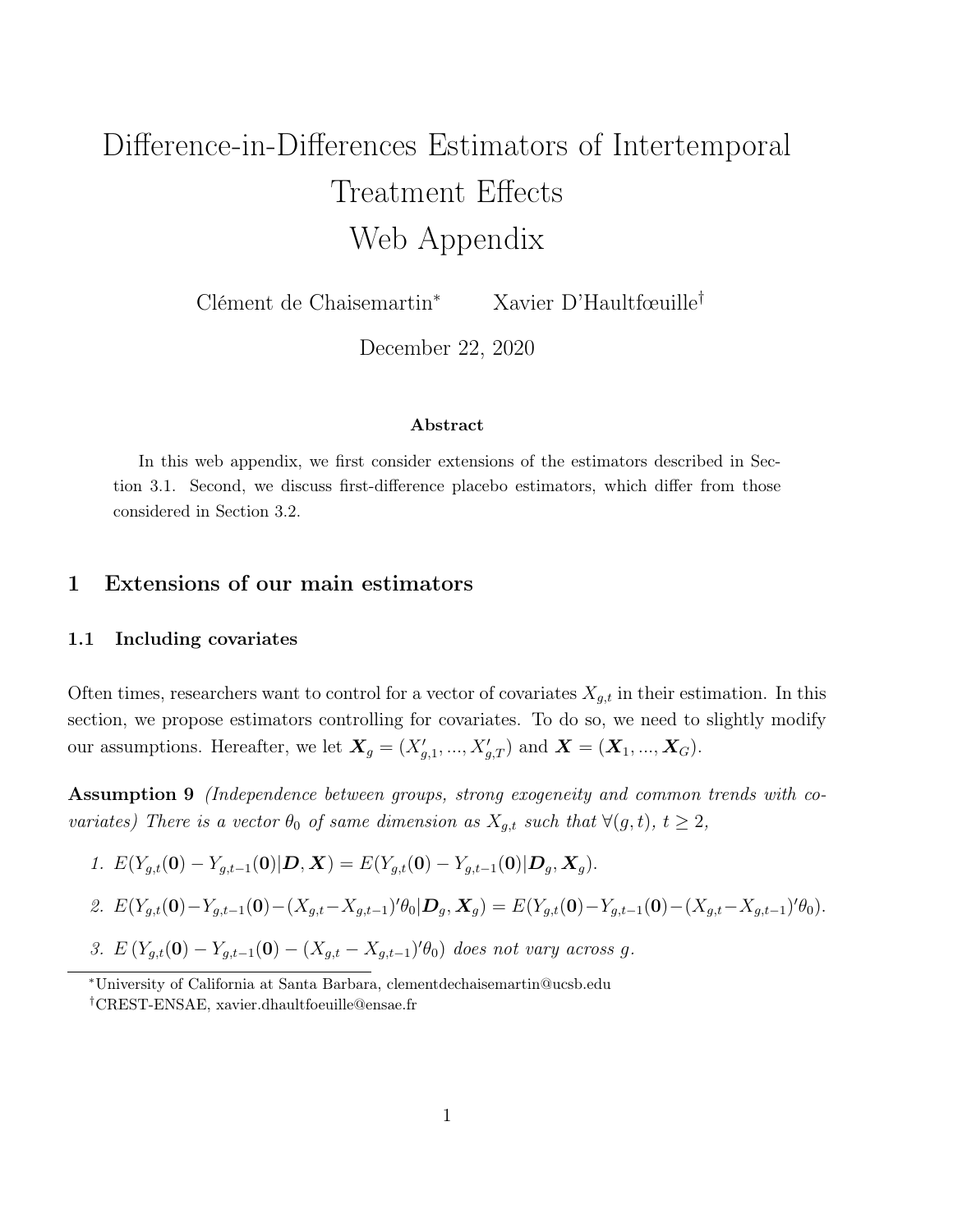# Difference-in-Differences Estimators of Intertemporal Treatment Effects Web Appendix

Clément de Chaisemartin[*] Xavier D'Haultfœuille[†]

December 22, 2020

### Abstract

In this web appendix, we first consider extensions of the estimators described in Section 3.1. Second, we discuss first-difference placebo estimators, which differ from those considered in Section 3.2.

## 1 Extensions of our main estimators

### 1.1 Including covariates

Often times, researchers want to control for a vector of covariates $X_{g,t}$ in their estimation. In this section, we propose estimators controlling for covariates. To do so, we need to slightly modify our assumptions. Hereafter, we let $\boldsymbol{X}_g = (X'_{g,1}, ..., X'_{g,T})$ and $\boldsymbol{X} = (\boldsymbol{X}_1, ..., \boldsymbol{X}_G)$.

**Assumption 9** *(Independence between groups, strong exogeneity and common trends with covariates) There is a vector $\theta_0$ of same dimension as $X_{g,t}$ such that $\forall (g,t)$, $t \geq 2$,*

1. $E(Y_{g,t}(\boldsymbol{0}) - Y_{g,t-1}(\boldsymbol{0})|\boldsymbol{D}, \boldsymbol{X}) = E(Y_{g,t}(\boldsymbol{0}) - Y_{g,t-1}(\boldsymbol{0})|\boldsymbol{D}_g, \boldsymbol{X}_g)$.
2. $E(Y_{g,t}(\boldsymbol{0}) - Y_{g,t-1}(\boldsymbol{0}) - (X_{g,t} - X_{g,t-1})'\theta_0|\boldsymbol{D}_g, \boldsymbol{X}_g) = E(Y_{g,t}(\boldsymbol{0}) - Y_{g,t-1}(\boldsymbol{0}) - (X_{g,t} - X_{g,t-1})'\theta_0)$.
3. $E\left(Y_{g,t}(\boldsymbol{0}) - Y_{g,t-1}(\boldsymbol{0}) - (X_{g,t} - X_{g,t-1})'\theta_0\right)$ *does not vary across $g$.*

[*]University of California at Santa Barbara, clementdechaisemartin@ucsb.edu

[†]CREST-ENSAE, xavier.dhaultfoeuille@ensae.fr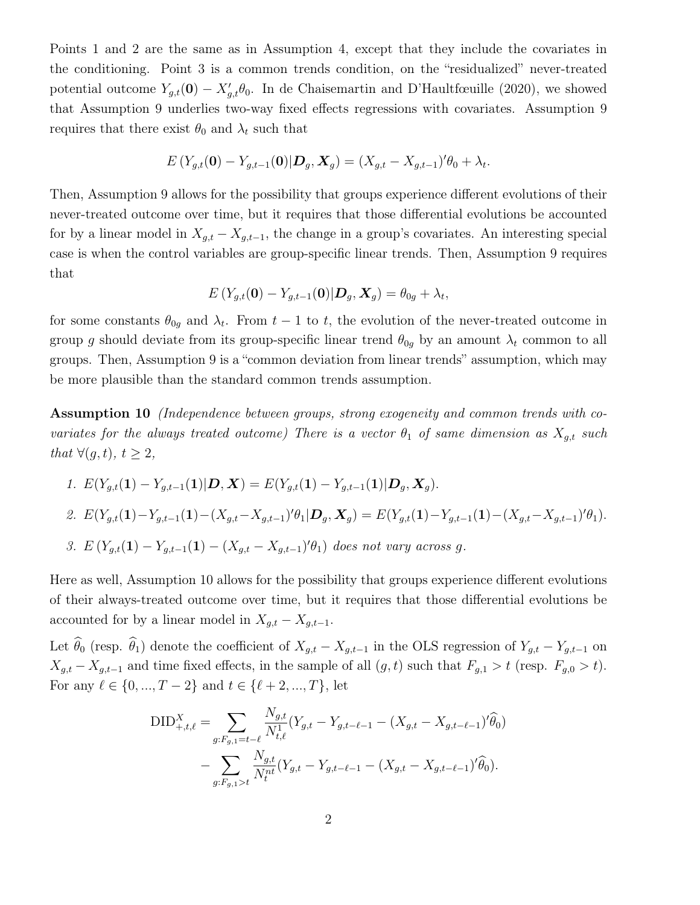Points 1 and 2 are the same as in Assumption 4, except that they include the covariates in the conditioning. Point 3 is a common trends condition, on the "residualized" never-treated potential outcome $Y_{g,t}(\mathbf{0}) - X'_{g,t}\theta_0$. In de Chaisemartin and D'Haultfœuille (2020), we showed that Assumption 9 underlies two-way fixed effects regressions with covariates. Assumption 9 requires that there exist $\theta_0$ and $\lambda_t$ such that

$$E\left(Y_{g,t}(\mathbf{0}) - Y_{g,t-1}(\mathbf{0}) | \mathbf{D}_g, \mathbf{X}_g\right) = (X_{g,t} - X_{g,t-1})'\theta_0 + \lambda_t.$$

Then, Assumption 9 allows for the possibility that groups experience different evolutions of their never-treated outcome over time, but it requires that those differential evolutions be accounted for by a linear model in $X_{g,t} - X_{g,t-1}$, the change in a group's covariates. An interesting special case is when the control variables are group-specific linear trends. Then, Assumption 9 requires that

$$E\left(Y_{g,t}(\mathbf{0}) - Y_{g,t-1}(\mathbf{0}) | \mathbf{D}_g, \mathbf{X}_g\right) = \theta_{0g} + \lambda_t,$$

for some constants $\theta_{0g}$ and $\lambda_t$. From $t-1$ to $t$, the evolution of the never-treated outcome in group $g$ should deviate from its group-specific linear trend $\theta_{0g}$ by an amount $\lambda_t$ common to all groups. Then, Assumption 9 is a "common deviation from linear trends" assumption, which may be more plausible than the standard common trends assumption.

**Assumption 10** *(Independence between groups, strong exogeneity and common trends with covariates for the always treated outcome) There is a vector $\theta_1$ of same dimension as $X_{g,t}$ such that $\forall (g,t)$, $t \geq 2$,*

1. $E(Y_{g,t}(\mathbf{1}) - Y_{g,t-1}(\mathbf{1}) | \mathbf{D}, \mathbf{X}) = E(Y_{g,t}(\mathbf{1}) - Y_{g,t-1}(\mathbf{1}) | \mathbf{D}_g, \mathbf{X}_g)$.
2. $E(Y_{g,t}(\mathbf{1}) - Y_{g,t-1}(\mathbf{1}) - (X_{g,t} - X_{g,t-1})'\theta_1 | \mathbf{D}_g, \mathbf{X}_g) = E(Y_{g,t}(\mathbf{1}) - Y_{g,t-1}(\mathbf{1}) - (X_{g,t} - X_{g,t-1})'\theta_1)$.
3. $E\left(Y_{g,t}(\mathbf{1}) - Y_{g,t-1}(\mathbf{1}) - (X_{g,t} - X_{g,t-1})'\theta_1\right)$ *does not vary across $g$.*

Here as well, Assumption 10 allows for the possibility that groups experience different evolutions of their always-treated outcome over time, but it requires that those differential evolutions be accounted for by a linear model in $X_{g,t} - X_{g,t-1}$.

Let $\widehat{\theta}_0$ (resp. $\widehat{\theta}_1$) denote the coefficient of $X_{g,t} - X_{g,t-1}$ in the OLS regression of $Y_{g,t} - Y_{g,t-1}$ on $X_{g,t} - X_{g,t-1}$ and time fixed effects, in the sample of all $(g,t)$ such that $F_{g,1} > t$ (resp. $F_{g,0} > t$). For any $\ell \in \{0, ..., T-2\}$ and $t \in \{\ell+2, ..., T\}$, let

$$\begin{aligned}
\text{DID}^X_{+,t,\ell} = & \sum_{g: F_{g,1} = t-\ell} \frac{N_{g,t}}{N^1_{t,\ell}} (Y_{g,t} - Y_{g,t-\ell-1} - (X_{g,t} - X_{g,t-\ell-1})'\widehat{\theta}_0) \\
& - \sum_{g: F_{g,1} > t} \frac{N_{g,t}}{N^{nt}_t} (Y_{g,t} - Y_{g,t-\ell-1} - (X_{g,t} - X_{g,t-\ell-1})'\widehat{\theta}_0).
\end{aligned}$$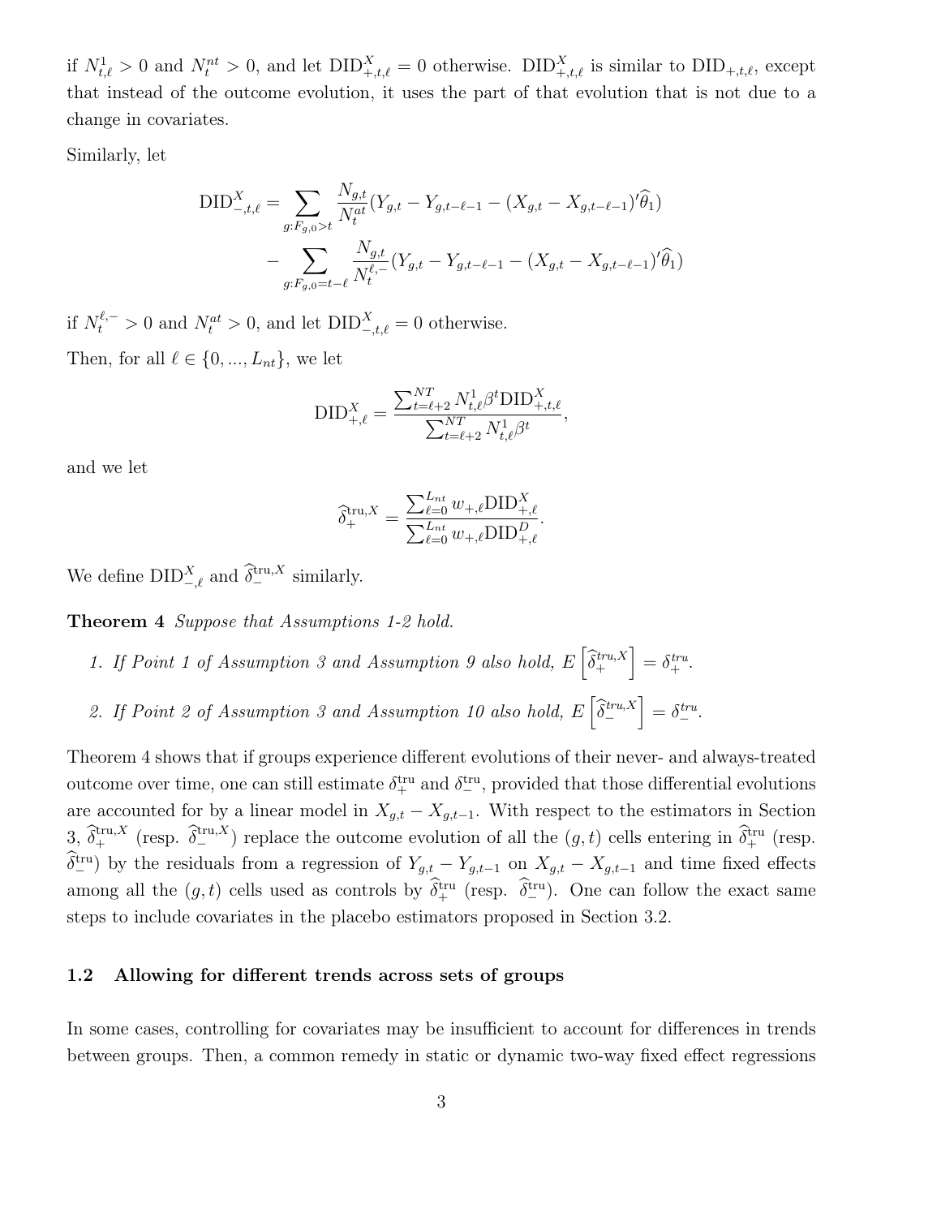if $N^1_{t,\ell} > 0$ and $N^{nt}_t > 0$, and let $\text{DID}^X_{+,t,\ell} = 0$ otherwise. $\text{DID}^X_{+,t,\ell}$ is similar to $\text{DID}_{+,t,\ell}$, except that instead of the outcome evolution, it uses the part of that evolution that is not due to a change in covariates.

Similarly, let

$$\begin{aligned}\text{DID}^X_{-,t,\ell} = & \sum_{g:F_{g,0}>t} \frac{N_{g,t}}{N^{at}_t}(Y_{g,t} - Y_{g,t-\ell-1} - (X_{g,t} - X_{g,t-\ell-1})'\widehat{\theta}_1) \\ & - \sum_{g:F_{g,0}=t-\ell} \frac{N_{g,t}}{N^{\ell,-}_t}(Y_{g,t} - Y_{g,t-\ell-1} - (X_{g,t} - X_{g,t-\ell-1})'\widehat{\theta}_1)\end{aligned}$$

if $N^{\ell,-}_t > 0$ and $N^{at}_t > 0$, and let $\text{DID}^X_{-,t,\ell} = 0$ otherwise.

Then, for all $\ell \in \{0, ..., L_{nt}\}$, we let

$$\text{DID}^X_{+,\ell} = \frac{\sum_{t=\ell+2}^{NT} N^1_{t,\ell}\beta^t \text{DID}^X_{+,t,\ell}}{\sum_{t=\ell+2}^{NT} N^1_{t,\ell}\beta^t},$$

and we let

$$\widehat{\delta}^{\text{tru},X}_+ = \frac{\sum_{\ell=0}^{L_{nt}} w_{+,\ell}\text{DID}^X_{+,\ell}}{\sum_{\ell=0}^{L_{nt}} w_{+,\ell}\text{DID}^D_{+,\ell}}.$$

We define $\text{DID}^X_{-,\ell}$ and $\widehat{\delta}^{\text{tru},X}_-$ similarly.

**Theorem 4** *Suppose that Assumptions 1-2 hold.*

1. *If Point 1 of Assumption 3 and Assumption 9 also hold,* $E\left[\widehat{\delta}^{tru,X}_+\right] = \delta^{tru}_+$.
2. *If Point 2 of Assumption 3 and Assumption 10 also hold,* $E\left[\widehat{\delta}^{tru,X}_-\right] = \delta^{tru}_-$.

Theorem 4 shows that if groups experience different evolutions of their never- and always-treated outcome over time, one can still estimate $\delta^{\text{tru}}_+$ and $\delta^{\text{tru}}_-$, provided that those differential evolutions are accounted for by a linear model in $X_{g,t} - X_{g,t-1}$. With respect to the estimators in Section 3, $\widehat{\delta}^{\text{tru},X}_+$ (resp. $\widehat{\delta}^{\text{tru},X}_-$) replace the outcome evolution of all the $(g,t)$ cells entering in $\widehat{\delta}^{\text{tru}}_+$ (resp. $\widehat{\delta}^{\text{tru}}_-$) by the residuals from a regression of $Y_{g,t} - Y_{g,t-1}$ on $X_{g,t} - X_{g,t-1}$ and time fixed effects among all the $(g,t)$ cells used as controls by $\widehat{\delta}^{\text{tru}}_+$ (resp. $\widehat{\delta}^{\text{tru}}_-$). One can follow the exact same steps to include covariates in the placebo estimators proposed in Section 3.2.

## 1.2 Allowing for different trends across sets of groups

In some cases, controlling for covariates may be insufficient to account for differences in trends between groups. Then, a common remedy in static or dynamic two-way fixed effect regressions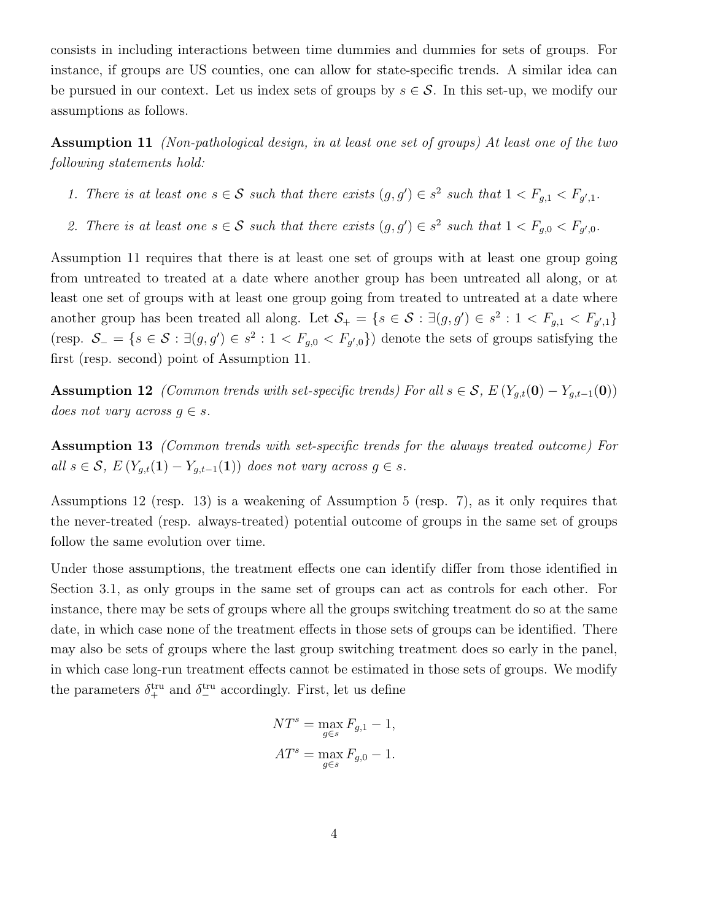consists in including interactions between time dummies and dummies for sets of groups. For instance, if groups are US counties, one can allow for state-specific trends. A similar idea can be pursued in our context. Let us index sets of groups by $s \in \mathcal{S}$. In this set-up, we modify our assumptions as follows.

**Assumption 11** *(Non-pathological design, in at least one set of groups) At least one of the two following statements hold:*

1. *There is at least one $s \in \mathcal{S}$ such that there exists $(g, g') \in s^2$ such that $1 < F_{g,1} < F_{g',1}$.*
2. *There is at least one $s \in \mathcal{S}$ such that there exists $(g, g') \in s^2$ such that $1 < F_{g,0} < F_{g',0}$.*

Assumption 11 requires that there is at least one set of groups with at least one group going from untreated to treated at a date where another group has been untreated all along, or at least one set of groups with at least one group going from treated to untreated at a date where another group has been treated all along. Let $\mathcal{S}_+ = \{s \in \mathcal{S} : \exists (g, g') \in s^2 : 1 < F_{g,1} < F_{g',1}\}$ (resp. $\mathcal{S}_- = \{s \in \mathcal{S} : \exists (g, g') \in s^2 : 1 < F_{g,0} < F_{g',0}\}$) denote the sets of groups satisfying the first (resp. second) point of Assumption 11.

**Assumption 12** *(Common trends with set-specific trends) For all $s \in \mathcal{S}$, $E\left(Y_{g,t}(\mathbf{0}) - Y_{g,t-1}(\mathbf{0})\right)$ does not vary across $g \in s$.*

**Assumption 13** *(Common trends with set-specific trends for the always treated outcome) For all $s \in \mathcal{S}$, $E\left(Y_{g,t}(\mathbf{1}) - Y_{g,t-1}(\mathbf{1})\right)$ does not vary across $g \in s$.*

Assumptions 12 (resp. 13) is a weakening of Assumption 5 (resp. 7), as it only requires that the never-treated (resp. always-treated) potential outcome of groups in the same set of groups follow the same evolution over time.

Under those assumptions, the treatment effects one can identify differ from those identified in Section 3.1, as only groups in the same set of groups can act as controls for each other. For instance, there may be sets of groups where all the groups switching treatment do so at the same date, in which case none of the treatment effects in those sets of groups can be identified. There may also be sets of groups where the last group switching treatment does so early in the panel, in which case long-run treatment effects cannot be estimated in those sets of groups. We modify the parameters $\delta_+^{\text{tru}}$ and $\delta_-^{\text{tru}}$ accordingly. First, let us define

$$NT^s = \max_{g \in s} F_{g,1} - 1,$$
$$AT^s = \max_{g \in s} F_{g,0} - 1.$$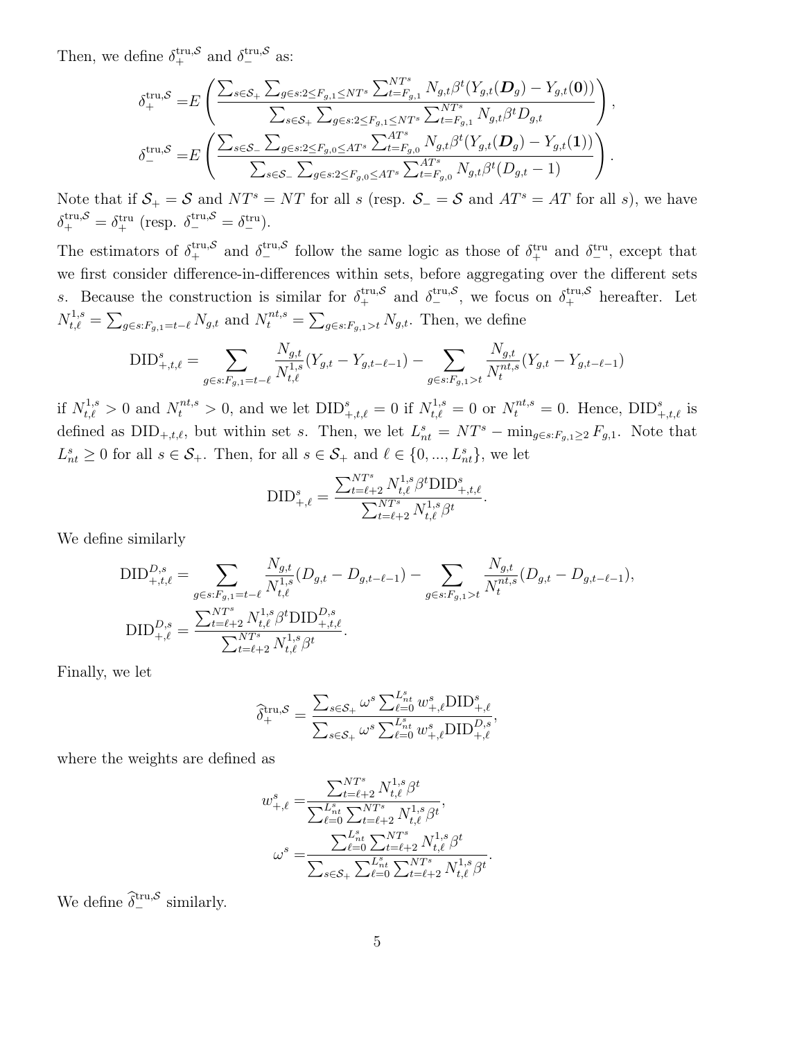Then, we define $\delta_+^{\text{tru},\mathcal{S}}$ and $\delta_-^{\text{tru},\mathcal{S}}$ as:

$$\delta_+^{\text{tru},\mathcal{S}} = E\left(\frac{\sum_{s\in\mathcal{S}_+}\sum_{g\in s:2\leq F_{g,1}\leq NT^s}\sum_{t=F_{g,1}}^{NT^s} N_{g,t}\beta^t(Y_{g,t}(\boldsymbol{D}_g)-Y_{g,t}(\boldsymbol{0}))}{\sum_{s\in\mathcal{S}_+}\sum_{g\in s:2\leq F_{g,1}\leq NT^s}\sum_{t=F_{g,1}}^{NT^s} N_{g,t}\beta^t D_{g,t}}\right),$$

$$\delta_-^{\text{tru},\mathcal{S}} = E\left(\frac{\sum_{s\in\mathcal{S}_-}\sum_{g\in s:2\leq F_{g,0}\leq AT^s}\sum_{t=F_{g,0}}^{AT^s} N_{g,t}\beta^t(Y_{g,t}(\boldsymbol{D}_g)-Y_{g,t}(\boldsymbol{1}))}{\sum_{s\in\mathcal{S}_-}\sum_{g\in s:2\leq F_{g,0}\leq AT^s}\sum_{t=F_{g,0}}^{AT^s} N_{g,t}\beta^t (D_{g,t}-1)}\right).$$

Note that if $\mathcal{S}_+ = \mathcal{S}$ and $NT^s = NT$ for all $s$ (resp. $\mathcal{S}_- = \mathcal{S}$ and $AT^s = AT$ for all $s$), we have $\delta_+^{\text{tru},\mathcal{S}} = \delta_+^{\text{tru}}$ (resp. $\delta_-^{\text{tru},\mathcal{S}} = \delta_-^{\text{tru}}$).

The estimators of $\delta_+^{\text{tru},\mathcal{S}}$ and $\delta_-^{\text{tru},\mathcal{S}}$ follow the same logic as those of $\delta_+^{\text{tru}}$ and $\delta_-^{\text{tru}}$, except that we first consider difference-in-differences within sets, before aggregating over the different sets $s$. Because the construction is similar for $\delta_+^{\text{tru},\mathcal{S}}$ and $\delta_-^{\text{tru},\mathcal{S}}$, we focus on $\delta_+^{\text{tru},\mathcal{S}}$ hereafter. Let $N_{t,\ell}^{1,s} = \sum_{g\in s:F_{g,1}=t-\ell} N_{g,t}$ and $N_t^{nt,s} = \sum_{g\in s:F_{g,1}>t} N_{g,t}$. Then, we define

$$\text{DID}_{+,t,\ell}^s = \sum_{g\in s:F_{g,1}=t-\ell}\frac{N_{g,t}}{N_{t,\ell}^{1,s}}(Y_{g,t}-Y_{g,t-\ell-1}) - \sum_{g\in s:F_{g,1}>t}\frac{N_{g,t}}{N_t^{nt,s}}(Y_{g,t}-Y_{g,t-\ell-1})$$

if $N_{t,\ell}^{1,s} > 0$ and $N_t^{nt,s} > 0$, and we let $\text{DID}_{+,t,\ell}^s = 0$ if $N_{t,\ell}^{1,s} = 0$ or $N_t^{nt,s} = 0$. Hence, $\text{DID}_{+,t,\ell}^s$ is defined as $\text{DID}_{+,t,\ell}$, but within set $s$. Then, we let $L_{nt}^s = NT^s - \min_{g\in s:F_{g,1}\geq 2} F_{g,1}$. Note that $L_{nt}^s \geq 0$ for all $s \in \mathcal{S}_+$. Then, for all $s \in \mathcal{S}_+$ and $\ell \in \{0, ..., L_{nt}^s\}$, we let

$$\text{DID}_{+,\ell}^s = \frac{\sum_{t=\ell+2}^{NT^s} N_{t,\ell}^{1,s}\beta^t \text{DID}_{+,t,\ell}^s}{\sum_{t=\ell+2}^{NT^s} N_{t,\ell}^{1,s}\beta^t}.$$

We define similarly

$$\text{DID}_{+,t,\ell}^{D,s} = \sum_{g\in s:F_{g,1}=t-\ell}\frac{N_{g,t}}{N_{t,\ell}^{1,s}}(D_{g,t}-D_{g,t-\ell-1}) - \sum_{g\in s:F_{g,1}>t}\frac{N_{g,t}}{N_t^{nt,s}}(D_{g,t}-D_{g,t-\ell-1}),$$

$$\text{DID}_{+,\ell}^{D,s} = \frac{\sum_{t=\ell+2}^{NT^s} N_{t,\ell}^{1,s}\beta^t \text{DID}_{+,t,\ell}^{D,s}}{\sum_{t=\ell+2}^{NT^s} N_{t,\ell}^{1,s}\beta^t}.$$

Finally, we let

$$\widehat{\delta}_+^{\text{tru},\mathcal{S}} = \frac{\sum_{s\in\mathcal{S}_+}\omega^s\sum_{\ell=0}^{L_{nt}^s} w_{+,\ell}^s \text{DID}_{+,\ell}^s}{\sum_{s\in\mathcal{S}_+}\omega^s\sum_{\ell=0}^{L_{nt}^s} w_{+,\ell}^s \text{DID}_{+,\ell}^{D,s}},$$

where the weights are defined as

$$w_{+,\ell}^s = \frac{\sum_{t=\ell+2}^{NT^s} N_{t,\ell}^{1,s}\beta^t}{\sum_{\ell=0}^{L_{nt}^s}\sum_{t=\ell+2}^{NT^s} N_{t,\ell}^{1,s}\beta^t},$$

$$\omega^s = \frac{\sum_{\ell=0}^{L_{nt}^s}\sum_{t=\ell+2}^{NT^s} N_{t,\ell}^{1,s}\beta^t}{\sum_{s\in\mathcal{S}_+}\sum_{\ell=0}^{L_{nt}^s}\sum_{t=\ell+2}^{NT^s} N_{t,\ell}^{1,s}\beta^t}.$$

We define $\widehat{\delta}_-^{\text{tru},\mathcal{S}}$ similarly.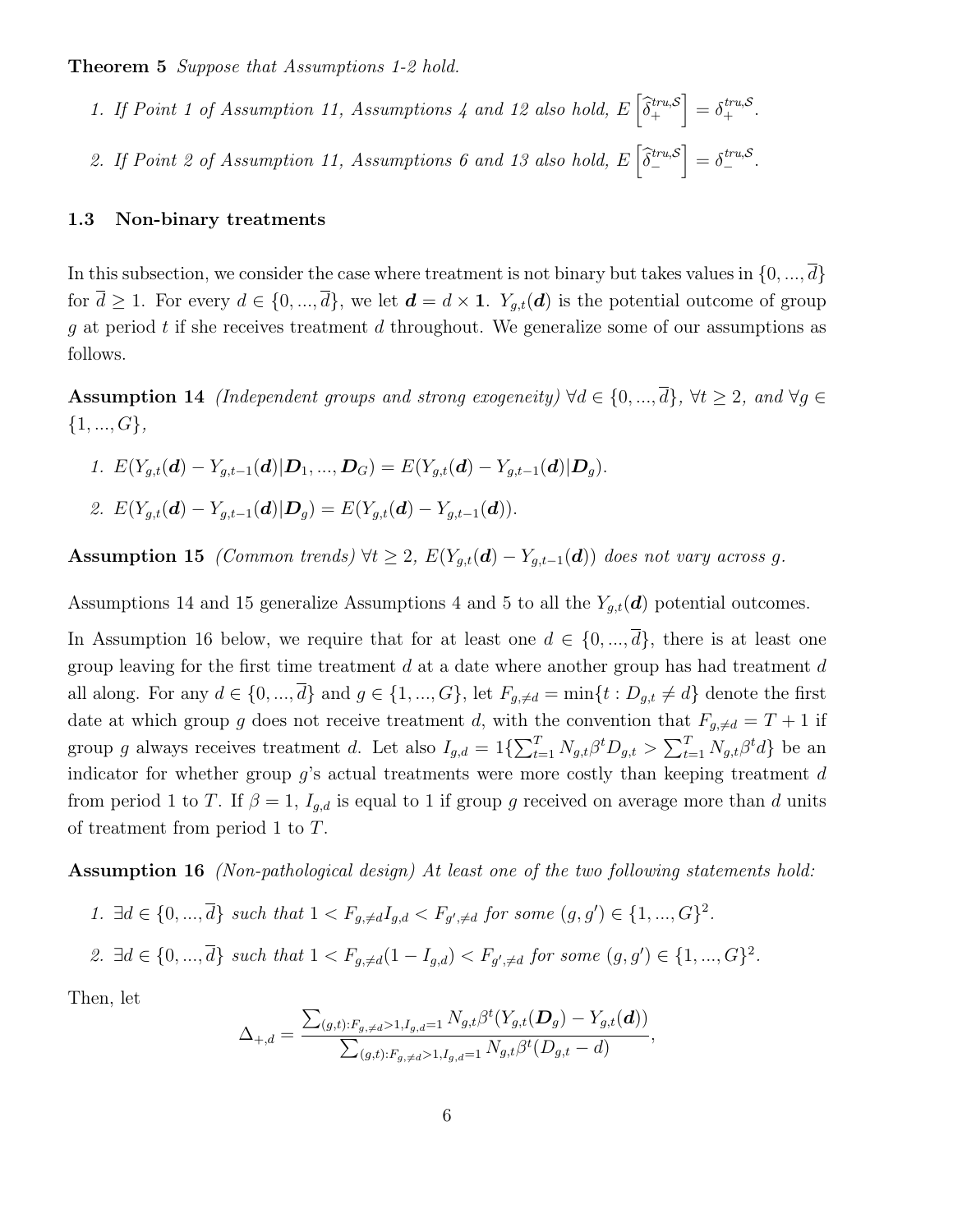**Theorem 5** *Suppose that Assumptions 1-2 hold.*

1. *If Point 1 of Assumption 11, Assumptions 4 and 12 also hold,* $E\left[\widehat{\delta}_{+}^{tru,\mathcal{S}}\right] = \delta_{+}^{tru,\mathcal{S}}$.
2. *If Point 2 of Assumption 11, Assumptions 6 and 13 also hold,* $E\left[\widehat{\delta}_{-}^{tru,\mathcal{S}}\right] = \delta_{-}^{tru,\mathcal{S}}$.

### 1.3 Non-binary treatments

In this subsection, we consider the case where treatment is not binary but takes values in $\{0, ..., \overline{d}\}$ for $\overline{d} \geq 1$. For every $d \in \{0, ..., \overline{d}\}$, we let $\boldsymbol{d} = d \times \boldsymbol{1}$. $Y_{g,t}(\boldsymbol{d})$ is the potential outcome of group $g$ at period $t$ if she receives treatment $d$ throughout. We generalize some of our assumptions as follows.

**Assumption 14** *(Independent groups and strong exogeneity)* $\forall d \in \{0, ..., \overline{d}\}$, $\forall t \geq 2$, *and* $\forall g \in \{1, ..., G\}$,

1. $E(Y_{g,t}(\boldsymbol{d}) - Y_{g,t-1}(\boldsymbol{d})|\boldsymbol{D}_1, ..., \boldsymbol{D}_G) = E(Y_{g,t}(\boldsymbol{d}) - Y_{g,t-1}(\boldsymbol{d})|\boldsymbol{D}_g)$.
2. $E(Y_{g,t}(\boldsymbol{d}) - Y_{g,t-1}(\boldsymbol{d})|\boldsymbol{D}_g) = E(Y_{g,t}(\boldsymbol{d}) - Y_{g,t-1}(\boldsymbol{d}))$.

**Assumption 15** *(Common trends)* $\forall t \geq 2$, $E(Y_{g,t}(\boldsymbol{d}) - Y_{g,t-1}(\boldsymbol{d}))$ *does not vary across* $g$.

Assumptions 14 and 15 generalize Assumptions 4 and 5 to all the $Y_{g,t}(\boldsymbol{d})$ potential outcomes.

In Assumption 16 below, we require that for at least one $d \in \{0, ..., \overline{d}\}$, there is at least one group leaving for the first time treatment $d$ at a date where another group has had treatment $d$ all along. For any $d \in \{0, ..., \overline{d}\}$ and $g \in \{1, ..., G\}$, let $F_{g,\neq d} = \min\{t : D_{g,t} \neq d\}$ denote the first date at which group $g$ does not receive treatment $d$, with the convention that $F_{g,\neq d} = T + 1$ if group $g$ always receives treatment $d$. Let also $I_{g,d} = 1\{\sum_{t=1}^{T} N_{g,t}\beta^t D_{g,t} > \sum_{t=1}^{T} N_{g,t}\beta^t d\}$ be an indicator for whether group $g$'s actual treatments were more costly than keeping treatment $d$ from period 1 to $T$. If $\beta = 1$, $I_{g,d}$ is equal to 1 if group $g$ received on average more than $d$ units of treatment from period 1 to $T$.

**Assumption 16** *(Non-pathological design) At least one of the two following statements hold:*

1. $\exists d \in \{0, ..., \overline{d}\}$ *such that* $1 < F_{g,\neq d} I_{g,d} < F_{g',\neq d}$ *for some* $(g, g') \in \{1, ..., G\}^2$.
2. $\exists d \in \{0, ..., \overline{d}\}$ *such that* $1 < F_{g,\neq d}(1 - I_{g,d}) < F_{g',\neq d}$ *for some* $(g, g') \in \{1, ..., G\}^2$.

Then, let

$$\Delta_{+,d} = \frac{\sum_{(g,t):F_{g,\neq d}>1,I_{g,d}=1} N_{g,t}\beta^t(Y_{g,t}(\boldsymbol{D}_g) - Y_{g,t}(\boldsymbol{d}))}{\sum_{(g,t):F_{g,\neq d}>1,I_{g,d}=1} N_{g,t}\beta^t(D_{g,t} - d)},$$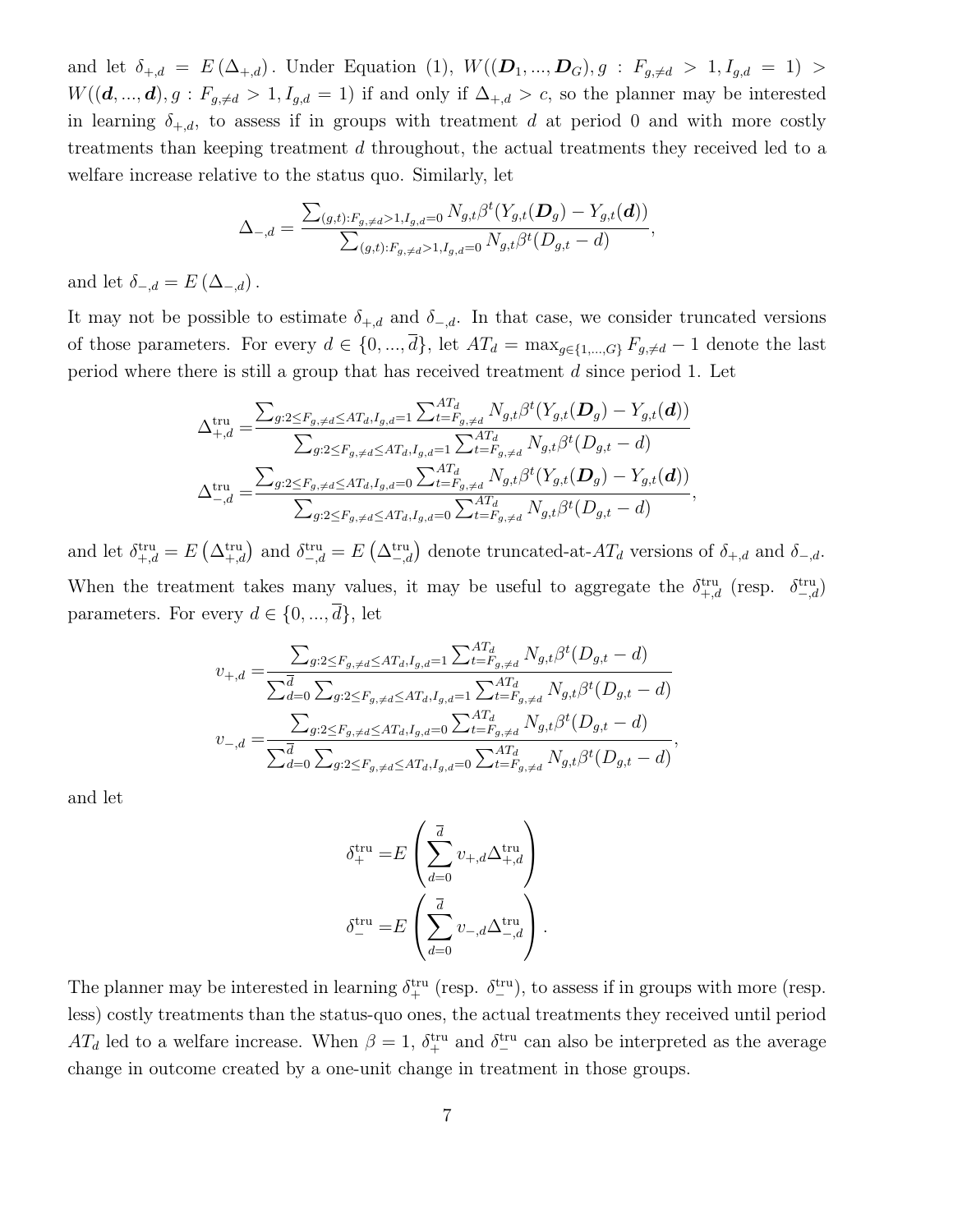and let $\delta_{+,d} = E(\Delta_{+,d})$. Under Equation (1), $W((\boldsymbol{D}_1,...,\boldsymbol{D}_G), g : F_{g,\neq d} > 1, I_{g,d} = 1) > W((\boldsymbol{d},...,\boldsymbol{d}), g : F_{g,\neq d} > 1, I_{g,d} = 1)$ if and only if $\Delta_{+,d} > c$, so the planner may be interested in learning $\delta_{+,d}$, to assess if in groups with treatment $d$ at period 0 and with more costly treatments than keeping treatment $d$ throughout, the actual treatments they received led to a welfare increase relative to the status quo. Similarly, let

$$\Delta_{-,d} = \frac{\sum_{(g,t):F_{g,\neq d}>1, I_{g,d}=0} N_{g,t}\beta^t (Y_{g,t}(\boldsymbol{D}_g) - Y_{g,t}(\boldsymbol{d}))}{\sum_{(g,t):F_{g,\neq d}>1, I_{g,d}=0} N_{g,t}\beta^t (D_{g,t} - d)},$$

and let $\delta_{-,d} = E(\Delta_{-,d})$.

It may not be possible to estimate $\delta_{+,d}$ and $\delta_{-,d}$. In that case, we consider truncated versions of those parameters. For every $d \in \{0,...,\overline{d}\}$, let $AT_d = \max_{g\in\{1,...,G\}} F_{g,\neq d} - 1$ denote the last period where there is still a group that has received treatment $d$ since period 1. Let

$$\Delta^{\text{tru}}_{+,d} = \frac{\sum_{g:2\leq F_{g,\neq d}\leq AT_d, I_{g,d}=1} \sum_{t=F_{g,\neq d}}^{AT_d} N_{g,t}\beta^t (Y_{g,t}(\boldsymbol{D}_g) - Y_{g,t}(\boldsymbol{d}))}{\sum_{g:2\leq F_{g,\neq d}\leq AT_d, I_{g,d}=1} \sum_{t=F_{g,\neq d}}^{AT_d} N_{g,t}\beta^t (D_{g,t} - d)}$$

$$\Delta^{\text{tru}}_{-,d} = \frac{\sum_{g:2\leq F_{g,\neq d}\leq AT_d, I_{g,d}=0} \sum_{t=F_{g,\neq d}}^{AT_d} N_{g,t}\beta^t (Y_{g,t}(\boldsymbol{D}_g) - Y_{g,t}(\boldsymbol{d}))}{\sum_{g:2\leq F_{g,\neq d}\leq AT_d, I_{g,d}=0} \sum_{t=F_{g,\neq d}}^{AT_d} N_{g,t}\beta^t (D_{g,t} - d)},$$

and let $\delta^{\text{tru}}_{+,d} = E\left(\Delta^{\text{tru}}_{+,d}\right)$ and $\delta^{\text{tru}}_{-,d} = E\left(\Delta^{\text{tru}}_{-,d}\right)$ denote truncated-at-$AT_d$ versions of $\delta_{+,d}$ and $\delta_{-,d}$.

When the treatment takes many values, it may be useful to aggregate the $\delta^{\text{tru}}_{+,d}$ (resp. $\delta^{\text{tru}}_{-,d}$) parameters. For every $d \in \{0,...,\overline{d}\}$, let

$$v_{+,d} = \frac{\sum_{g:2\leq F_{g,\neq d}\leq AT_d, I_{g,d}=1} \sum_{t=F_{g,\neq d}}^{AT_d} N_{g,t}\beta^t (D_{g,t} - d)}{\sum_{d=0}^{\overline{d}} \sum_{g:2\leq F_{g,\neq d}\leq AT_d, I_{g,d}=1} \sum_{t=F_{g,\neq d}}^{AT_d} N_{g,t}\beta^t (D_{g,t} - d)}$$

$$v_{-,d} = \frac{\sum_{g:2\leq F_{g,\neq d}\leq AT_d, I_{g,d}=0} \sum_{t=F_{g,\neq d}}^{AT_d} N_{g,t}\beta^t (D_{g,t} - d)}{\sum_{d=0}^{\overline{d}} \sum_{g:2\leq F_{g,\neq d}\leq AT_d, I_{g,d}=0} \sum_{t=F_{g,\neq d}}^{AT_d} N_{g,t}\beta^t (D_{g,t} - d)},$$

and let

$$\delta^{\text{tru}}_{+} = E\left(\sum_{d=0}^{\overline{d}} v_{+,d}\Delta^{\text{tru}}_{+,d}\right)$$

$$\delta^{\text{tru}}_{-} = E\left(\sum_{d=0}^{\overline{d}} v_{-,d}\Delta^{\text{tru}}_{-,d}\right).$$

The planner may be interested in learning $\delta^{\text{tru}}_{+}$ (resp. $\delta^{\text{tru}}_{-}$), to assess if in groups with more (resp. less) costly treatments than the status-quo ones, the actual treatments they received until period $AT_d$ led to a welfare increase. When $\beta = 1$, $\delta^{\text{tru}}_{+}$ and $\delta^{\text{tru}}_{-}$ can also be interpreted as the average change in outcome created by a one-unit change in treatment in those groups.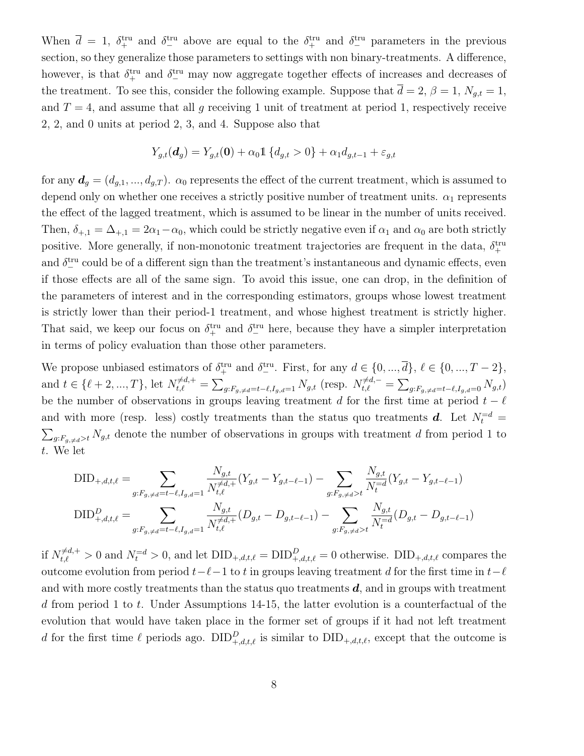When $\overline{d} = 1$, $\delta_+^{\text{tru}}$ and $\delta_-^{\text{tru}}$ above are equal to the $\delta_+^{\text{tru}}$ and $\delta_-^{\text{tru}}$ parameters in the previous section, so they generalize those parameters to settings with non binary-treatments. A difference, however, is that $\delta_+^{\text{tru}}$ and $\delta_-^{\text{tru}}$ may now aggregate together effects of increases and decreases of the treatment. To see this, consider the following example. Suppose that $\overline{d} = 2$, $\beta = 1$, $N_{g,t} = 1$, and $T = 4$, and assume that all $g$ receiving 1 unit of treatment at period 1, respectively receive 2, 2, and 0 units at period 2, 3, and 4. Suppose also that

$$Y_{g,t}(\boldsymbol{d}_g) = Y_{g,t}(\boldsymbol{0}) + \alpha_0 \mathbb{1}\{d_{g,t} > 0\} + \alpha_1 d_{g,t-1} + \varepsilon_{g,t}$$

for any $\boldsymbol{d}_g = (d_{g,1}, ..., d_{g,T})$. $\alpha_0$ represents the effect of the current treatment, which is assumed to depend only on whether one receives a strictly positive number of treatment units. $\alpha_1$ represents the effect of the lagged treatment, which is assumed to be linear in the number of units received. Then, $\delta_{+,1} = \Delta_{+,1} = 2\alpha_1 - \alpha_0$, which could be strictly negative even if $\alpha_1$ and $\alpha_0$ are both strictly positive. More generally, if non-monotonic treatment trajectories are frequent in the data, $\delta_+^{\text{tru}}$ and $\delta_-^{\text{tru}}$ could be of a different sign than the treatment's instantaneous and dynamic effects, even if those effects are all of the same sign. To avoid this issue, one can drop, in the definition of the parameters of interest and in the corresponding estimators, groups whose lowest treatment is strictly lower than their period-1 treatment, and whose highest treatment is strictly higher. That said, we keep our focus on $\delta_+^{\text{tru}}$ and $\delta_-^{\text{tru}}$ here, because they have a simpler interpretation in terms of policy evaluation than those other parameters.

We propose unbiased estimators of $\delta_+^{\text{tru}}$ and $\delta_-^{\text{tru}}$. First, for any $d \in \{0, ..., \overline{d}\}$, $\ell \in \{0, ..., T-2\}$, and $t \in \{\ell+2, ..., T\}$, let $N_{t,\ell}^{\neq d,+} = \sum_{g:F_{g,\neq d}=t-\ell, I_{g,d}=1} N_{g,t}$ (resp. $N_{t,\ell}^{\neq d,-} = \sum_{g:F_{g,\neq d}=t-\ell, I_{g,d}=0} N_{g,t}$) be the number of observations in groups leaving treatment $d$ for the first time at period $t-\ell$ and with more (resp. less) costly treatments than the status quo treatments $\boldsymbol{d}$. Let $N_t^{=d} = \sum_{g:F_{g,\neq d}>t} N_{g,t}$ denote the number of observations in groups with treatment $d$ from period 1 to $t$. We let

$$\text{DID}_{+,d,t,\ell} = \sum_{g:F_{g,\neq d}=t-\ell, I_{g,d}=1} \frac{N_{g,t}}{N_{t,\ell}^{\neq d,+}} (Y_{g,t} - Y_{g,t-\ell-1}) - \sum_{g:F_{g,\neq d}>t} \frac{N_{g,t}}{N_t^{=d}} (Y_{g,t} - Y_{g,t-\ell-1})$$

$$\text{DID}_{+,d,t,\ell}^{D} = \sum_{g:F_{g,\neq d}=t-\ell, I_{g,d}=1} \frac{N_{g,t}}{N_{t,\ell}^{\neq d,+}} (D_{g,t} - D_{g,t-\ell-1}) - \sum_{g:F_{g,\neq d}>t} \frac{N_{g,t}}{N_t^{=d}} (D_{g,t} - D_{g,t-\ell-1})$$

if $N_{t,\ell}^{\neq d,+} > 0$ and $N_t^{=d} > 0$, and let $\text{DID}_{+,d,t,\ell} = \text{DID}_{+,d,t,\ell}^{D} = 0$ otherwise. $\text{DID}_{+,d,t,\ell}$ compares the outcome evolution from period $t-\ell-1$ to $t$ in groups leaving treatment $d$ for the first time in $t-\ell$ and with more costly treatments than the status quo treatments $\boldsymbol{d}$, and in groups with treatment $d$ from period 1 to $t$. Under Assumptions 14-15, the latter evolution is a counterfactual of the evolution that would have taken place in the former set of groups if it had not left treatment $d$ for the first time $\ell$ periods ago. $\text{DID}_{+,d,t,\ell}^{D}$ is similar to $\text{DID}_{+,d,t,\ell}$, except that the outcome is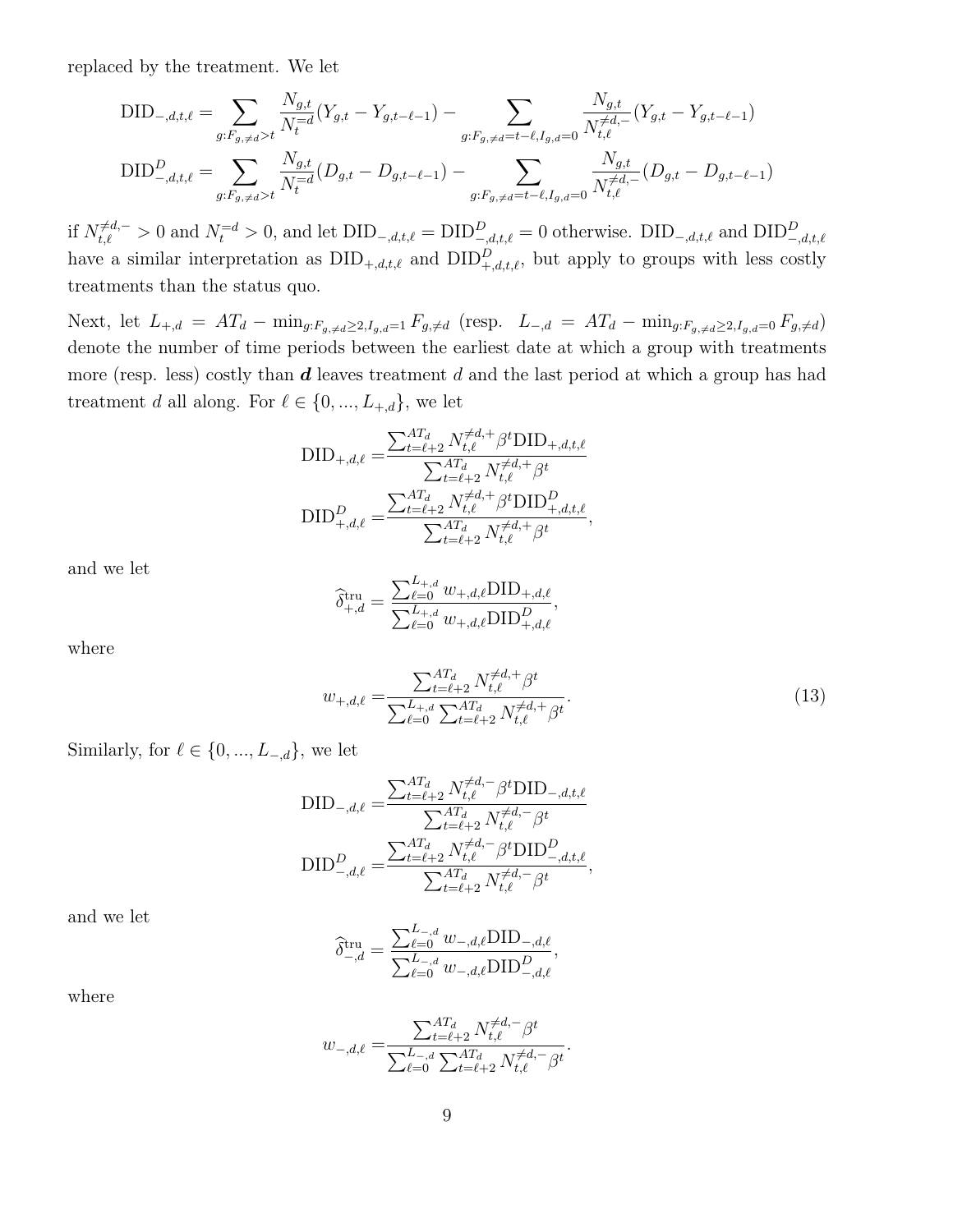replaced by the treatment. We let

$$\text{DID}_{-,d,t,\ell} = \sum_{g:F_{g,\neq d}>t} \frac{N_{g,t}}{N_t^{=d}}(Y_{g,t} - Y_{g,t-\ell-1}) - \sum_{g:F_{g,\neq d}=t-\ell, I_{g,d}=0} \frac{N_{g,t}}{N_{t,\ell}^{\neq d,-}}(Y_{g,t} - Y_{g,t-\ell-1})$$

$$\text{DID}^D_{-,d,t,\ell} = \sum_{g:F_{g,\neq d}>t} \frac{N_{g,t}}{N_t^{=d}}(D_{g,t} - D_{g,t-\ell-1}) - \sum_{g:F_{g,\neq d}=t-\ell, I_{g,d}=0} \frac{N_{g,t}}{N_{t,\ell}^{\neq d,-}}(D_{g,t} - D_{g,t-\ell-1})$$

if $N_{t,\ell}^{\neq d,-} > 0$ and $N_t^{=d} > 0$, and let $\text{DID}_{-,d,t,\ell} = \text{DID}^D_{-,d,t,\ell} = 0$ otherwise. $\text{DID}_{-,d,t,\ell}$ and $\text{DID}^D_{-,d,t,\ell}$ have a similar interpretation as $\text{DID}_{+,d,t,\ell}$ and $\text{DID}^D_{+,d,t,\ell}$, but apply to groups with less costly treatments than the status quo.

Next, let $L_{+,d} = AT_d - \min_{g:F_{g,\neq d}\geq 2, I_{g,d}=1} F_{g,\neq d}$ (resp. $L_{-,d} = AT_d - \min_{g:F_{g,\neq d}\geq 2, I_{g,d}=0} F_{g,\neq d}$) denote the number of time periods between the earliest date at which a group with treatments more (resp. less) costly than $\boldsymbol{d}$ leaves treatment $d$ and the last period at which a group has had treatment $d$ all along. For $\ell \in \{0, ..., L_{+,d}\}$, we let

$$\text{DID}_{+,d,\ell} = \frac{\sum_{t=\ell+2}^{AT_d} N_{t,\ell}^{\neq d,+} \beta^t \text{DID}_{+,d,t,\ell}}{\sum_{t=\ell+2}^{AT_d} N_{t,\ell}^{\neq d,+} \beta^t}$$

$$\text{DID}^D_{+,d,\ell} = \frac{\sum_{t=\ell+2}^{AT_d} N_{t,\ell}^{\neq d,+} \beta^t \text{DID}^D_{+,d,t,\ell}}{\sum_{t=\ell+2}^{AT_d} N_{t,\ell}^{\neq d,+} \beta^t},$$

and we let

$$\widehat{\delta}^{\text{tru}}_{+,d} = \frac{\sum_{\ell=0}^{L_{+,d}} w_{+,d,\ell} \text{DID}_{+,d,\ell}}{\sum_{\ell=0}^{L_{+,d}} w_{+,d,\ell} \text{DID}^D_{+,d,\ell}},$$

where

$$w_{+,d,\ell} = \frac{\sum_{t=\ell+2}^{AT_d} N_{t,\ell}^{\neq d,+} \beta^t}{\sum_{\ell=0}^{L_{+,d}} \sum_{t=\ell+2}^{AT_d} N_{t,\ell}^{\neq d,+} \beta^t}. \tag{13}$$

Similarly, for $\ell \in \{0, ..., L_{-,d}\}$, we let

$$\text{DID}_{-,d,\ell} = \frac{\sum_{t=\ell+2}^{AT_d} N_{t,\ell}^{\neq d,-} \beta^t \text{DID}_{-,d,t,\ell}}{\sum_{t=\ell+2}^{AT_d} N_{t,\ell}^{\neq d,-} \beta^t}$$

$$\text{DID}^D_{-,d,\ell} = \frac{\sum_{t=\ell+2}^{AT_d} N_{t,\ell}^{\neq d,-} \beta^t \text{DID}^D_{-,d,t,\ell}}{\sum_{t=\ell+2}^{AT_d} N_{t,\ell}^{\neq d,-} \beta^t},$$

and we let

$$\widehat{\delta}^{\text{tru}}_{-,d} = \frac{\sum_{\ell=0}^{L_{-,d}} w_{-,d,\ell} \text{DID}_{-,d,\ell}}{\sum_{\ell=0}^{L_{-,d}} w_{-,d,\ell} \text{DID}^D_{-,d,\ell}},$$

where

$$w_{-,d,\ell} = \frac{\sum_{t=\ell+2}^{AT_d} N_{t,\ell}^{\neq d,-} \beta^t}{\sum_{\ell=0}^{L_{-,d}} \sum_{t=\ell+2}^{AT_d} N_{t,\ell}^{\neq d,-} \beta^t}.$$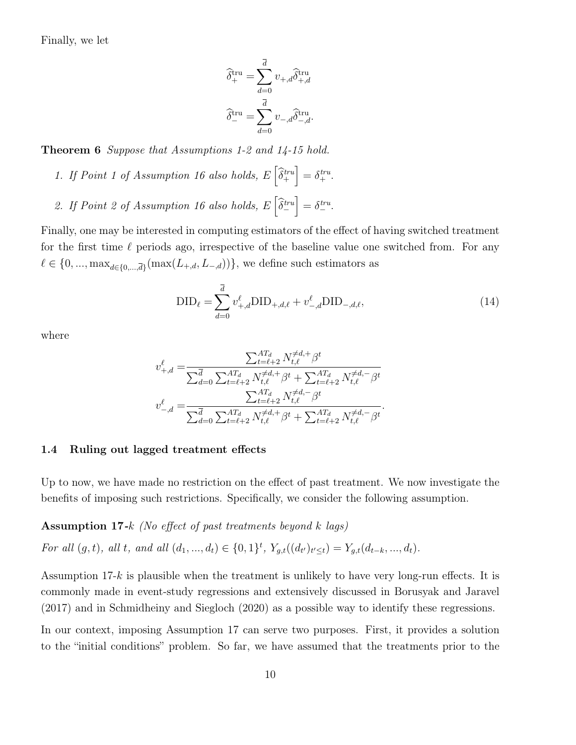Finally, we let

$$\widehat{\delta}_{+}^{\text{tru}} = \sum_{d=0}^{\overline{d}} v_{+,d} \widehat{\delta}_{+,d}^{\text{tru}}$$

$$\widehat{\delta}_{-}^{\text{tru}} = \sum_{d=0}^{\overline{d}} v_{-,d} \widehat{\delta}_{-,d}^{\text{tru}}.$$

**Theorem 6** *Suppose that Assumptions 1-2 and 14-15 hold.*

1. *If Point 1 of Assumption 16 also holds,* $E\left[\widehat{\delta}_{+}^{tru}\right] = \delta_{+}^{tru}$.
2. *If Point 2 of Assumption 16 also holds,* $E\left[\widehat{\delta}_{-}^{tru}\right] = \delta_{-}^{tru}$.

Finally, one may be interested in computing estimators of the effect of having switched treatment for the first time $\ell$ periods ago, irrespective of the baseline value one switched from. For any $\ell \in \{0, ..., \max_{d \in \{0,...,\overline{d}\}}(\max(L_{+,d}, L_{-,d}))\}$, we define such estimators as

$$\text{DID}_{\ell} = \sum_{d=0}^{\overline{d}} v_{+,d}^{\ell} \text{DID}_{+,d,\ell} + v_{-,d}^{\ell} \text{DID}_{-,d,\ell}, \tag{14}$$

where

$$v_{+,d}^{\ell} = \frac{\sum_{t=\ell+2}^{AT_d} N_{t,\ell}^{\neq d,+} \beta^t}{\sum_{d=0}^{\overline{d}} \sum_{t=\ell+2}^{AT_d} N_{t,\ell}^{\neq d,+} \beta^t + \sum_{t=\ell+2}^{AT_d} N_{t,\ell}^{\neq d,-} \beta^t}$$

$$v_{-,d}^{\ell} = \frac{\sum_{t=\ell+2}^{AT_d} N_{t,\ell}^{\neq d,-} \beta^t}{\sum_{d=0}^{\overline{d}} \sum_{t=\ell+2}^{AT_d} N_{t,\ell}^{\neq d,+} \beta^t + \sum_{t=\ell+2}^{AT_d} N_{t,\ell}^{\neq d,-} \beta^t}.$$

### 1.4 Ruling out lagged treatment effects

Up to now, we have made no restriction on the effect of past treatment. We now investigate the benefits of imposing such restrictions. Specifically, we consider the following assumption.

**Assumption 17-$k$** *(No effect of past treatments beyond k lags)*

*For all $(g, t)$, all $t$, and all $(d_1, ..., d_t) \in \{0, 1\}^t$, $Y_{g,t}((d_{t'})_{t' \leq t}) = Y_{g,t}(d_{t-k}, ..., d_t)$.*

Assumption 17-$k$ is plausible when the treatment is unlikely to have very long-run effects. It is commonly made in event-study regressions and extensively discussed in Borusyak and Jaravel (2017) and in Schmidheiny and Siegloch (2020) as a possible way to identify these regressions.

In our context, imposing Assumption 17 can serve two purposes. First, it provides a solution to the "initial conditions" problem. So far, we have assumed that the treatments prior to the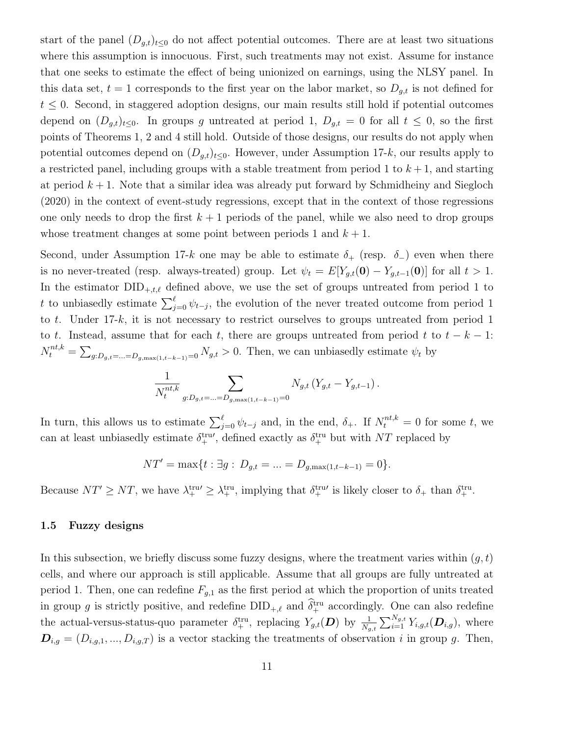start of the panel $(D_{g,t})_{t\leq 0}$ do not affect potential outcomes. There are at least two situations where this assumption is innocuous. First, such treatments may not exist. Assume for instance that one seeks to estimate the effect of being unionized on earnings, using the NLSY panel. In this data set, $t = 1$ corresponds to the first year on the labor market, so $D_{g,t}$ is not defined for $t \leq 0$. Second, in staggered adoption designs, our main results still hold if potential outcomes depend on $(D_{g,t})_{t\leq 0}$. In groups $g$ untreated at period 1, $D_{g,t} = 0$ for all $t \leq 0$, so the first points of Theorems 1, 2 and 4 still hold. Outside of those designs, our results do not apply when potential outcomes depend on $(D_{g,t})_{t\leq 0}$. However, under Assumption 17-$k$, our results apply to a restricted panel, including groups with a stable treatment from period 1 to $k+1$, and starting at period $k+1$. Note that a similar idea was already put forward by Schmidheiny and Siegloch (2020) in the context of event-study regressions, except that in the context of those regressions one only needs to drop the first $k+1$ periods of the panel, while we also need to drop groups whose treatment changes at some point between periods 1 and $k+1$.

Second, under Assumption 17-$k$ one may be able to estimate $\delta_+$ (resp. $\delta_-$) even when there is no never-treated (resp. always-treated) group. Let $\psi_t = E[Y_{g,t}(\mathbf{0}) - Y_{g,t-1}(\mathbf{0})]$ for all $t > 1$. In the estimator $\text{DID}_{+,t,\ell}$ defined above, we use the set of groups untreated from period 1 to $t$ to unbiasedly estimate $\sum_{j=0}^{\ell} \psi_{t-j}$, the evolution of the never treated outcome from period 1 to $t$. Under 17-$k$, it is not necessary to restrict ourselves to groups untreated from period 1 to $t$. Instead, assume that for each $t$, there are groups untreated from period $t$ to $t-k-1$: $N_t^{nt,k} = \sum_{g:D_{g,t}=...=D_{g,\max(1,t-k-1)}=0} N_{g,t} > 0$. Then, we can unbiasedly estimate $\psi_t$ by

$$\frac{1}{N_t^{nt,k}} \sum_{g:D_{g,t}=...=D_{g,\max(1,t-k-1)}=0} N_{g,t}\left(Y_{g,t} - Y_{g,t-1}\right).$$

In turn, this allows us to estimate $\sum_{j=0}^{\ell} \psi_{t-j}$ and, in the end, $\delta_+$. If $N_t^{nt,k} = 0$ for some $t$, we can at least unbiasedly estimate $\delta_+^{\text{tru}\prime}$, defined exactly as $\delta_+^{\text{tru}}$ but with $NT$ replaced by

$$NT' = \max\{t : \exists g : D_{g,t} = ... = D_{g,\max(1,t-k-1)} = 0\}.$$

Because $NT' \geq NT$, we have $\lambda_+^{\text{tru}\prime} \geq \lambda_+^{\text{tru}}$, implying that $\delta_+^{\text{tru}\prime}$ is likely closer to $\delta_+$ than $\delta_+^{\text{tru}}$.

### 1.5 Fuzzy designs

In this subsection, we briefly discuss some fuzzy designs, where the treatment varies within $(g,t)$ cells, and where our approach is still applicable. Assume that all groups are fully untreated at period 1. Then, one can redefine $F_{g,1}$ as the first period at which the proportion of units treated in group $g$ is strictly positive, and redefine $\text{DID}_{+,\ell}$ and $\widehat{\delta}_+^{\text{tru}}$ accordingly. One can also redefine the actual-versus-status-quo parameter $\delta_+^{\text{tru}}$, replacing $Y_{g,t}(\boldsymbol{D})$ by $\frac{1}{N_{g,t}}\sum_{i=1}^{N_{g,t}} Y_{i,g,t}(\boldsymbol{D}_{i,g})$, where $\boldsymbol{D}_{i,g} = (D_{i,g,1}, ..., D_{i,g,T})$ is a vector stacking the treatments of observation $i$ in group $g$. Then,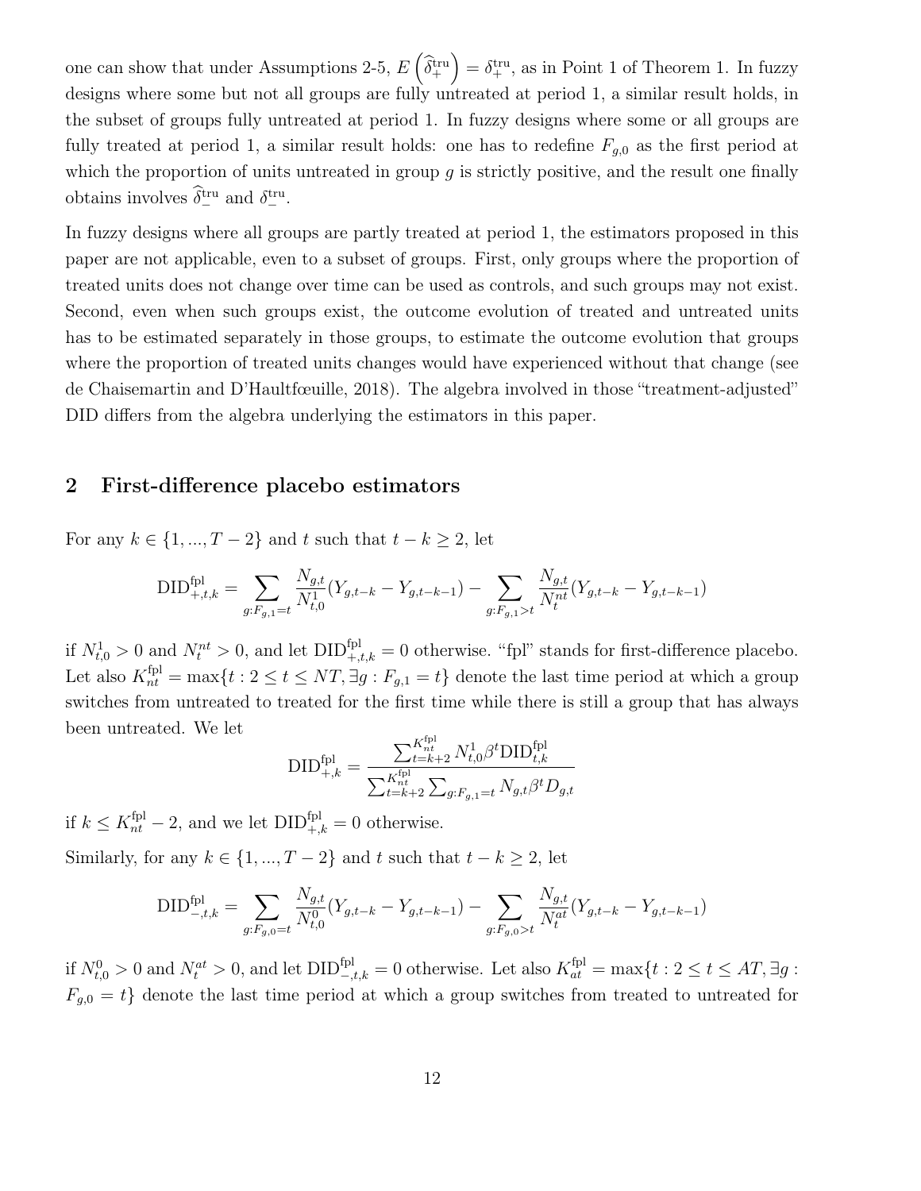one can show that under Assumptions 2-5, $E\left(\widehat{\delta}_+^{\text{tru}}\right) = \delta_+^{\text{tru}}$, as in Point 1 of Theorem 1. In fuzzy designs where some but not all groups are fully untreated at period 1, a similar result holds, in the subset of groups fully untreated at period 1. In fuzzy designs where some or all groups are fully treated at period 1, a similar result holds: one has to redefine $F_{g,0}$ as the first period at which the proportion of units untreated in group $g$ is strictly positive, and the result one finally obtains involves $\widehat{\delta}_-^{\text{tru}}$ and $\delta_-^{\text{tru}}$.

In fuzzy designs where all groups are partly treated at period 1, the estimators proposed in this paper are not applicable, even to a subset of groups. First, only groups where the proportion of treated units does not change over time can be used as controls, and such groups may not exist. Second, even when such groups exist, the outcome evolution of treated and untreated units has to be estimated separately in those groups, to estimate the outcome evolution that groups where the proportion of treated units changes would have experienced without that change (see de Chaisemartin and D'Haultfœuille, 2018). The algebra involved in those "treatment-adjusted" DID differs from the algebra underlying the estimators in this paper.

## 2 First-difference placebo estimators

For any $k \in \{1, ..., T-2\}$ and $t$ such that $t - k \geq 2$, let

$$\text{DID}^{\text{fpl}}_{+,t,k} = \sum_{g:F_{g,1}=t} \frac{N_{g,t}}{N^1_{t,0}}(Y_{g,t-k} - Y_{g,t-k-1}) - \sum_{g:F_{g,1}>t} \frac{N_{g,t}}{N^{nt}_t}(Y_{g,t-k} - Y_{g,t-k-1})$$

if $N^1_{t,0} > 0$ and $N^{nt}_t > 0$, and let $\text{DID}^{\text{fpl}}_{+,t,k} = 0$ otherwise. "fpl" stands for first-difference placebo. Let also $K^{\text{fpl}}_{nt} = \max\{t : 2 \leq t \leq NT, \exists g : F_{g,1} = t\}$ denote the last time period at which a group switches from untreated to treated for the first time while there is still a group that has always been untreated. We let

$$\text{DID}^{\text{fpl}}_{+,k} = \frac{\sum_{t=k+2}^{K^{\text{fpl}}_{nt}} N^1_{t,0} \beta^t \text{DID}^{\text{fpl}}_{t,k}}{\sum_{t=k+2}^{K^{\text{fpl}}_{nt}} \sum_{g:F_{g,1}=t} N_{g,t} \beta^t D_{g,t}}$$

if $k \leq K^{\text{fpl}}_{nt} - 2$, and we let $\text{DID}^{\text{fpl}}_{+,k} = 0$ otherwise.

Similarly, for any $k \in \{1, ..., T-2\}$ and $t$ such that $t - k \geq 2$, let

$$\text{DID}^{\text{fpl}}_{-,t,k} = \sum_{g:F_{g,0}=t} \frac{N_{g,t}}{N^0_{t,0}}(Y_{g,t-k} - Y_{g,t-k-1}) - \sum_{g:F_{g,0}>t} \frac{N_{g,t}}{N^{at}_t}(Y_{g,t-k} - Y_{g,t-k-1})$$

if $N^0_{t,0} > 0$ and $N^{at}_t > 0$, and let $\text{DID}^{\text{fpl}}_{-,t,k} = 0$ otherwise. Let also $K^{\text{fpl}}_{at} = \max\{t : 2 \leq t \leq AT, \exists g : F_{g,0} = t\}$ denote the last time period at which a group switches from treated to untreated for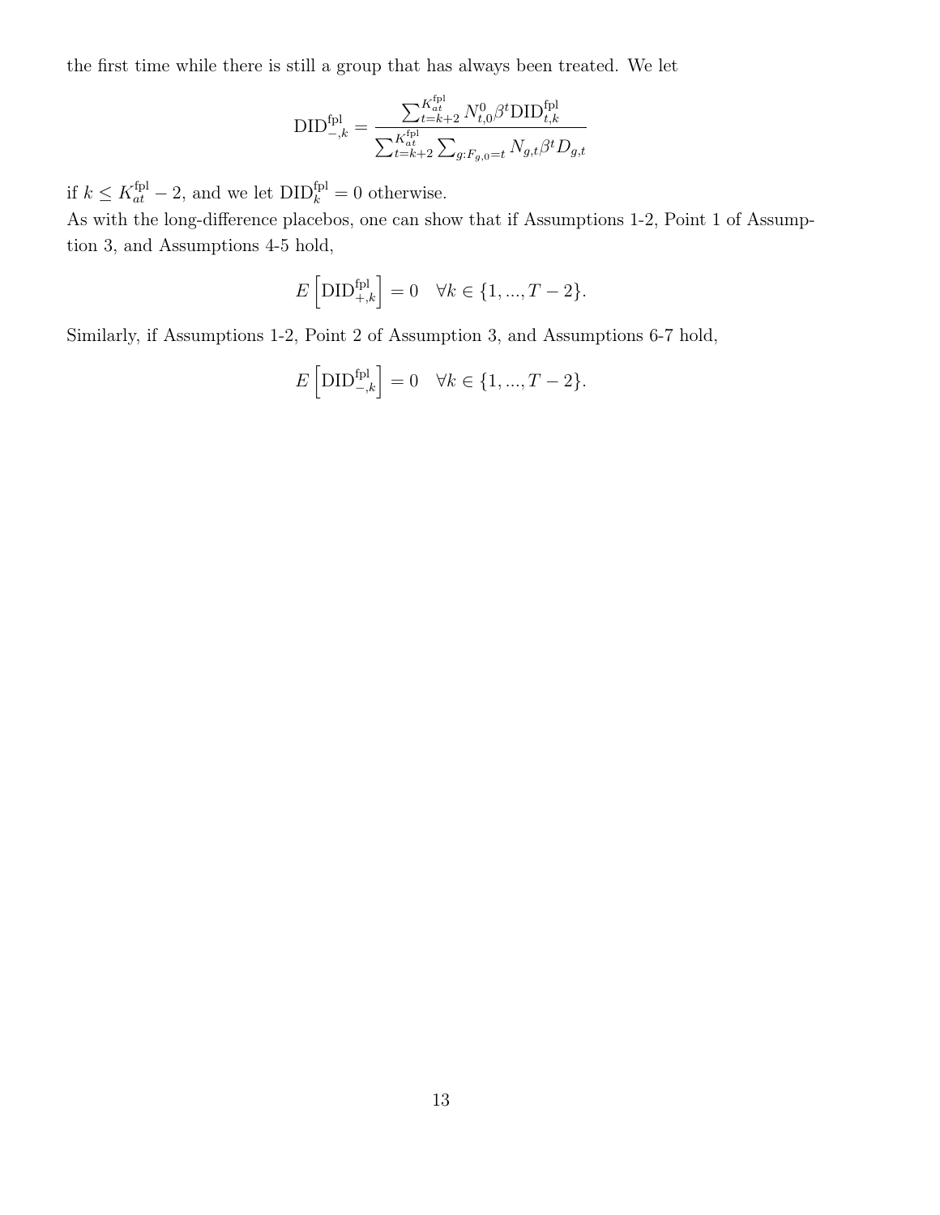the first time while there is still a group that has always been treated. We let

$$\text{DID}^{\text{fpl}}_{-,k} = \frac{\sum_{t=k+2}^{K^{\text{fpl}}_{at}} N^0_{t,0} \beta^t \text{DID}^{\text{fpl}}_{t,k}}{\sum_{t=k+2}^{K^{\text{fpl}}_{at}} \sum_{g:F_{g,0}=t} N_{g,t} \beta^t D_{g,t}}$$

if $k \leq K^{\text{fpl}}_{at} - 2$, and we let $\text{DID}^{\text{fpl}}_{k} = 0$ otherwise.
As with the long-difference placebos, one can show that if Assumptions 1-2, Point 1 of Assumption 3, and Assumptions 4-5 hold,

$$E\left[\text{DID}^{\text{fpl}}_{+,k}\right] = 0 \quad \forall k \in \{1, ..., T-2\}.$$

Similarly, if Assumptions 1-2, Point 2 of Assumption 3, and Assumptions 6-7 hold,

$$E\left[\text{DID}^{\text{fpl}}_{-,k}\right] = 0 \quad \forall k \in \{1, ..., T-2\}.$$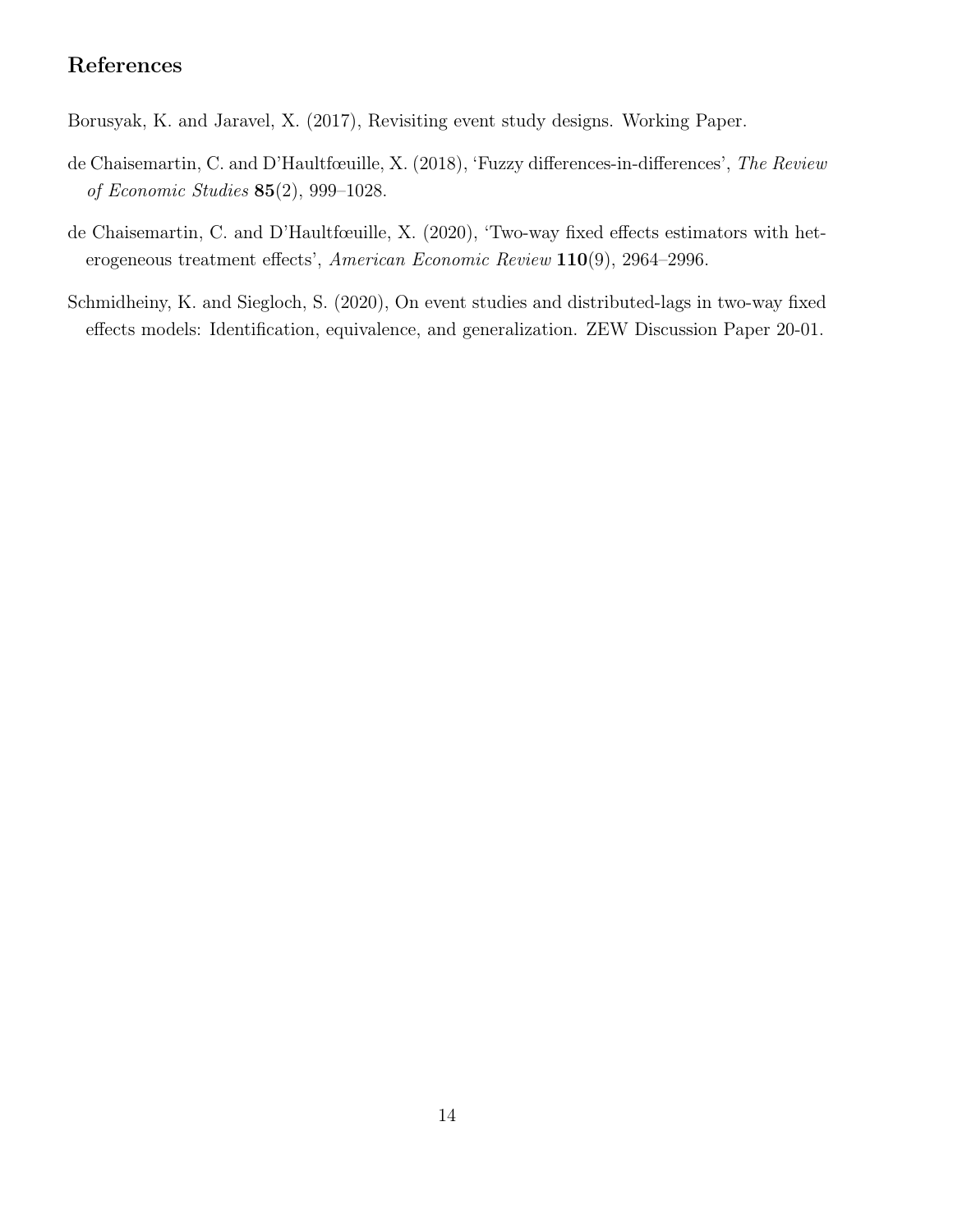## References

Borusyak, K. and Jaravel, X. (2017), Revisiting event study designs. Working Paper.

de Chaisemartin, C. and D'Haultfœuille, X. (2018), 'Fuzzy differences-in-differences', *The Review of Economic Studies* **85**(2), 999–1028.

de Chaisemartin, C. and D'Haultfœuille, X. (2020), 'Two-way fixed effects estimators with heterogeneous treatment effects', *American Economic Review* **110**(9), 2964–2996.

Schmidheiny, K. and Siegloch, S. (2020), On event studies and distributed-lags in two-way fixed effects models: Identification, equivalence, and generalization. ZEW Discussion Paper 20-01.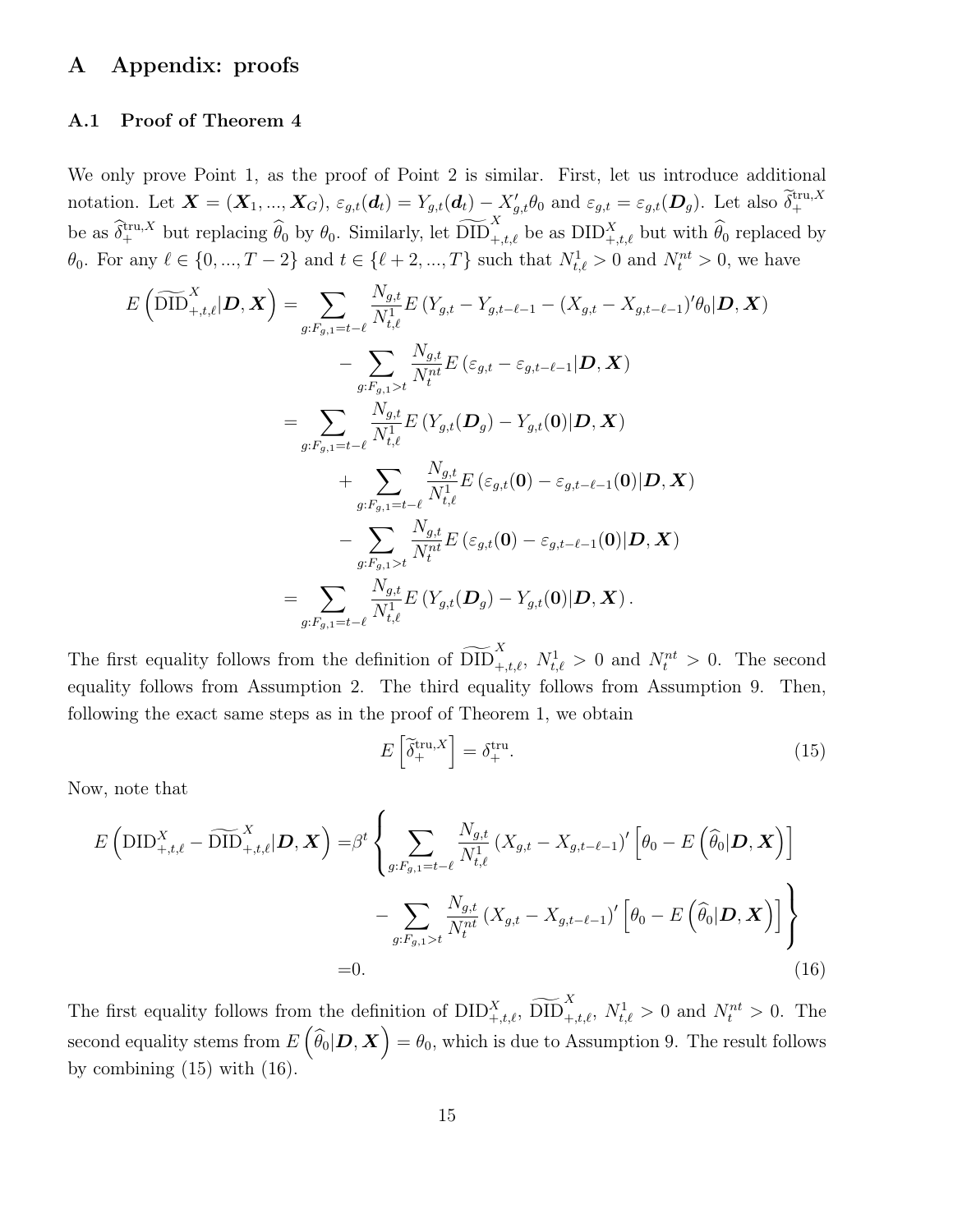# A Appendix: proofs

## A.1 Proof of Theorem 4

We only prove Point 1, as the proof of Point 2 is similar. First, let us introduce additional notation. Let $\boldsymbol{X} = (\boldsymbol{X}_1, ..., \boldsymbol{X}_G)$, $\varepsilon_{g,t}(\boldsymbol{d}_t) = Y_{g,t}(\boldsymbol{d}_t) - X'_{g,t}\theta_0$ and $\varepsilon_{g,t} = \varepsilon_{g,t}(\boldsymbol{D}_g)$. Let also $\widetilde{\delta}_+^{\text{tru},X}$ be as $\widehat{\delta}_+^{\text{tru},X}$ but replacing $\widehat{\theta}_0$ by $\theta_0$. Similarly, let $\widetilde{\text{DID}}_{+,t,\ell}^X$ be as $\text{DID}_{+,t,\ell}^X$ but with $\widehat{\theta}_0$ replaced by $\theta_0$. For any $\ell \in \{0, ..., T-2\}$ and $t \in \{\ell+2, ..., T\}$ such that $N_{t,\ell}^1 > 0$ and $N_t^{nt} > 0$, we have

$$
\begin{aligned}
E\left(\widetilde{\text{DID}}_{+,t,\ell}^X | \boldsymbol{D}, \boldsymbol{X}\right) =& \sum_{g: F_{g,1} = t-\ell} \frac{N_{g,t}}{N_{t,\ell}^1} E\left(Y_{g,t} - Y_{g,t-\ell-1} - (X_{g,t} - X_{g,t-\ell-1})'\theta_0 | \boldsymbol{D}, \boldsymbol{X}\right) \\
& - \sum_{g: F_{g,1} > t} \frac{N_{g,t}}{N_t^{nt}} E\left(\varepsilon_{g,t} - \varepsilon_{g,t-\ell-1} | \boldsymbol{D}, \boldsymbol{X}\right) \\
=& \sum_{g: F_{g,1} = t-\ell} \frac{N_{g,t}}{N_{t,\ell}^1} E\left(Y_{g,t}(\boldsymbol{D}_g) - Y_{g,t}(\boldsymbol{0}) | \boldsymbol{D}, \boldsymbol{X}\right) \\
& + \sum_{g: F_{g,1} = t-\ell} \frac{N_{g,t}}{N_{t,\ell}^1} E\left(\varepsilon_{g,t}(\boldsymbol{0}) - \varepsilon_{g,t-\ell-1}(\boldsymbol{0}) | \boldsymbol{D}, \boldsymbol{X}\right) \\
& - \sum_{g: F_{g,1} > t} \frac{N_{g,t}}{N_t^{nt}} E\left(\varepsilon_{g,t}(\boldsymbol{0}) - \varepsilon_{g,t-\ell-1}(\boldsymbol{0}) | \boldsymbol{D}, \boldsymbol{X}\right) \\
=& \sum_{g: F_{g,1} = t-\ell} \frac{N_{g,t}}{N_{t,\ell}^1} E\left(Y_{g,t}(\boldsymbol{D}_g) - Y_{g,t}(\boldsymbol{0}) | \boldsymbol{D}, \boldsymbol{X}\right).
\end{aligned}
$$

The first equality follows from the definition of $\widetilde{\text{DID}}_{+,t,\ell}^X$, $N_{t,\ell}^1 > 0$ and $N_t^{nt} > 0$. The second equality follows from Assumption 2. The third equality follows from Assumption 9. Then, following the exact same steps as in the proof of Theorem 1, we obtain

$$
E\left[\widetilde{\delta}_+^{\text{tru},X}\right] = \delta_+^{\text{tru}}. \tag{15}
$$

Now, note that

$$
\begin{aligned}
E\left(\text{DID}_{+,t,\ell}^X - \widetilde{\text{DID}}_{+,t,\ell}^X | \boldsymbol{D}, \boldsymbol{X}\right) =& \beta^t \Bigg\{ \sum_{g: F_{g,1} = t-\ell} \frac{N_{g,t}}{N_{t,\ell}^1} (X_{g,t} - X_{g,t-\ell-1})' \left[\theta_0 - E\left(\widehat{\theta}_0 | \boldsymbol{D}, \boldsymbol{X}\right)\right] \\
& - \sum_{g: F_{g,1} > t} \frac{N_{g,t}}{N_t^{nt}} (X_{g,t} - X_{g,t-\ell-1})' \left[\theta_0 - E\left(\widehat{\theta}_0 | \boldsymbol{D}, \boldsymbol{X}\right)\right] \Bigg\} \\
=& 0.
\end{aligned} \tag{16}
$$

The first equality follows from the definition of $\text{DID}_{+,t,\ell}^X$, $\widetilde{\text{DID}}_{+,t,\ell}^X$, $N_{t,\ell}^1 > 0$ and $N_t^{nt} > 0$. The second equality stems from $E\left(\widehat{\theta}_0 | \boldsymbol{D}, \boldsymbol{X}\right) = \theta_0$, which is due to Assumption 9. The result follows by combining (15) with (16).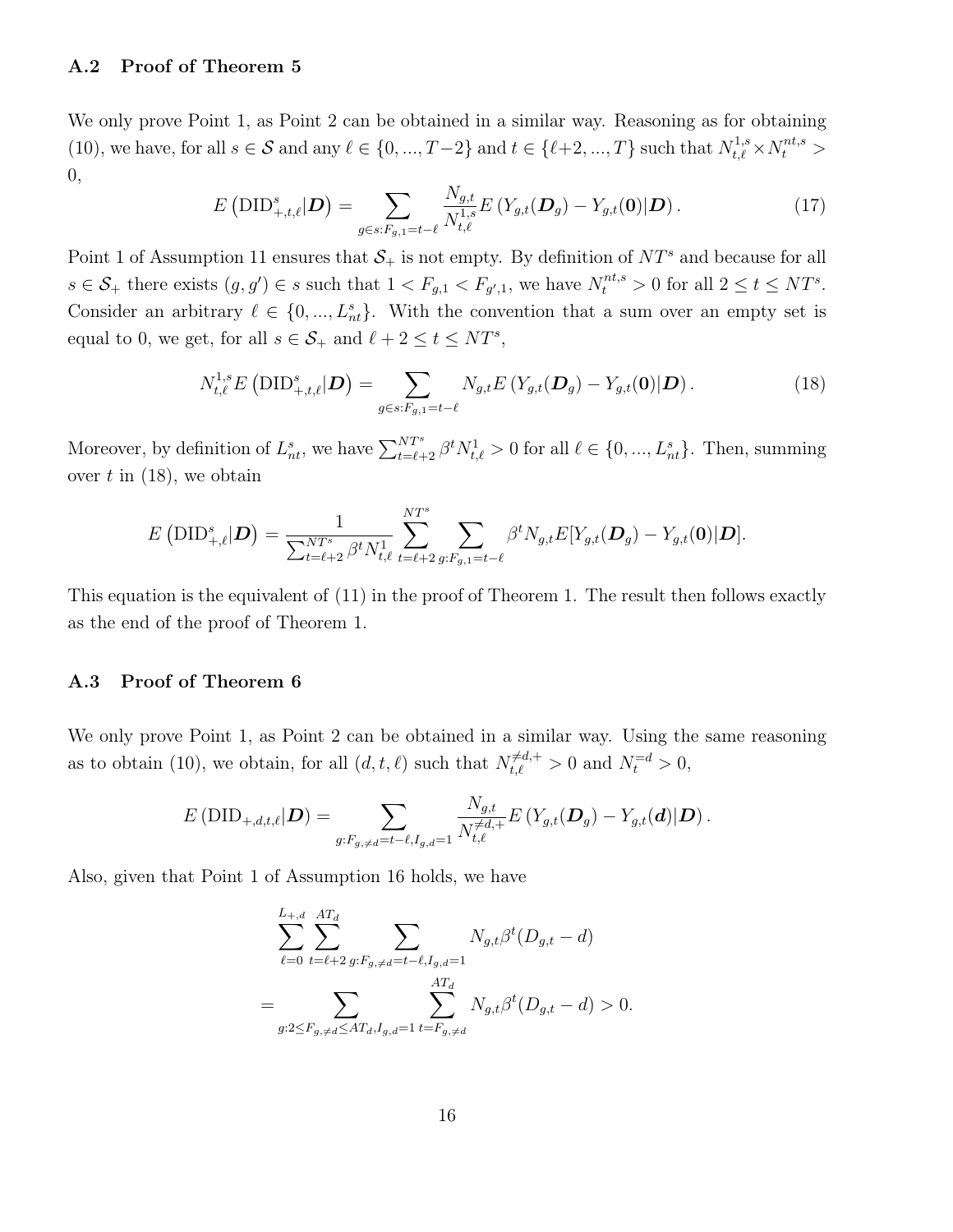### A.2 Proof of Theorem 5

We only prove Point 1, as Point 2 can be obtained in a similar way. Reasoning as for obtaining (10), we have, for all $s \in \mathcal{S}$ and any $\ell \in \{0, ..., T-2\}$ and $t \in \{\ell+2, ..., T\}$ such that $N^{1,s}_{t,\ell} \times N^{nt,s}_t > 0$,

$$E\left(\text{DID}^s_{+,t,\ell}|\boldsymbol{D}\right) = \sum_{g \in s: F_{g,1}=t-\ell} \frac{N_{g,t}}{N^{1,s}_{t,\ell}} E\left(Y_{g,t}(\boldsymbol{D}_g) - Y_{g,t}(\boldsymbol{0})|\boldsymbol{D}\right). \tag{17}$$

Point 1 of Assumption 11 ensures that $\mathcal{S}_+$ is not empty. By definition of $NT^s$ and because for all $s \in \mathcal{S}_+$ there exists $(g, g') \in s$ such that $1 < F_{g,1} < F_{g',1}$, we have $N^{nt,s}_t > 0$ for all $2 \leq t \leq NT^s$. Consider an arbitrary $\ell \in \{0, ..., L^s_{nt}\}$. With the convention that a sum over an empty set is equal to 0, we get, for all $s \in \mathcal{S}_+$ and $\ell + 2 \leq t \leq NT^s$,

$$N^{1,s}_{t,\ell} E\left(\text{DID}^s_{+,t,\ell}|\boldsymbol{D}\right) = \sum_{g \in s: F_{g,1}=t-\ell} N_{g,t} E\left(Y_{g,t}(\boldsymbol{D}_g) - Y_{g,t}(\boldsymbol{0})|\boldsymbol{D}\right). \tag{18}$$

Moreover, by definition of $L^s_{nt}$, we have $\sum_{t=\ell+2}^{NT^s} \beta^t N^1_{t,\ell} > 0$ for all $\ell \in \{0, ..., L^s_{nt}\}$. Then, summing over $t$ in (18), we obtain

$$E\left(\text{DID}^s_{+,\ell}|\boldsymbol{D}\right) = \frac{1}{\sum_{t=\ell+2}^{NT^s} \beta^t N^1_{t,\ell}} \sum_{t=\ell+2}^{NT^s} \sum_{g: F_{g,1}=t-\ell} \beta^t N_{g,t} E[Y_{g,t}(\boldsymbol{D}_g) - Y_{g,t}(\boldsymbol{0})|\boldsymbol{D}].$$

This equation is the equivalent of (11) in the proof of Theorem 1. The result then follows exactly as the end of the proof of Theorem 1.

### A.3 Proof of Theorem 6

We only prove Point 1, as Point 2 can be obtained in a similar way. Using the same reasoning as to obtain (10), we obtain, for all $(d, t, \ell)$ such that $N^{\neq d,+}_{t,\ell} > 0$ and $N^{=d}_t > 0$,

$$E\left(\text{DID}_{+,d,t,\ell}|\boldsymbol{D}\right) = \sum_{g: F_{g,\neq d}=t-\ell, I_{g,d}=1} \frac{N_{g,t}}{N^{\neq d,+}_{t,\ell}} E\left(Y_{g,t}(\boldsymbol{D}_g) - Y_{g,t}(\boldsymbol{d})|\boldsymbol{D}\right).$$

Also, given that Point 1 of Assumption 16 holds, we have

$$\begin{aligned}
&\sum_{\ell=0}^{L_{+,d}} \sum_{t=\ell+2}^{AT_d} \sum_{g: F_{g,\neq d}=t-\ell, I_{g,d}=1} N_{g,t} \beta^t (D_{g,t} - d) \\
=& \sum_{g: 2 \leq F_{g,\neq d} \leq AT_d, I_{g,d}=1} \sum_{t=F_{g,\neq d}}^{AT_d} N_{g,t} \beta^t (D_{g,t} - d) > 0.
\end{aligned}$$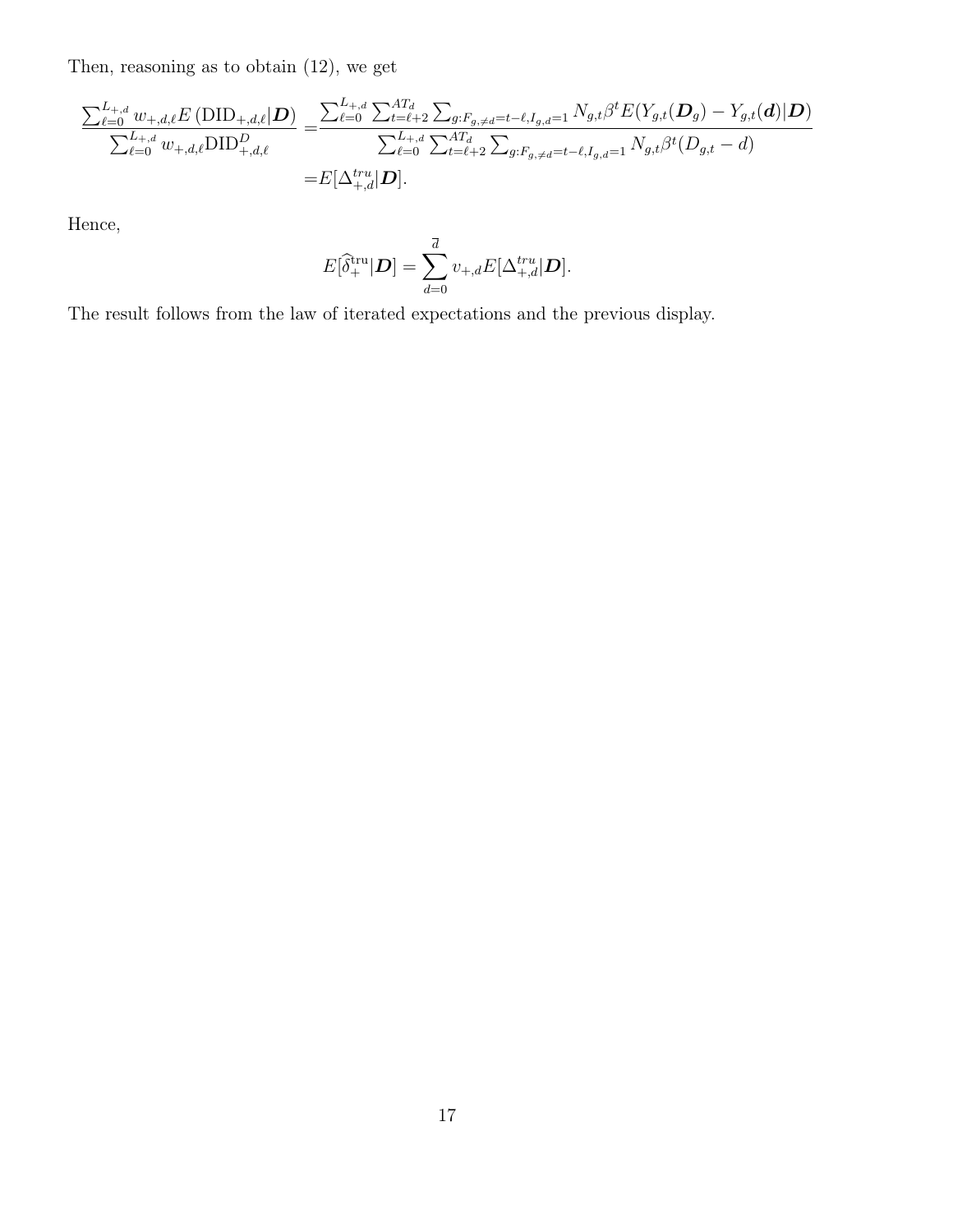Then, reasoning as to obtain (12), we get

$$
\begin{aligned}
\frac{\sum_{\ell=0}^{L_{+,d}} w_{+,d,\ell} E\left(\text{DID}_{+,d,\ell}|\boldsymbol{D}\right)}{\sum_{\ell=0}^{L_{+,d}} w_{+,d,\ell} \text{DID}^D_{+,d,\ell}} =& \frac{\sum_{\ell=0}^{L_{+,d}} \sum_{t=\ell+2}^{AT_d} \sum_{g:F_{g,\neq d}=t-\ell, I_{g,d}=1} N_{g,t}\beta^t E(Y_{g,t}(\boldsymbol{D}_g) - Y_{g,t}(\boldsymbol{d})|\boldsymbol{D})}{\sum_{\ell=0}^{L_{+,d}} \sum_{t=\ell+2}^{AT_d} \sum_{g:F_{g,\neq d}=t-\ell, I_{g,d}=1} N_{g,t}\beta^t (D_{g,t} - d)} \\
=& E[\Delta^{tru}_{+,d}|\boldsymbol{D}].
\end{aligned}
$$

Hence,

$$
E[\widehat{\delta}^{\text{tru}}_+|\boldsymbol{D}] = \sum_{d=0}^{\overline{d}} v_{+,d} E[\Delta^{tru}_{+,d}|\boldsymbol{D}].
$$

The result follows from the law of iterated expectations and the previous display.